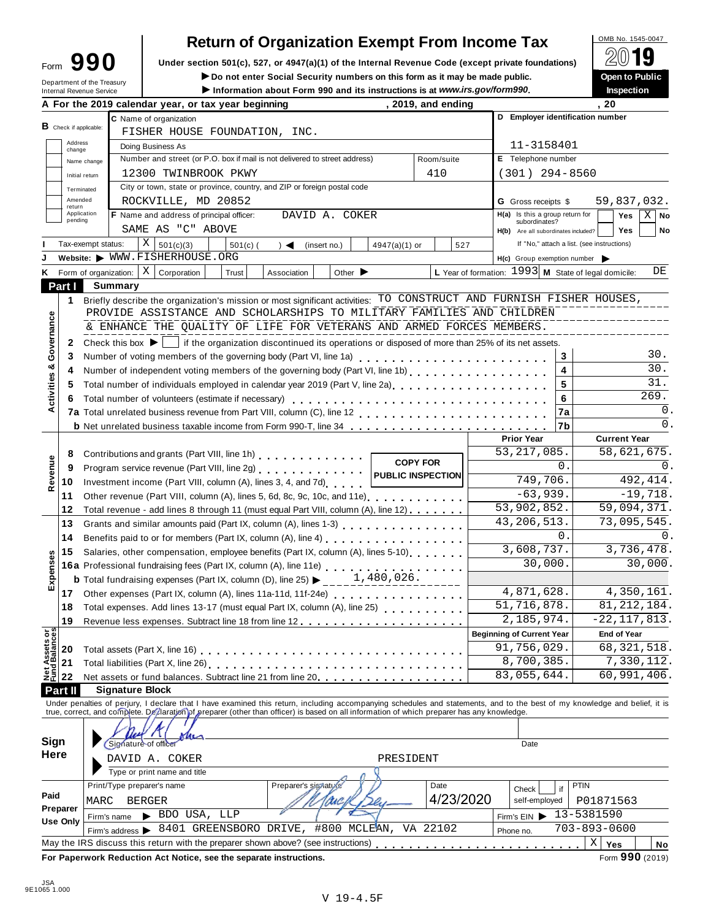Form **990**

Department of the Treasury
Internal Revenue Service

# Return of Organization Exempt From Income Tax

**Under section 501(c), 527, or 4947(a)(1) of the Internal Revenue Code (except private foundations)**

▶ **Do not enter Social Security numbers on this form as it may be made public.**

▶ **Information about Form 990 and its instructions is at *www.irs.gov/form990*.**

OMB No. 1545-0047

**2019**

**Open to Public Inspection**

**A For the 2019 calendar year, or tax year beginning , 2019, and ending , 20**

**B** Check if applicable:
- Address change
- Name change
- Initial return
- Terminated
- Amended return
- Application pending

**C** Name of organization: FISHER HOUSE FOUNDATION, INC.

Doing Business As

Number and street (or P.O. box if mail is not delivered to street address): 12300 TWINBROOK PKWY — Room/suite: 410

City or town, state or province, country, and ZIP or foreign postal code: ROCKVILLE, MD 20852

**D Employer identification number:** 11-3158401

**E** Telephone number: (301) 294-8560

**G** Gross receipts $ 59,837,032.

**F** Name and address of principal officer: DAVID A. COKER
SAME AS "C" ABOVE

**H(a)** Is this a group return for subordinates? Yes [ ] No [X]

**H(b)** Are all subordinates included? Yes [ ] No [ ]
If "No," attach a list. (see instructions)

**I** Tax-exempt status: [X] 501(c)(3) [ ] 501(c) ( ) ◀ (insert no.) [ ] 4947(a)(1) or [ ] 527

**J** Website: ▶ WWW.FISHERHOUSE.ORG

**H(c)** Group exemption number ▶

**K** Form of organization: [X] Corporation [ ] Trust [ ] Association [ ] Other ▶

**L** Year of formation: 1993 **M** State of legal domicile: DE

## Part I Summary

**Activities & Governance**

1 Briefly describe the organization's mission or most significant activities: TO CONSTRUCT AND FURNISH FISHER HOUSES, PROVIDE ASSISTANCE AND SCHOLARSHIPS TO MILITARY FAMILIES AND CHILDREN & ENHANCE THE QUALITY OF LIFE FOR VETERANS AND ARMED FORCES MEMBERS.

2 Check this box ▶ [ ] if the organization discontinued its operations or disposed of more than 25% of its net assets.

| | | | |
|---|---|---|---|
| 3 | Number of voting members of the governing body (Part VI, line 1a) | 3 | 30. |
| 4 | Number of independent voting members of the governing body (Part VI, line 1b) | 4 | 30. |
| 5 | Total number of individuals employed in calendar year 2019 (Part V, line 2a) | 5 | 31. |
| 6 | Total number of volunteers (estimate if necessary) | 6 | 269. |
| 7a | Total unrelated business revenue from Part VIII, column (C), line 12 | 7a | 0. |
| b | Net unrelated business taxable income from Form 990-T, line 34 | 7b | 0. |

**COPY FOR PUBLIC INSPECTION**

| | | | Prior Year | Current Year |
|---|---|---|---|---|
| **Revenue** | 8 | Contributions and grants (Part VIII, line 1h) | 53,217,085. | 58,621,675. |
| | 9 | Program service revenue (Part VIII, line 2g) | 0. | 0. |
| | 10 | Investment income (Part VIII, column (A), lines 3, 4, and 7d) | 749,706. | 492,414. |
| | 11 | Other revenue (Part VIII, column (A), lines 5, 6d, 8c, 9c, 10c, and 11e) | -63,939. | -19,718. |
| | 12 | Total revenue - add lines 8 through 11 (must equal Part VIII, column (A), line 12) | 53,902,852. | 59,094,371. |
| **Expenses** | 13 | Grants and similar amounts paid (Part IX, column (A), lines 1-3) | 43,206,513. | 73,095,545. |
| | 14 | Benefits paid to or for members (Part IX, column (A), line 4) | 0. | 0. |
| | 15 | Salaries, other compensation, employee benefits (Part IX, column (A), lines 5-10) | 3,608,737. | 3,736,478. |
| | 16a | Professional fundraising fees (Part IX, column (A), line 11e) | 30,000. | 30,000. |
| | b | Total fundraising expenses (Part IX, column (D), line 25) ▶ 1,480,026. | | |
| | 17 | Other expenses (Part IX, column (A), lines 11a-11d, 11f-24e) | 4,871,628. | 4,350,161. |
| | 18 | Total expenses. Add lines 13-17 (must equal Part IX, column (A), line 25) | 51,716,878. | 81,212,184. |
| | 19 | Revenue less expenses. Subtract line 18 from line 12 | 2,185,974. | -22,117,813. |
| | | | **Beginning of Current Year** | **End of Year** |
| **Net Assets or Fund Balances** | 20 | Total assets (Part X, line 16) | 91,756,029. | 68,321,518. |
| | 21 | Total liabilities (Part X, line 26) | 8,700,385. | 7,330,112. |
| | 22 | Net assets or fund balances. Subtract line 21 from line 20 | 83,055,644. | 60,991,406. |

## Part II Signature Block

Under penalties of perjury, I declare that I have examined this return, including accompanying schedules and statements, and to the best of my knowledge and belief, it is true, correct, and complete. Declaration of preparer (other than officer) is based on all information of which preparer has any knowledge.

**Sign Here**

▶ Signature of officer — Date

▶ DAVID A. COKER — PRESIDENT
Type or print name and title

**Paid Preparer Use Only**

| Print/Type preparer's name | Preparer's signature | Date | Check if self-employed | PTIN |
|---|---|---|---|---|
| MARC BERGER | | 4/23/2020 | | P01871563 |

Firm's name ▶ BDO USA, LLP — Firm's EIN ▶ 13-5381590

Firm's address ▶ 8401 GREENSBORO DRIVE, #800 MCLEAN, VA 22102 — Phone no. 703-893-0600

May the IRS discuss this return with the preparer shown above? (see instructions) [X] Yes [ ] No

**For Paperwork Reduction Act Notice, see the separate instructions.** Form **990** (2019)

JSA
9E1065 1.000

V 19-4.5F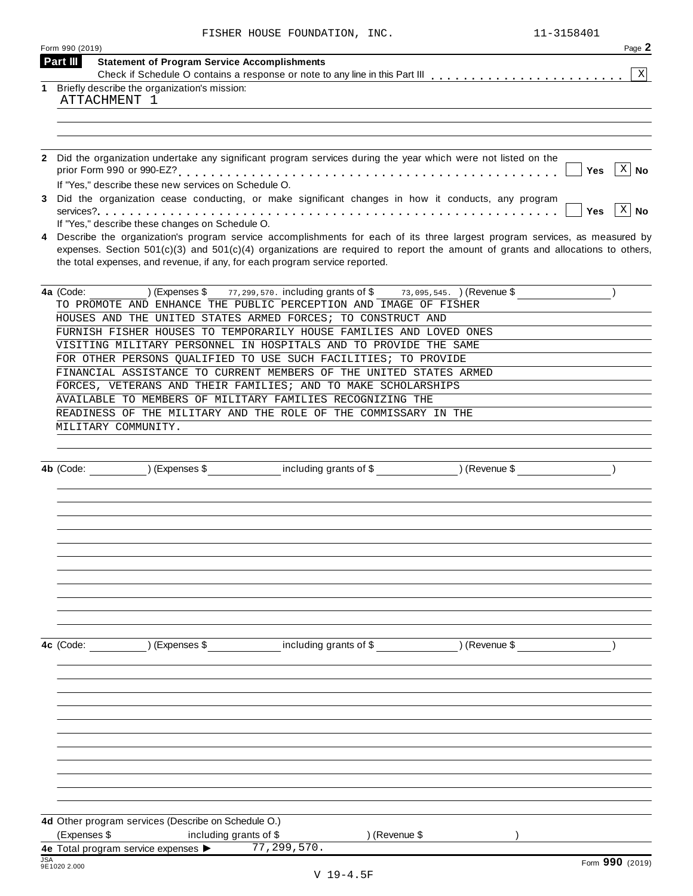FISHER HOUSE FOUNDATION, INC. 11-3158401

Form 990 (2019) Page **2**

**Part III** **Statement of Program Service Accomplishments**

Check if Schedule O contains a response or note to any line in this Part III . . . . . . . . . . . . . . . . . . . . . . . [X]

**1** Briefly describe the organization's mission:

ATTACHMENT 1

**2** Did the organization undertake any significant program services during the year which were not listed on the prior Form 990 or 990-EZ? . . . . . . . . . . . . . . . . . . . . . . . . . . . . . . . . . . . . . . . . . . . . [ ] Yes [X] No

If "Yes," describe these new services on Schedule O.

**3** Did the organization cease conducting, or make significant changes in how it conducts, any program services? . . . . . . . . . . . . . . . . . . . . . . . . . . . . . . . . . . . . . . . . . . . . . . . . . . . . [ ] Yes [X] No

If "Yes," describe these changes on Schedule O.

**4** Describe the organization's program service accomplishments for each of its three largest program services, as measured by expenses. Section 501(c)(3) and 501(c)(4) organizations are required to report the amount of grants and allocations to others, the total expenses, and revenue, if any, for each program service reported.

**4a** (Code: ) (Expenses $ 77,299,570. including grants of $ 73,095,545. ) (Revenue $ )

TO PROMOTE AND ENHANCE THE PUBLIC PERCEPTION AND IMAGE OF FISHER HOUSES AND THE UNITED STATES ARMED FORCES; TO CONSTRUCT AND FURNISH FISHER HOUSES TO TEMPORARILY HOUSE FAMILIES AND LOVED ONES VISITING MILITARY PERSONNEL IN HOSPITALS AND TO PROVIDE THE SAME FOR OTHER PERSONS QUALIFIED TO USE SUCH FACILITIES; TO PROVIDE FINANCIAL ASSISTANCE TO CURRENT MEMBERS OF THE UNITED STATES ARMED FORCES, VETERANS AND THEIR FAMILIES; AND TO MAKE SCHOLARSHIPS AVAILABLE TO MEMBERS OF MILITARY FAMILIES RECOGNIZING THE READINESS OF THE MILITARY AND THE ROLE OF THE COMMISSARY IN THE MILITARY COMMUNITY.

**4b** (Code: ) (Expenses $ including grants of $ ) (Revenue $ )

**4c** (Code: ) (Expenses $ including grants of $ ) (Revenue $ )

**4d** Other program services (Describe on Schedule O.)

(Expenses $ including grants of $ ) (Revenue $ )

**4e** Total program service expenses ► 77,299,570.

Form **990** (2019)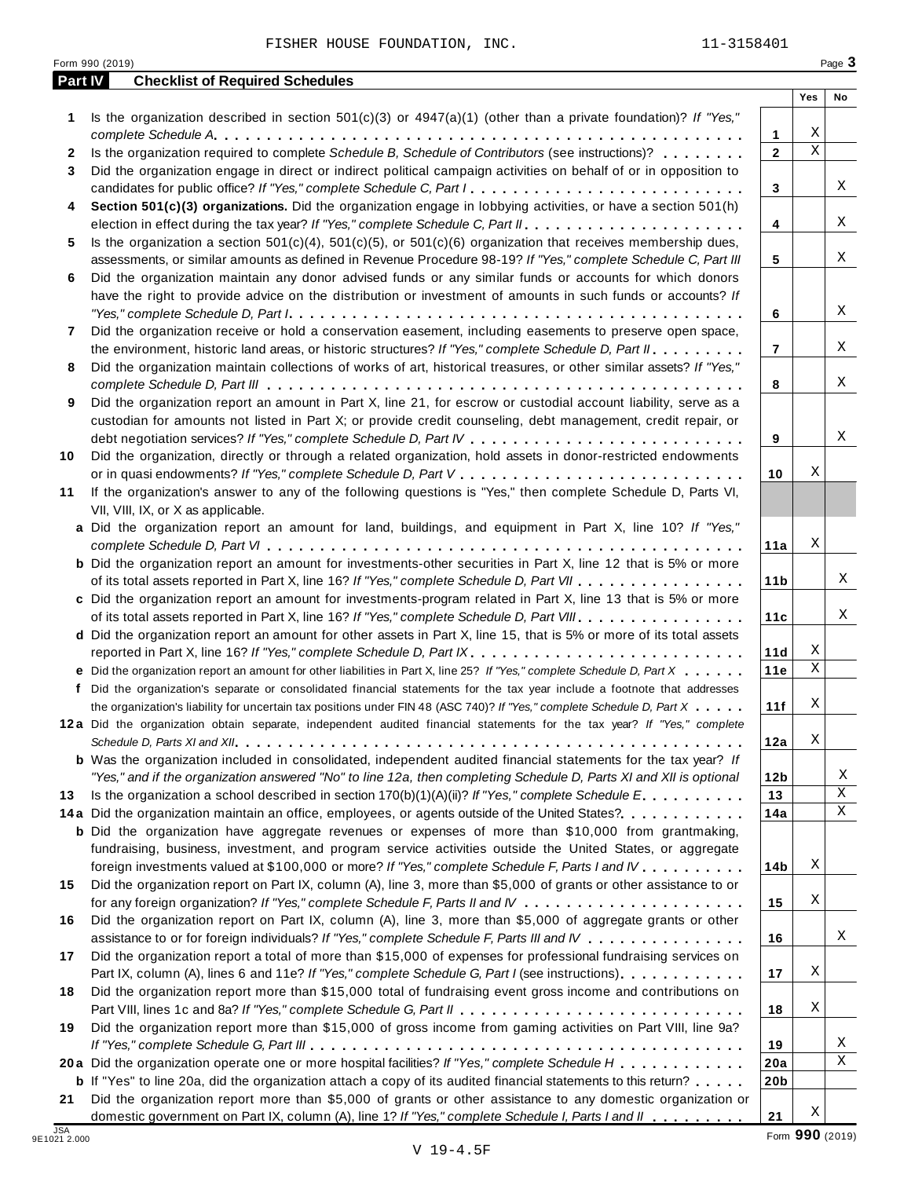FISHER HOUSE FOUNDATION, INC. 11-3158401

Form 990 (2019) Page **3**

## Part IV Checklist of Required Schedules

| | | | Yes | No |
|---|---|---|---|---|
| **1** | Is the organization described in section 501(c)(3) or 4947(a)(1) (other than a private foundation)? *If "Yes," complete Schedule A* | **1** | X | |
| **2** | Is the organization required to complete *Schedule B, Schedule of Contributors* (see instructions)? | **2** | X | |
| **3** | Did the organization engage in direct or indirect political campaign activities on behalf of or in opposition to candidates for public office? *If "Yes," complete Schedule C, Part I* | **3** | | X |
| **4** | **Section 501(c)(3) organizations.** Did the organization engage in lobbying activities, or have a section 501(h) election in effect during the tax year? *If "Yes," complete Schedule C, Part II* | **4** | | X |
| **5** | Is the organization a section 501(c)(4), 501(c)(5), or 501(c)(6) organization that receives membership dues, assessments, or similar amounts as defined in Revenue Procedure 98-19? *If "Yes," complete Schedule C, Part III* | **5** | | X |
| **6** | Did the organization maintain any donor advised funds or any similar funds or accounts for which donors have the right to provide advice on the distribution or investment of amounts in such funds or accounts? *If "Yes," complete Schedule D, Part I* | **6** | | X |
| **7** | Did the organization receive or hold a conservation easement, including easements to preserve open space, the environment, historic land areas, or historic structures? *If "Yes," complete Schedule D, Part II* | **7** | | X |
| **8** | Did the organization maintain collections of works of art, historical treasures, or other similar assets? *If "Yes," complete Schedule D, Part III* | **8** | | X |
| **9** | Did the organization report an amount in Part X, line 21, for escrow or custodial account liability, serve as a custodian for amounts not listed in Part X; or provide credit counseling, debt management, credit repair, or debt negotiation services? *If "Yes," complete Schedule D, Part IV* | **9** | | X |
| **10** | Did the organization, directly or through a related organization, hold assets in donor-restricted endowments or in quasi endowments? *If "Yes," complete Schedule D, Part V* | **10** | X | |
| **11** | If the organization's answer to any of the following questions is "Yes," then complete Schedule D, Parts VI, VII, VIII, IX, or X as applicable. | | | |
| **a** | Did the organization report an amount for land, buildings, and equipment in Part X, line 10? *If "Yes," complete Schedule D, Part VI* | **11a** | X | |
| **b** | Did the organization report an amount for investments-other securities in Part X, line 12 that is 5% or more of its total assets reported in Part X, line 16? *If "Yes," complete Schedule D, Part VII* | **11b** | | X |
| **c** | Did the organization report an amount for investments-program related in Part X, line 13 that is 5% or more of its total assets reported in Part X, line 16? *If "Yes," complete Schedule D, Part VIII* | **11c** | | X |
| **d** | Did the organization report an amount for other assets in Part X, line 15, that is 5% or more of its total assets reported in Part X, line 16? *If "Yes," complete Schedule D, Part IX* | **11d** | X | |
| **e** | Did the organization report an amount for other liabilities in Part X, line 25? *If "Yes," complete Schedule D, Part X* | **11e** | X | |
| **f** | Did the organization's separate or consolidated financial statements for the tax year include a footnote that addresses the organization's liability for uncertain tax positions under FIN 48 (ASC 740)? *If "Yes," complete Schedule D, Part X* | **11f** | X | |
| **12a** | Did the organization obtain separate, independent audited financial statements for the tax year? *If "Yes," complete Schedule D, Parts XI and XII* | **12a** | X | |
| **b** | Was the organization included in consolidated, independent audited financial statements for the tax year? *If "Yes," and if the organization answered "No" to line 12a, then completing Schedule D, Parts XI and XII is optional* | **12b** | | X |
| **13** | Is the organization a school described in section 170(b)(1)(A)(ii)? *If "Yes," complete Schedule E* | **13** | | X |
| **14a** | Did the organization maintain an office, employees, or agents outside of the United States? | **14a** | | X |
| **b** | Did the organization have aggregate revenues or expenses of more than $10,000 from grantmaking, fundraising, business, investment, and program service activities outside the United States, or aggregate foreign investments valued at $100,000 or more? *If "Yes," complete Schedule F, Parts I and IV* | **14b** | X | |
| **15** | Did the organization report on Part IX, column (A), line 3, more than $5,000 of grants or other assistance to or for any foreign organization? *If "Yes," complete Schedule F, Parts II and IV* | **15** | X | |
| **16** | Did the organization report on Part IX, column (A), line 3, more than $5,000 of aggregate grants or other assistance to or for foreign individuals? *If "Yes," complete Schedule F, Parts III and IV* | **16** | | X |
| **17** | Did the organization report a total of more than $15,000 of expenses for professional fundraising services on Part IX, column (A), lines 6 and 11e? *If "Yes," complete Schedule G, Part I* (see instructions) | **17** | X | |
| **18** | Did the organization report more than $15,000 total of fundraising event gross income and contributions on Part VIII, lines 1c and 8a? *If "Yes," complete Schedule G, Part II* | **18** | X | |
| **19** | Did the organization report more than $15,000 of gross income from gaming activities on Part VIII, line 9a? *If "Yes," complete Schedule G, Part III* | **19** | | X |
| **20a** | Did the organization operate one or more hospital facilities? *If "Yes," complete Schedule H* | **20a** | | X |
| **b** | If "Yes" to line 20a, did the organization attach a copy of its audited financial statements to this return? | **20b** | | |
| **21** | Did the organization report more than $5,000 of grants or other assistance to any domestic organization or domestic government on Part IX, column (A), line 1? *If "Yes," complete Schedule I, Parts I and II* | **21** | X | |

Form **990** (2019)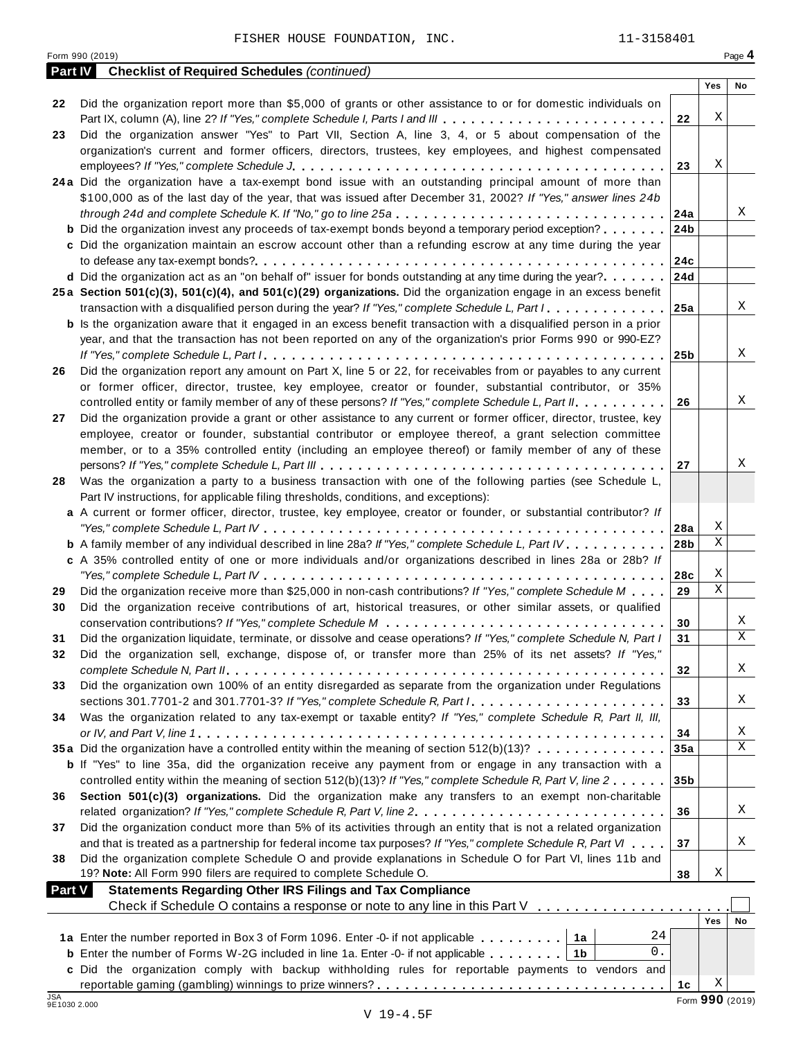FISHER HOUSE FOUNDATION, INC. 11-3158401

## Part IV Checklist of Required Schedules *(continued)*

| | | | Yes | No |
|---|---|---|---|---|
| 22 | Did the organization report more than $5,000 of grants or other assistance to or for domestic individuals on Part IX, column (A), line 2? *If "Yes," complete Schedule I, Parts I and III* | 22 | X | |
| 23 | Did the organization answer "Yes" to Part VII, Section A, line 3, 4, or 5 about compensation of the organization's current and former officers, directors, trustees, key employees, and highest compensated employees? *If "Yes," complete Schedule J* | 23 | X | |
| 24a | Did the organization have a tax-exempt bond issue with an outstanding principal amount of more than $100,000 as of the last day of the year, that was issued after December 31, 2002? *If "Yes," answer lines 24b through 24d and complete Schedule K. If "No," go to line 25a* | 24a | | X |
| b | Did the organization invest any proceeds of tax-exempt bonds beyond a temporary period exception? | 24b | | |
| c | Did the organization maintain an escrow account other than a refunding escrow at any time during the year to defease any tax-exempt bonds? | 24c | | |
| d | Did the organization act as an "on behalf of" issuer for bonds outstanding at any time during the year? | 24d | | |
| 25a | **Section 501(c)(3), 501(c)(4), and 501(c)(29) organizations.** Did the organization engage in an excess benefit transaction with a disqualified person during the year? *If "Yes," complete Schedule L, Part I* | 25a | | X |
| b | Is the organization aware that it engaged in an excess benefit transaction with a disqualified person in a prior year, and that the transaction has not been reported on any of the organization's prior Forms 990 or 990-EZ? *If "Yes," complete Schedule L, Part I* | 25b | | X |
| 26 | Did the organization report any amount on Part X, line 5 or 22, for receivables from or payables to any current or former officer, director, trustee, key employee, creator or founder, substantial contributor, or 35% controlled entity or family member of any of these persons? *If "Yes," complete Schedule L, Part II* | 26 | | X |
| 27 | Did the organization provide a grant or other assistance to any current or former officer, director, trustee, key employee, creator or founder, substantial contributor or employee thereof, a grant selection committee member, or to a 35% controlled entity (including an employee thereof) or family member of any of these persons? *If "Yes," complete Schedule L, Part III* | 27 | | X |
| 28 | Was the organization a party to a business transaction with one of the following parties (see Schedule L, Part IV instructions, for applicable filing thresholds, conditions, and exceptions): | | | |
| a | A current or former officer, director, trustee, key employee, creator or founder, or substantial contributor? *If "Yes," complete Schedule L, Part IV* | 28a | X | |
| b | A family member of any individual described in line 28a? *If "Yes," complete Schedule L, Part IV* | 28b | X | |
| c | A 35% controlled entity of one or more individuals and/or organizations described in lines 28a or 28b? *If "Yes," complete Schedule L, Part IV* | 28c | X | |
| 29 | Did the organization receive more than $25,000 in non-cash contributions? *If "Yes," complete Schedule M* | 29 | X | |
| 30 | Did the organization receive contributions of art, historical treasures, or other similar assets, or qualified conservation contributions? *If "Yes," complete Schedule M* | 30 | | X |
| 31 | Did the organization liquidate, terminate, or dissolve and cease operations? *If "Yes," complete Schedule N, Part I* | 31 | | X |
| 32 | Did the organization sell, exchange, dispose of, or transfer more than 25% of its net assets? *If "Yes," complete Schedule N, Part II* | 32 | | X |
| 33 | Did the organization own 100% of an entity disregarded as separate from the organization under Regulations sections 301.7701-2 and 301.7701-3? *If "Yes," complete Schedule R, Part I* | 33 | | X |
| 34 | Was the organization related to any tax-exempt or taxable entity? *If "Yes," complete Schedule R, Part II, III, or IV, and Part V, line 1* | 34 | | X |
| 35a | Did the organization have a controlled entity within the meaning of section 512(b)(13)? | 35a | | X |
| b | If "Yes" to line 35a, did the organization receive any payment from or engage in any transaction with a controlled entity within the meaning of section 512(b)(13)? *If "Yes," complete Schedule R, Part V, line 2* | 35b | | |
| 36 | **Section 501(c)(3) organizations.** Did the organization make any transfers to an exempt non-charitable related organization? *If "Yes," complete Schedule R, Part V, line 2* | 36 | | X |
| 37 | Did the organization conduct more than 5% of its activities through an entity that is not a related organization and that is treated as a partnership for federal income tax purposes? *If "Yes," complete Schedule R, Part VI* | 37 | | X |
| 38 | Did the organization complete Schedule O and provide explanations in Schedule O for Part VI, lines 11b and 19? **Note:** All Form 990 filers are required to complete Schedule O. | 38 | X | |

## Part V Statements Regarding Other IRS Filings and Tax Compliance

Check if Schedule O contains a response or note to any line in this Part V ☐

| | | | | | Yes | No |
|---|---|---|---|---|---|---|
| 1a | Enter the number reported in Box 3 of Form 1096. Enter -0- if not applicable | 1a | 24 | | | |
| b | Enter the number of Forms W-2G included in line 1a. Enter -0- if not applicable | 1b | 0. | | | |
| c | Did the organization comply with backup withholding rules for reportable payments to vendors and reportable gaming (gambling) winnings to prize winners? | | | 1c | X | |

JSA 9E1030 2.000

Form **990** (2019)

V 19-4.5F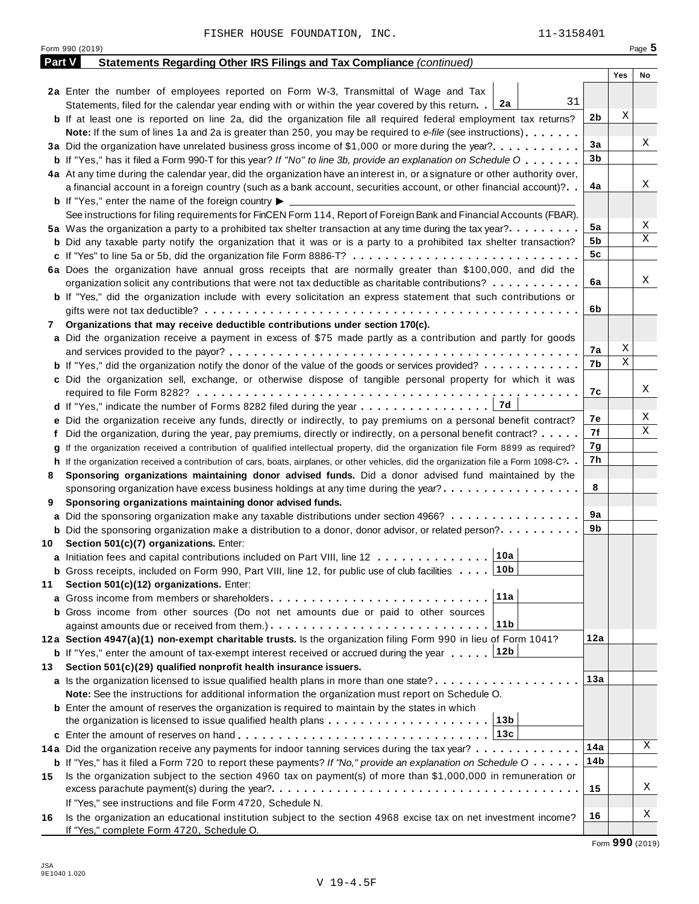FISHER HOUSE FOUNDATION, INC. 11-3158401

Form 990 (2019) Page **5**

## Part V Statements Regarding Other IRS Filings and Tax Compliance *(continued)*

| | | | Yes | No |
|---|---|---|---|---|
| **2a** | Enter the number of employees reported on Form W-3, Transmittal of Wage and Tax Statements, filed for the calendar year ending with or within the year covered by this return . . **2a** 31 | | | |
| **b** | If at least one is reported on line 2a, did the organization file all required federal employment tax returns? | **2b** | X | |
| | **Note:** If the sum of lines 1a and 2a is greater than 250, you may be required to *e-file* (see instructions) | | | |
| **3a** | Did the organization have unrelated business gross income of $1,000 or more during the year? | **3a** | | X |
| **b** | If "Yes," has it filed a Form 990-T for this year? *If "No" to line 3b, provide an explanation on Schedule O* | **3b** | | |
| **4a** | At any time during the calendar year, did the organization have an interest in, or a signature or other authority over, a financial account in a foreign country (such as a bank account, securities account, or other financial account)? | **4a** | | X |
| **b** | If "Yes," enter the name of the foreign country ▶ | | | |
| | See instructions for filing requirements for FinCEN Form 114, Report of Foreign Bank and Financial Accounts (FBAR). | | | |
| **5a** | Was the organization a party to a prohibited tax shelter transaction at any time during the tax year? | **5a** | | X |
| **b** | Did any taxable party notify the organization that it was or is a party to a prohibited tax shelter transaction? | **5b** | | X |
| **c** | If "Yes" to line 5a or 5b, did the organization file Form 8886-T? | **5c** | | |
| **6a** | Does the organization have annual gross receipts that are normally greater than $100,000, and did the organization solicit any contributions that were not tax deductible as charitable contributions? | **6a** | | X |
| **b** | If "Yes," did the organization include with every solicitation an express statement that such contributions or gifts were not tax deductible? | **6b** | | |
| **7** | **Organizations that may receive deductible contributions under section 170(c).** | | | |
| **a** | Did the organization receive a payment in excess of $75 made partly as a contribution and partly for goods and services provided to the payor? | **7a** | X | |
| **b** | If "Yes," did the organization notify the donor of the value of the goods or services provided? | **7b** | X | |
| **c** | Did the organization sell, exchange, or otherwise dispose of tangible personal property for which it was required to file Form 8282? | **7c** | | X |
| **d** | If "Yes," indicate the number of Forms 8282 filed during the year . . . **7d** | | | |
| **e** | Did the organization receive any funds, directly or indirectly, to pay premiums on a personal benefit contract? | **7e** | | X |
| **f** | Did the organization, during the year, pay premiums, directly or indirectly, on a personal benefit contract? | **7f** | | X |
| **g** | If the organization received a contribution of qualified intellectual property, did the organization file Form 8899 as required? | **7g** | | |
| **h** | If the organization received a contribution of cars, boats, airplanes, or other vehicles, did the organization file a Form 1098-C? | **7h** | | |
| **8** | **Sponsoring organizations maintaining donor advised funds.** Did a donor advised fund maintained by the sponsoring organization have excess business holdings at any time during the year? | **8** | | |
| **9** | **Sponsoring organizations maintaining donor advised funds.** | | | |
| **a** | Did the sponsoring organization make any taxable distributions under section 4966? | **9a** | | |
| **b** | Did the sponsoring organization make a distribution to a donor, donor advisor, or related person? | **9b** | | |
| **10** | **Section 501(c)(7) organizations.** Enter: | | | |
| **a** | Initiation fees and capital contributions included on Part VIII, line 12 . . . **10a** | | | |
| **b** | Gross receipts, included on Form 990, Part VIII, line 12, for public use of club facilities . . . **10b** | | | |
| **11** | **Section 501(c)(12) organizations.** Enter: | | | |
| **a** | Gross income from members or shareholders . . . **11a** | | | |
| **b** | Gross income from other sources (Do not net amounts due or paid to other sources against amounts due or received from them.) . . . **11b** | | | |
| **12a** | **Section 4947(a)(1) non-exempt charitable trusts.** Is the organization filing Form 990 in lieu of Form 1041? | **12a** | | |
| **b** | If "Yes," enter the amount of tax-exempt interest received or accrued during the year . . . **12b** | | | |
| **13** | **Section 501(c)(29) qualified nonprofit health insurance issuers.** | | | |
| **a** | Is the organization licensed to issue qualified health plans in more than one state? | **13a** | | |
| | **Note:** See the instructions for additional information the organization must report on Schedule O. | | | |
| **b** | Enter the amount of reserves the organization is required to maintain by the states in which the organization is licensed to issue qualified health plans . . . **13b** | | | |
| **c** | Enter the amount of reserves on hand . . . **13c** | | | |
| **14a** | Did the organization receive any payments for indoor tanning services during the tax year? | **14a** | | X |
| **b** | If "Yes," has it filed a Form 720 to report these payments? *If "No," provide an explanation on Schedule O* | **14b** | | |
| **15** | Is the organization subject to the section 4960 tax on payment(s) of more than $1,000,000 in remuneration or excess parachute payment(s) during the year? | **15** | | X |
| | If "Yes," see instructions and file Form 4720, Schedule N. | | | |
| **16** | Is the organization an educational institution subject to the section 4968 excise tax on net investment income? If "Yes," complete Form 4720, Schedule O. | **16** | | X |

Form **990** (2019)

JSA
9E1040 1.020

V 19-4.5F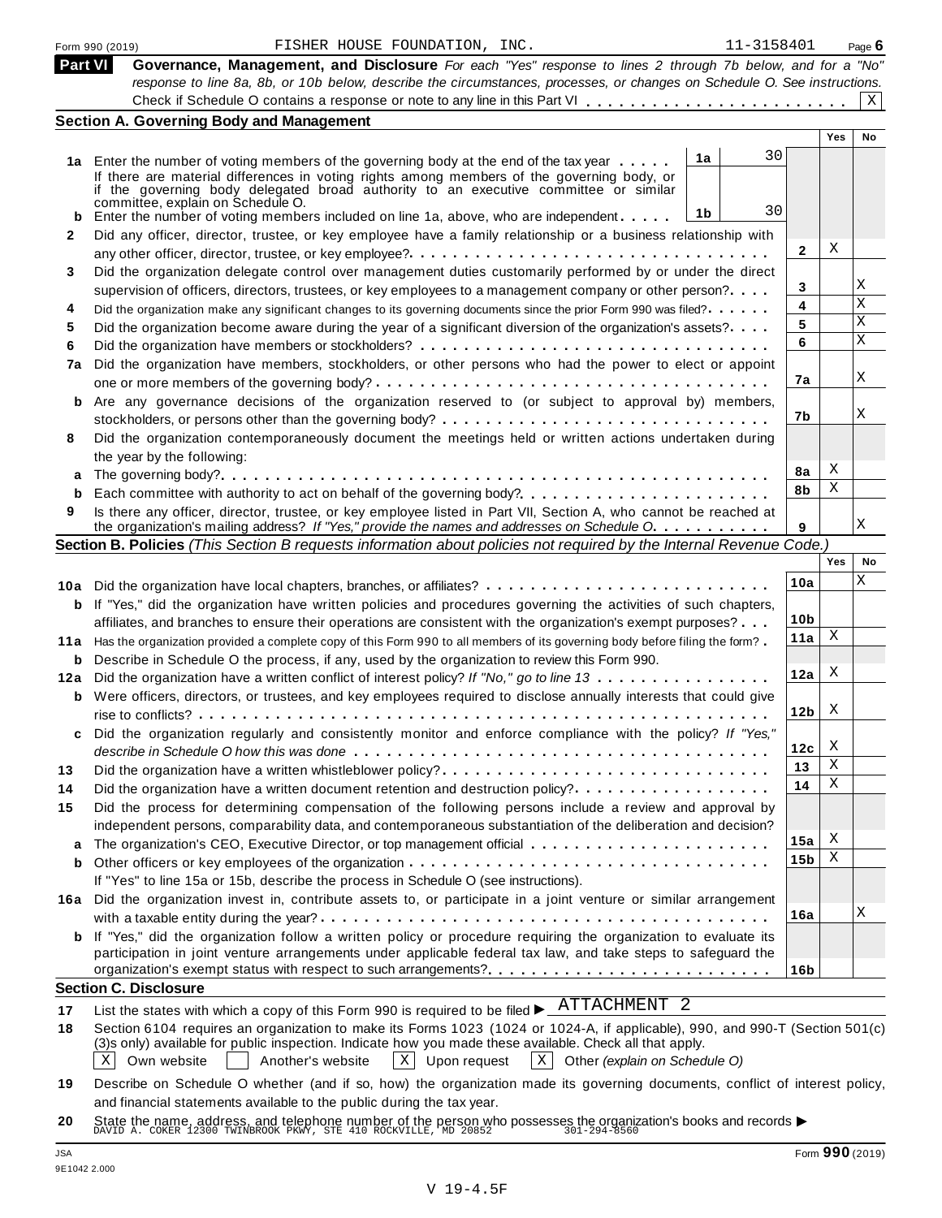Form 990 (2019) FISHER HOUSE FOUNDATION, INC. 11-3158401 Page 6

**Part VI Governance, Management, and Disclosure** *For each "Yes" response to lines 2 through 7b below, and for a "No" response to line 8a, 8b, or 10b below, describe the circumstances, processes, or changes on Schedule O. See instructions.*

Check if Schedule O contains a response or note to any line in this Part VI . . . . . . . . . . . . . . . . . . . . . . . . X

## Section A. Governing Body and Management

| | | | | Yes | No |
|---|---|---|---|---|---|
| **1a** | Enter the number of voting members of the governing body at the end of the tax year . . . . . **1a** 30 | | | | |
| | If there are material differences in voting rights among members of the governing body, or if the governing body delegated broad authority to an executive committee or similar committee, explain on Schedule O. | | | | |
| **b** | Enter the number of voting members included on line 1a, above, who are independent . . . . . **1b** 30 | | | | |
| **2** | Did any officer, director, trustee, or key employee have a family relationship or a business relationship with any other officer, director, trustee, or key employee? . . . . . | | **2** | X | |
| **3** | Did the organization delegate control over management duties customarily performed by or under the direct supervision of officers, directors, trustees, or key employees to a management company or other person? . . . . | | **3** | | X |
| **4** | Did the organization make any significant changes to its governing documents since the prior Form 990 was filed? . . . . . | | **4** | | X |
| **5** | Did the organization become aware during the year of a significant diversion of the organization's assets? . . . . | | **5** | | X |
| **6** | Did the organization have members or stockholders? . . . . . | | **6** | | X |
| **7a** | Did the organization have members, stockholders, or other persons who had the power to elect or appoint one or more members of the governing body? . . . . . | | **7a** | | X |
| **b** | Are any governance decisions of the organization reserved to (or subject to approval by) members, stockholders, or persons other than the governing body? . . . . . | | **7b** | | X |
| **8** | Did the organization contemporaneously document the meetings held or written actions undertaken during the year by the following: | | | | |
| **a** | The governing body? . . . . . | | **8a** | X | |
| **b** | Each committee with authority to act on behalf of the governing body? . . . . . | | **8b** | X | |
| **9** | Is there any officer, director, trustee, or key employee listed in Part VII, Section A, who cannot be reached at the organization's mailing address? *If "Yes," provide the names and addresses on Schedule O* . . . . . | | **9** | | X |

## Section B. Policies *(This Section B requests information about policies not required by the Internal Revenue Code.)*

| | | | Yes | No |
|---|---|---|---|---|
| **10a** | Did the organization have local chapters, branches, or affiliates? . . . . . | **10a** | | X |
| **b** | If "Yes," did the organization have written policies and procedures governing the activities of such chapters, affiliates, and branches to ensure their operations are consistent with the organization's exempt purposes? . . . | **10b** | | |
| **11a** | Has the organization provided a complete copy of this Form 990 to all members of its governing body before filing the form? . | **11a** | X | |
| **b** | Describe in Schedule O the process, if any, used by the organization to review this Form 990. | | | |
| **12a** | Did the organization have a written conflict of interest policy? *If "No," go to line 13* . . . . . | **12a** | X | |
| **b** | Were officers, directors, or trustees, and key employees required to disclose annually interests that could give rise to conflicts? . . . . . | **12b** | X | |
| **c** | Did the organization regularly and consistently monitor and enforce compliance with the policy? *If "Yes," describe in Schedule O how this was done* . . . . . | **12c** | X | |
| **13** | Did the organization have a written whistleblower policy? . . . . . | **13** | X | |
| **14** | Did the organization have a written document retention and destruction policy? . . . . . | **14** | X | |
| **15** | Did the process for determining compensation of the following persons include a review and approval by independent persons, comparability data, and contemporaneous substantiation of the deliberation and decision? | | | |
| **a** | The organization's CEO, Executive Director, or top management official . . . . . | **15a** | X | |
| **b** | Other officers or key employees of the organization . . . . . | **15b** | X | |
| | If "Yes" to line 15a or 15b, describe the process in Schedule O (see instructions). | | | |
| **16a** | Did the organization invest in, contribute assets to, or participate in a joint venture or similar arrangement with a taxable entity during the year? . . . . . | **16a** | | X |
| **b** | If "Yes," did the organization follow a written policy or procedure requiring the organization to evaluate its participation in joint venture arrangements under applicable federal tax law, and take steps to safeguard the organization's exempt status with respect to such arrangements? . . . . . | **16b** | | |

## Section C. Disclosure

**17** List the states with which a copy of this Form 990 is required to be filed ▶ ATTACHMENT 2

**18** Section 6104 requires an organization to make its Forms 1023 (1024 or 1024-A, if applicable), 990, and 990-T (Section 501(c)(3)s only) available for public inspection. Indicate how you made these available. Check all that apply.

[X] Own website [ ] Another's website [X] Upon request [X] Other *(explain on Schedule O)*

**19** Describe on Schedule O whether (and if so, how) the organization made its governing documents, conflict of interest policy, and financial statements available to the public during the tax year.

**20** State the name, address, and telephone number of the person who possesses the organization's books and records ▶
DAVID A. COKER 12300 TWINBROOK PKWY, STE 410 ROCKVILLE, MD 20852 301-294-8560

JSA 9E1042 2.000 Form **990** (2019)

V 19-4.5F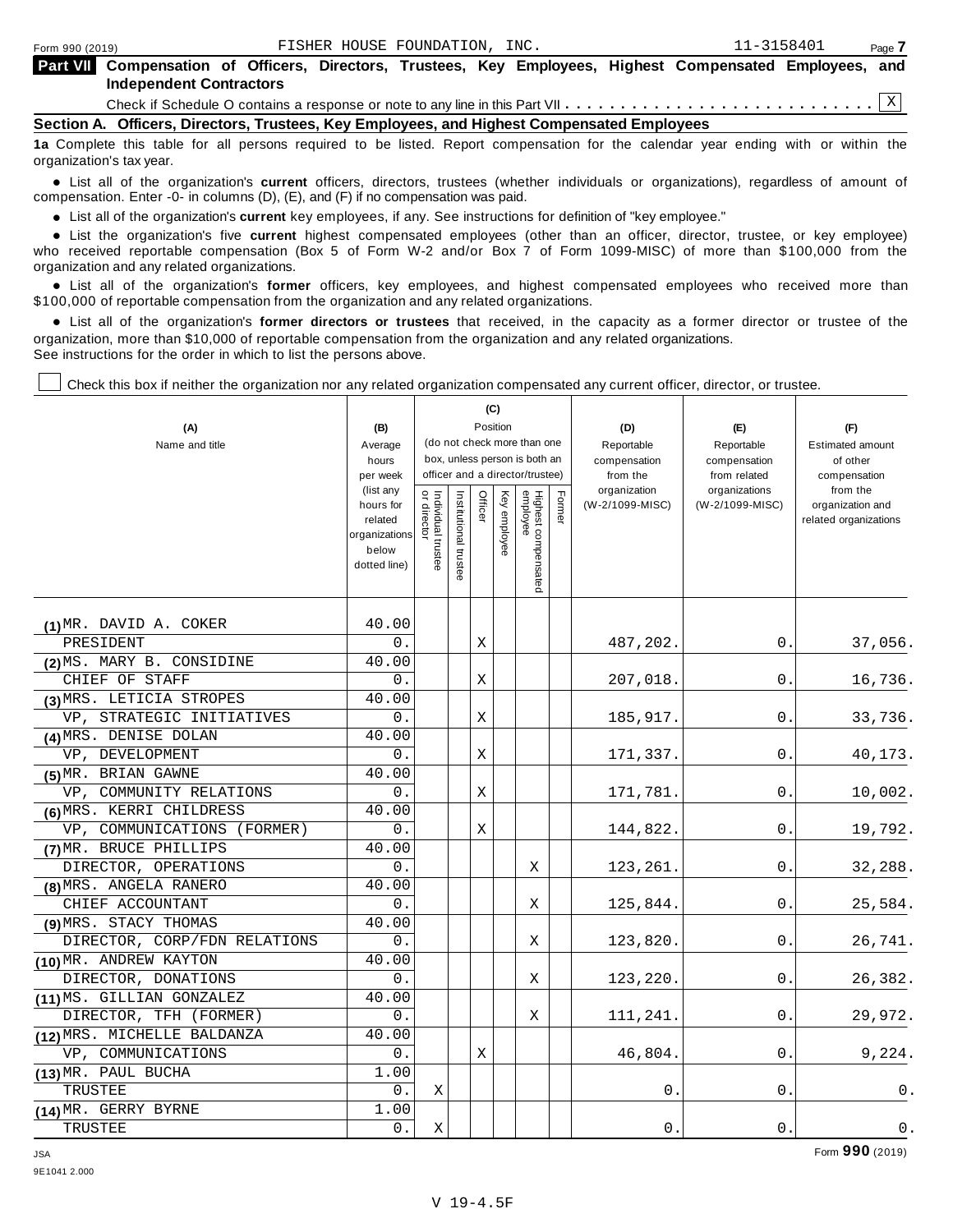## Part VII Compensation of Officers, Directors, Trustees, Key Employees, Highest Compensated Employees, and Independent Contractors

Check if Schedule O contains a response or note to any line in this Part VII . . . . . . . . . . . . . . . . . . . . . . . . . . . . [X]

### Section A. Officers, Directors, Trustees, Key Employees, and Highest Compensated Employees

**1a** Complete this table for all persons required to be listed. Report compensation for the calendar year ending with or within the organization's tax year.

- List all of the organization's **current** officers, directors, trustees (whether individuals or organizations), regardless of amount of compensation. Enter -0- in columns (D), (E), and (F) if no compensation was paid.
- List all of the organization's **current** key employees, if any. See instructions for definition of "key employee."
- List the organization's five **current** highest compensated employees (other than an officer, director, trustee, or key employee) who received reportable compensation (Box 5 of Form W-2 and/or Box 7 of Form 1099-MISC) of more than $100,000 from the organization and any related organizations.
- List all of the organization's **former** officers, key employees, and highest compensated employees who received more than $100,000 of reportable compensation from the organization and any related organizations.
- List all of the organization's **former directors or trustees** that received, in the capacity as a former director or trustee of the organization, more than $10,000 of reportable compensation from the organization and any related organizations.

See instructions for the order in which to list the persons above.

[ ] Check this box if neither the organization nor any related organization compensated any current officer, director, or trustee.

| (A) Name and title | (B) Average hours per week (list any hours for related organizations below dotted line) | (C) Position: Individual trustee or director | Institutional trustee | Officer | Key employee | Highest compensated employee | Former | (D) Reportable compensation from the organization (W-2/1099-MISC) | (E) Reportable compensation from related organizations (W-2/1099-MISC) | (F) Estimated amount of other compensation from the organization and related organizations |
|---|---|---|---|---|---|---|---|---|---|---|
| (1) MR. DAVID A. COKER<br>PRESIDENT | 40.00<br>0. | | | X | | | | 487,202. | 0. | 37,056. |
| (2) MS. MARY B. CONSIDINE<br>CHIEF OF STAFF | 40.00<br>0. | | | X | | | | 207,018. | 0. | 16,736. |
| (3) MRS. LETICIA STROPES<br>VP, STRATEGIC INITIATIVES | 40.00<br>0. | | | X | | | | 185,917. | 0. | 33,736. |
| (4) MRS. DENISE DOLAN<br>VP, DEVELOPMENT | 40.00<br>0. | | | X | | | | 171,337. | 0. | 40,173. |
| (5) MR. BRIAN GAWNE<br>VP, COMMUNITY RELATIONS | 40.00<br>0. | | | X | | | | 171,781. | 0. | 10,002. |
| (6) MRS. KERRI CHILDRESS<br>VP, COMMUNICATIONS (FORMER) | 40.00<br>0. | | | X | | | | 144,822. | 0. | 19,792. |
| (7) MR. BRUCE PHILLIPS<br>DIRECTOR, OPERATIONS | 40.00<br>0. | | | | | X | | 123,261. | 0. | 32,288. |
| (8) MRS. ANGELA RANERO<br>CHIEF ACCOUNTANT | 40.00<br>0. | | | | | X | | 125,844. | 0. | 25,584. |
| (9) MRS. STACY THOMAS<br>DIRECTOR, CORP/FDN RELATIONS | 40.00<br>0. | | | | | X | | 123,820. | 0. | 26,741. |
| (10) MR. ANDREW KAYTON<br>DIRECTOR, DONATIONS | 40.00<br>0. | | | | | X | | 123,220. | 0. | 26,382. |
| (11) MS. GILLIAN GONZALEZ<br>DIRECTOR, TFH (FORMER) | 40.00<br>0. | | | | | X | | 111,241. | 0. | 29,972. |
| (12) MRS. MICHELLE BALDANZA<br>VP, COMMUNICATIONS | 40.00<br>0. | | | X | | | | 46,804. | 0. | 9,224. |
| (13) MR. PAUL BUCHA<br>TRUSTEE | 1.00<br>0. | X | | | | | | 0. | 0. | 0. |
| (14) MR. GERRY BYRNE<br>TRUSTEE | 1.00<br>0. | X | | | | | | 0. | 0. | 0. |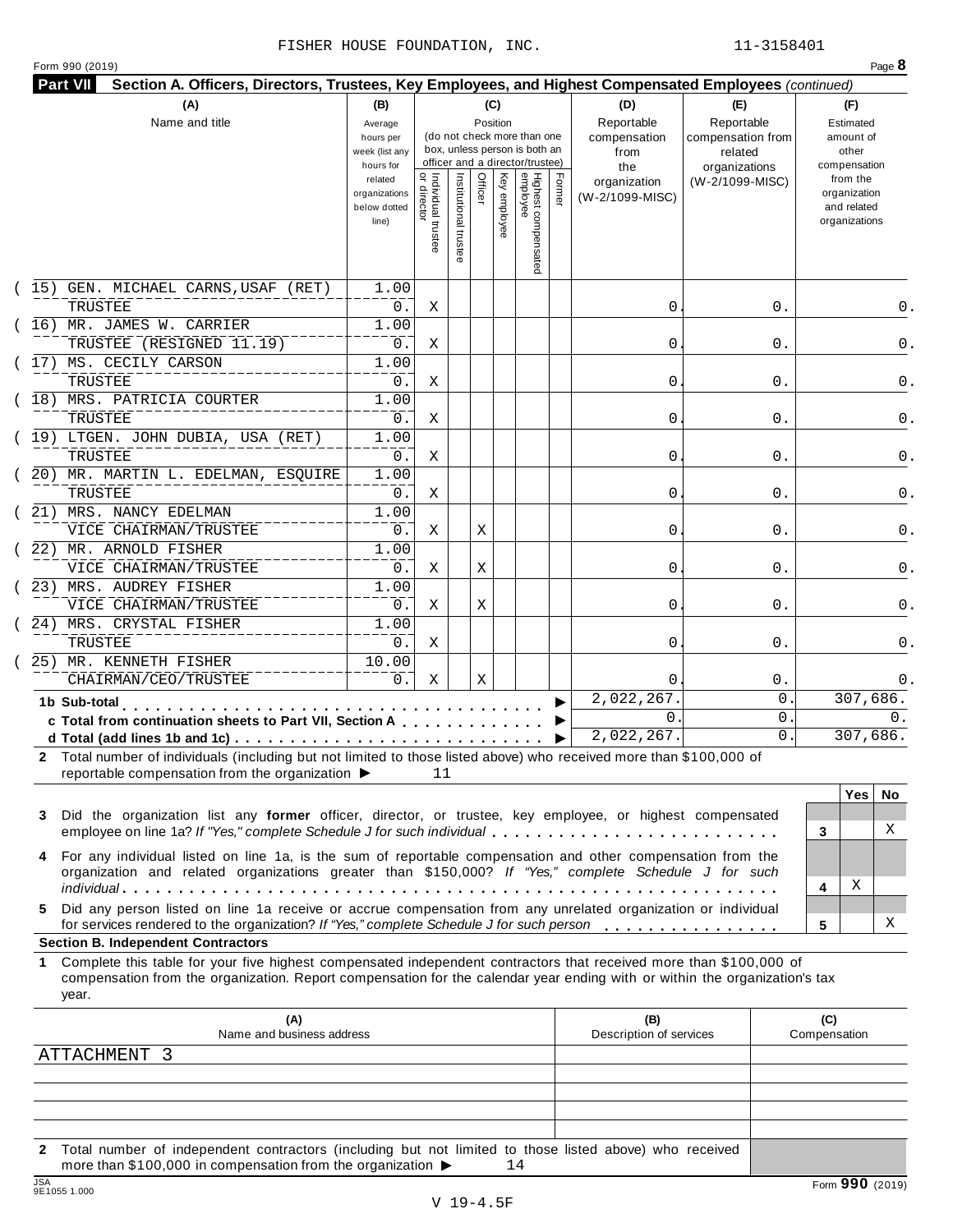FISHER HOUSE FOUNDATION, INC. 11-3158401

Form 990 (2019) Page **8**

**Part VII Section A. Officers, Directors, Trustees, Key Employees, and Highest Compensated Employees** *(continued)*

| (A) Name and title | (B) Average hours per week (list any hours for related organizations below dotted line) | (C) Position: Individual trustee or director | Institutional trustee | Officer | Key employee | Highest compensated employee | Former | (D) Reportable compensation from the organization (W-2/1099-MISC) | (E) Reportable compensation from related organizations (W-2/1099-MISC) | (F) Estimated amount of other compensation from the organization and related organizations |
|---|---|---|---|---|---|---|---|---|---|---|
| (15) GEN. MICHAEL CARNS,USAF (RET) TRUSTEE | 1.00 / 0. | X | | | | | | 0. | 0. | 0. |
| (16) MR. JAMES W. CARRIER TRUSTEE (RESIGNED 11.19) | 1.00 / 0. | X | | | | | | 0. | 0. | 0. |
| (17) MS. CECILY CARSON TRUSTEE | 1.00 / 0. | X | | | | | | 0. | 0. | 0. |
| (18) MRS. PATRICIA COURTER TRUSTEE | 1.00 / 0. | X | | | | | | 0. | 0. | 0. |
| (19) LTGEN. JOHN DUBIA, USA (RET) TRUSTEE | 1.00 / 0. | X | | | | | | 0. | 0. | 0. |
| (20) MR. MARTIN L. EDELMAN, ESQUIRE TRUSTEE | 1.00 / 0. | X | | | | | | 0. | 0. | 0. |
| (21) MRS. NANCY EDELMAN VICE CHAIRMAN/TRUSTEE | 1.00 / 0. | X | | X | | | | 0. | 0. | 0. |
| (22) MR. ARNOLD FISHER VICE CHAIRMAN/TRUSTEE | 1.00 / 0. | X | | X | | | | 0. | 0. | 0. |
| (23) MRS. AUDREY FISHER VICE CHAIRMAN/TRUSTEE | 1.00 / 0. | X | | X | | | | 0. | 0. | 0. |
| (24) MRS. CRYSTAL FISHER TRUSTEE | 1.00 / 0. | X | | | | | | 0. | 0. | 0. |
| (25) MR. KENNETH FISHER CHAIRMAN/CEO/TRUSTEE | 10.00 / 0. | X | | X | | | | 0. | 0. | 0. |
| **1b Sub-total** | | | | | | | | 2,022,267. | 0. | 307,686. |
| **c Total from continuation sheets to Part VII, Section A** | | | | | | | | 0. | 0. | 0. |
| **d Total (add lines 1b and 1c)** | | | | | | | | 2,022,267. | 0. | 307,686. |

**2** Total number of individuals (including but not limited to those listed above) who received more than $100,000 of reportable compensation from the organization ▶ 11

| | | Yes | No |
|---|---|---|---|
| **3** Did the organization list any **former** officer, director, or trustee, key employee, or highest compensated employee on line 1a? *If "Yes," complete Schedule J for such individual* | 3 | | X |
| **4** For any individual listed on line 1a, is the sum of reportable compensation and other compensation from the organization and related organizations greater than $150,000? *If "Yes," complete Schedule J for such individual* | 4 | X | |
| **5** Did any person listed on line 1a receive or accrue compensation from any unrelated organization or individual for services rendered to the organization? *If "Yes," complete Schedule J for such person* | 5 | | X |

**Section B. Independent Contractors**

**1** Complete this table for your five highest compensated independent contractors that received more than $100,000 of compensation from the organization. Report compensation for the calendar year ending with or within the organization's tax year.

| (A) Name and business address | (B) Description of services | (C) Compensation |
|---|---|---|
| ATTACHMENT 3 | | |
| | | |
| | | |
| | | |
| | | |

**2** Total number of independent contractors (including but not limited to those listed above) who received more than $100,000 in compensation from the organization ▶ 14

Form **990** (2019)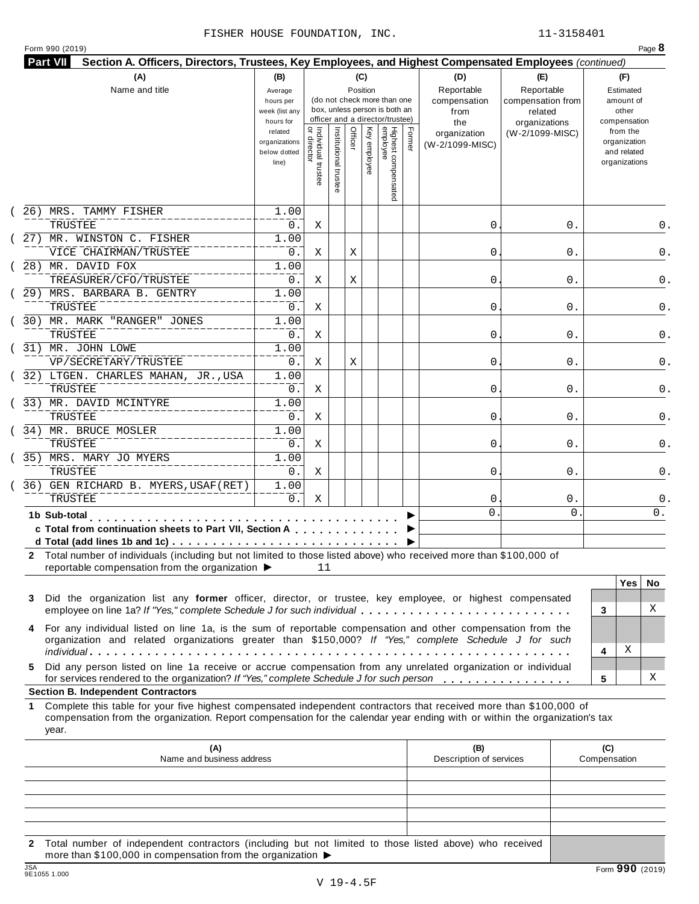FISHER HOUSE FOUNDATION, INC. 11-3158401

Form 990 (2019) Page **8**

**Part VII** **Section A. Officers, Directors, Trustees, Key Employees, and Highest Compensated Employees** *(continued)*

| (A) Name and title | (B) Average hours per week (list any hours for related organizations below dotted line) | (C) Position: Individual trustee or director | Institutional trustee | Officer | Key employee | Highest compensated employee | Former | (D) Reportable compensation from the organization (W-2/1099-MISC) | (E) Reportable compensation from related organizations (W-2/1099-MISC) | (F) Estimated amount of other compensation from the organization and related organizations |
|---|---|---|---|---|---|---|---|---|---|---|
| (26) MRS. TAMMY FISHER<br>TRUSTEE | 1.00<br>0. | X | | | | | | 0. | 0. | 0. |
| (27) MR. WINSTON C. FISHER<br>VICE CHAIRMAN/TRUSTEE | 1.00<br>0. | X | | X | | | | 0. | 0. | 0. |
| (28) MR. DAVID FOX<br>TREASURER/CFO/TRUSTEE | 1.00<br>0. | X | | X | | | | 0. | 0. | 0. |
| (29) MRS. BARBARA B. GENTRY<br>TRUSTEE | 1.00<br>0. | X | | | | | | 0. | 0. | 0. |
| (30) MR. MARK "RANGER" JONES<br>TRUSTEE | 1.00<br>0. | X | | | | | | 0. | 0. | 0. |
| (31) MR. JOHN LOWE<br>VP/SECRETARY/TRUSTEE | 1.00<br>0. | X | | X | | | | 0. | 0. | 0. |
| (32) LTGEN. CHARLES MAHAN, JR.,USA<br>TRUSTEE | 1.00<br>0. | X | | | | | | 0. | 0. | 0. |
| (33) MR. DAVID MCINTYRE<br>TRUSTEE | 1.00<br>0. | X | | | | | | 0. | 0. | 0. |
| (34) MR. BRUCE MOSLER<br>TRUSTEE | 1.00<br>0. | X | | | | | | 0. | 0. | 0. |
| (35) MRS. MARY JO MYERS<br>TRUSTEE | 1.00<br>0. | X | | | | | | 0. | 0. | 0. |
| (36) GEN RICHARD B. MYERS,USAF(RET)<br>TRUSTEE | 1.00<br>0. | X | | | | | | 0. | 0. | 0. |
| **1b Sub-total** ▶ | | | | | | | | 0. | 0. | 0. |
| **c Total from continuation sheets to Part VII, Section A** ▶ | | | | | | | | | | |
| **d Total (add lines 1b and 1c)** ▶ | | | | | | | | | | |

**2** Total number of individuals (including but not limited to those listed above) who received more than $100,000 of reportable compensation from the organization ▶ 11

| | | Yes | No |
|---|---|---|---|
| **3** Did the organization list any **former** officer, director, or trustee, key employee, or highest compensated employee on line 1a? *If "Yes," complete Schedule J for such individual* | 3 | | X |
| **4** For any individual listed on line 1a, is the sum of reportable compensation and other compensation from the organization and related organizations greater than $150,000? *If "Yes," complete Schedule J for such individual* | 4 | X | |
| **5** Did any person listed on line 1a receive or accrue compensation from any unrelated organization or individual for services rendered to the organization? *If "Yes," complete Schedule J for such person* | 5 | | X |

**Section B. Independent Contractors**

**1** Complete this table for your five highest compensated independent contractors that received more than $100,000 of compensation from the organization. Report compensation for the calendar year ending with or within the organization's tax year.

| (A) Name and business address | (B) Description of services | (C) Compensation |
|---|---|---|
| | | |
| | | |
| | | |
| | | |
| | | |

**2** Total number of independent contractors (including but not limited to those listed above) who received more than $100,000 in compensation from the organization ▶

JSA 9E1055 1.000

Form **990** (2019)

V 19-4.5F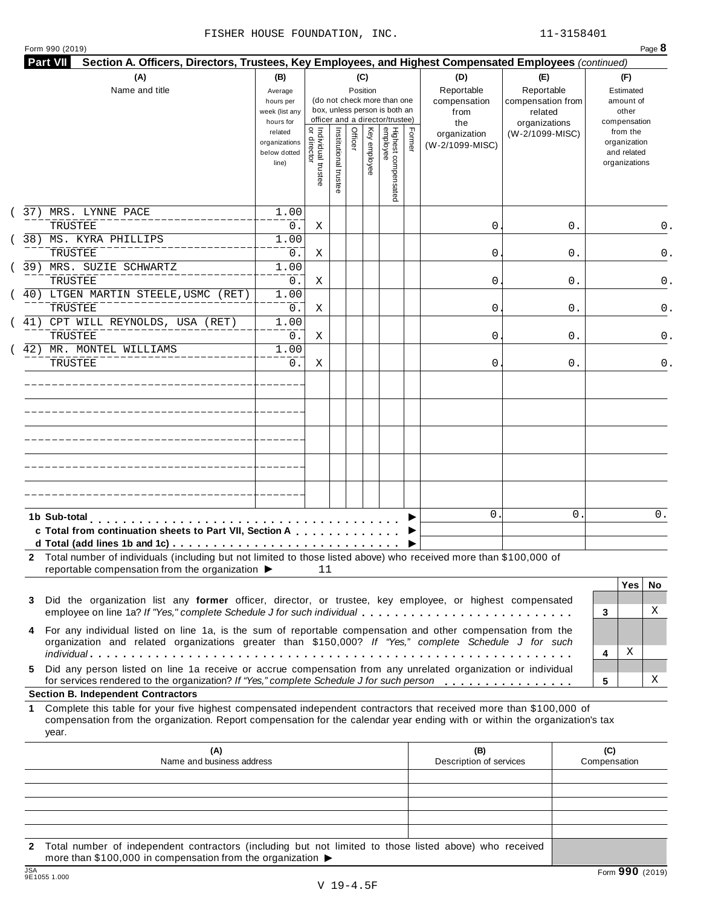FISHER HOUSE FOUNDATION, INC. 11-3158401

Form 990 (2019) Page **8**

**Part VII Section A. Officers, Directors, Trustees, Key Employees, and Highest Compensated Employees** *(continued)*

| (A) Name and title | (B) Average hours per week (list any hours for related organizations below dotted line) | (C) Position: Individual trustee or director | Institutional trustee | Officer | Key employee | Highest compensated employee | Former | (D) Reportable compensation from the organization (W-2/1099-MISC) | (E) Reportable compensation from related organizations (W-2/1099-MISC) | (F) Estimated amount of other compensation from the organization and related organizations |
|---|---|---|---|---|---|---|---|---|---|---|
| (37) MRS. LYNNE PACE<br>TRUSTEE | 1.00<br>0. | X | | | | | | 0. | 0. | 0. |
| (38) MS. KYRA PHILLIPS<br>TRUSTEE | 1.00<br>0. | X | | | | | | 0. | 0. | 0. |
| (39) MRS. SUZIE SCHWARTZ<br>TRUSTEE | 1.00<br>0. | X | | | | | | 0. | 0. | 0. |
| (40) LTGEN MARTIN STEELE,USMC (RET)<br>TRUSTEE | 1.00<br>0. | X | | | | | | 0. | 0. | 0. |
| (41) CPT WILL REYNOLDS, USA (RET)<br>TRUSTEE | 1.00<br>0. | X | | | | | | 0. | 0. | 0. |
| (42) MR. MONTEL WILLIAMS<br>TRUSTEE | 1.00<br>0. | X | | | | | | 0. | 0. | 0. |
| | | | | | | | | | | |
| | | | | | | | | | | |
| | | | | | | | | | | |
| | | | | | | | | | | |
| | | | | | | | | | | |
| **1b Sub-total** ▶ | | | | | | | | 0. | 0. | 0. |
| **c Total from continuation sheets to Part VII, Section A** ▶ | | | | | | | | | | |
| **d Total (add lines 1b and 1c)** ▶ | | | | | | | | | | |

**2** Total number of individuals (including but not limited to those listed above) who received more than $100,000 of reportable compensation from the organization ▶ 11

| | | Yes | No |
|---|---|---|---|
| **3** Did the organization list any **former** officer, director, or trustee, key employee, or highest compensated employee on line 1a? *If "Yes," complete Schedule J for such individual* | 3 | | X |
| **4** For any individual listed on line 1a, is the sum of reportable compensation and other compensation from the organization and related organizations greater than $150,000? *If "Yes," complete Schedule J for such individual* | 4 | X | |
| **5** Did any person listed on line 1a receive or accrue compensation from any unrelated organization or individual for services rendered to the organization? *If "Yes," complete Schedule J for such person* | 5 | | X |

**Section B. Independent Contractors**

**1** Complete this table for your five highest compensated independent contractors that received more than $100,000 of compensation from the organization. Report compensation for the calendar year ending with or within the organization's tax year.

| (A) Name and business address | (B) Description of services | (C) Compensation |
|---|---|---|
| | | |
| | | |
| | | |
| | | |
| | | |

**2** Total number of independent contractors (including but not limited to those listed above) who received more than $100,000 in compensation from the organization ▶

JSA 9E1055 1.000

Form **990** (2019)

V 19-4.5F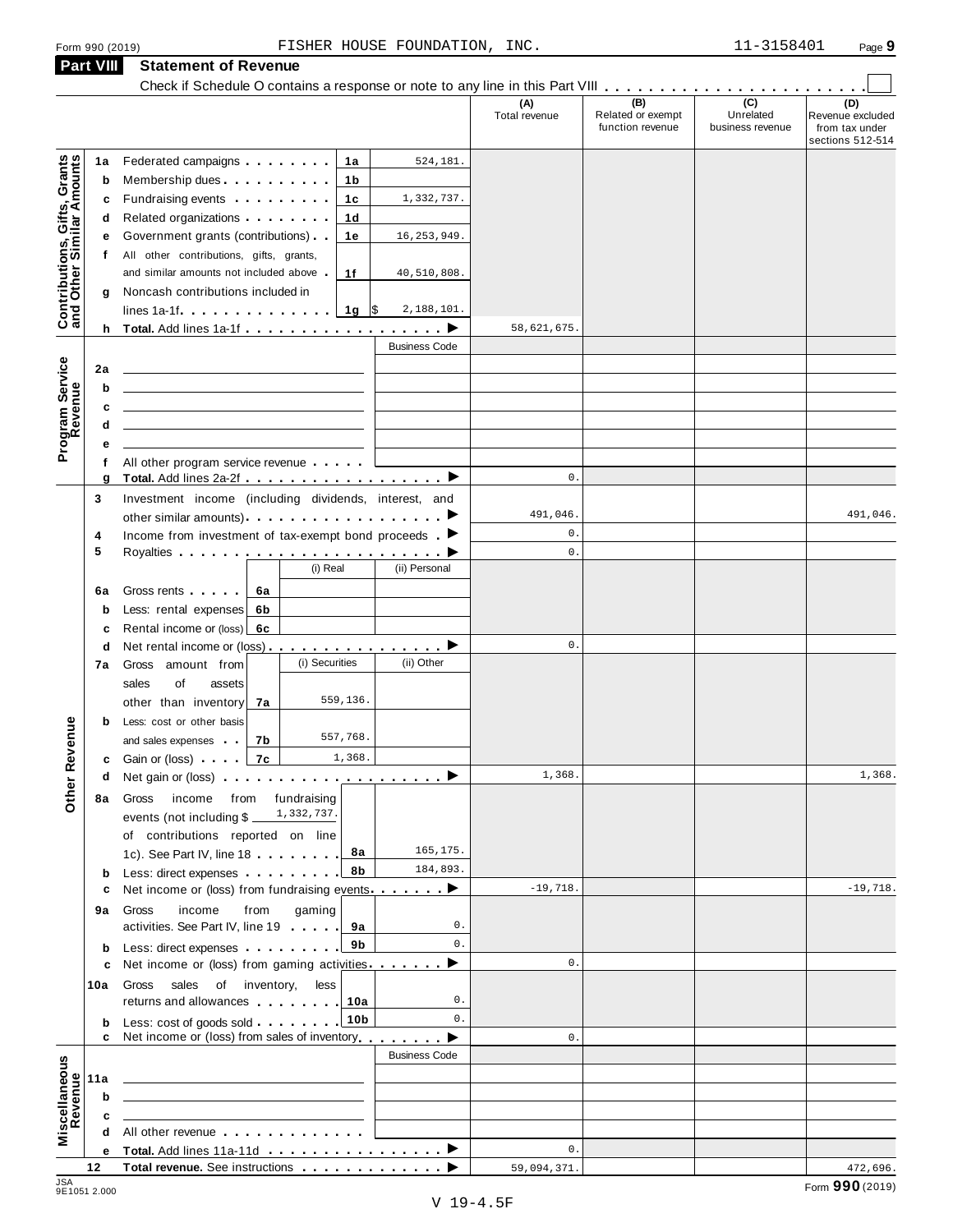Form 990 (2019) FISHER HOUSE FOUNDATION, INC. 11-3158401 Page **9**

## Part VIII Statement of Revenue

Check if Schedule O contains a response or note to any line in this Part VIII . . . . . . . . . . . . . . . . . . . . . . . ☐

| | | | | (A) Total revenue | (B) Related or exempt function revenue | (C) Unrelated business revenue | (D) Revenue excluded from tax under sections 512-514 |
|---|---|---|---|---|---|---|---|
| **Contributions, Gifts, Grants and Other Similar Amounts** | 1a Federated campaigns | 1a | 524,181. | | | | |
| | b Membership dues | 1b | | | | | |
| | c Fundraising events | 1c | 1,332,737. | | | | |
| | d Related organizations | 1d | | | | | |
| | e Government grants (contributions) | 1e | 16,253,949. | | | | |
| | f All other contributions, gifts, grants, and similar amounts not included above | 1f | 40,510,808. | | | | |
| | g Noncash contributions included in lines 1a-1f | 1g | $ 2,188,101. | | | | |
| | h **Total.** Add lines 1a-1f ▶ | | | 58,621,675. | | | |
| **Program Service Revenue** | | | Business Code | | | | |
| | 2a | | | | | | |
| | b | | | | | | |
| | c | | | | | | |
| | d | | | | | | |
| | e | | | | | | |
| | f All other program service revenue | | | | | | |
| | g **Total.** Add lines 2a-2f ▶ | | | 0. | | | |
| **Other Revenue** | 3 Investment income (including dividends, interest, and other similar amounts) ▶ | | | 491,046. | | | 491,046. |
| | 4 Income from investment of tax-exempt bond proceeds ▶ | | | 0. | | | |
| | 5 Royalties ▶ | | | 0. | | | |
| | | (i) Real | (ii) Personal | | | | |
| | 6a Gross rents | 6a | | | | | |
| | b Less: rental expenses | 6b | | | | | |
| | c Rental income or (loss) | 6c | | | | | |
| | d Net rental income or (loss) ▶ | | | 0. | | | |
| | 7a Gross amount from sales of assets other than inventory | (i) Securities 7a 559,136. | (ii) Other | | | | |
| | b Less: cost or other basis and sales expenses | 7b 557,768. | | | | | |
| | c Gain or (loss) | 7c 1,368. | | | | | |
| | d Net gain or (loss) ▶ | | | 1,368. | | | 1,368. |
| | 8a Gross income from fundraising events (not including $ 1,332,737. of contributions reported on line 1c). See Part IV, line 18 | 8a | 165,175. | | | | |
| | b Less: direct expenses | 8b | 184,893. | | | | |
| | c Net income or (loss) from fundraising events ▶ | | | -19,718. | | | -19,718. |
| | 9a Gross income from gaming activities. See Part IV, line 19 | 9a | 0. | | | | |
| | b Less: direct expenses | 9b | 0. | | | | |
| | c Net income or (loss) from gaming activities ▶ | | | 0. | | | |
| | 10a Gross sales of inventory, less returns and allowances | 10a | 0. | | | | |
| | b Less: cost of goods sold | 10b | 0. | | | | |
| | c Net income or (loss) from sales of inventory ▶ | | | 0. | | | |
| **Miscellaneous Revenue** | | | Business Code | | | | |
| | 11a | | | | | | |
| | b | | | | | | |
| | c | | | | | | |
| | d All other revenue | | | | | | |
| | e **Total.** Add lines 11a-11d ▶ | | | 0. | | | |
| | 12 **Total revenue.** See instructions ▶ | | | 59,094,371. | | | 472,696. |

JSA 9E1051 2.000

Form **990** (2019)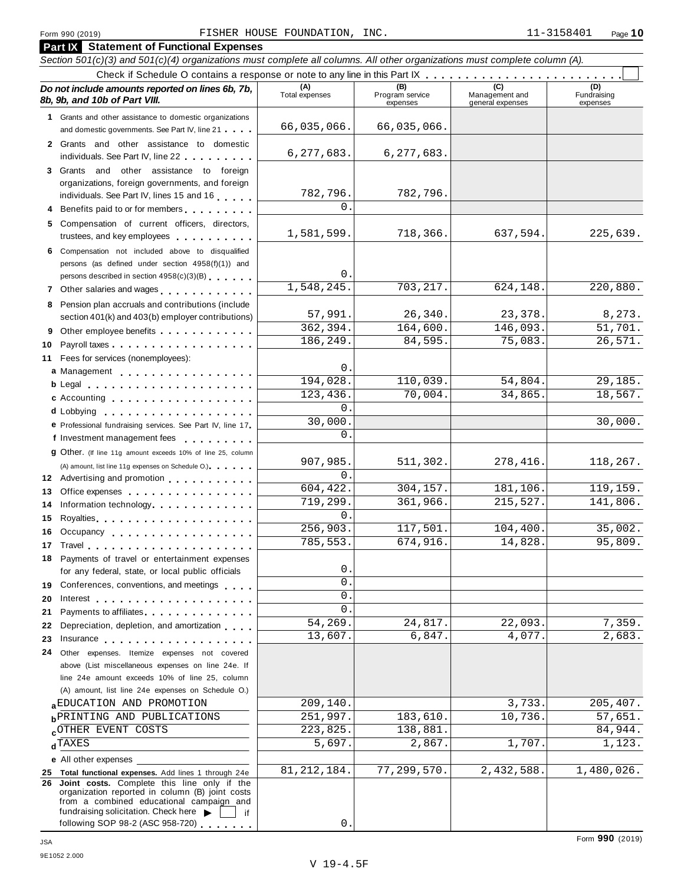Form 990 (2019) FISHER HOUSE FOUNDATION, INC. 11-3158401

**Part IX Statement of Functional Expenses**

*Section 501(c)(3) and 501(c)(4) organizations must complete all columns. All other organizations must complete column (A).*

Check if Schedule O contains a response or note to any line in this Part IX . . . . . . . . . . . . . . . . . . . . . . . . ☐

| *Do not include amounts reported on lines 6b, 7b, 8b, 9b, and 10b of Part VIII.* | (A) Total expenses | (B) Program service expenses | (C) Management and general expenses | (D) Fundraising expenses |
|---|---|---|---|---|
| 1 Grants and other assistance to domestic organizations and domestic governments. See Part IV, line 21 | 66,035,066. | 66,035,066. | | |
| 2 Grants and other assistance to domestic individuals. See Part IV, line 22 | 6,277,683. | 6,277,683. | | |
| 3 Grants and other assistance to foreign organizations, foreign governments, and foreign individuals. See Part IV, lines 15 and 16 | 782,796. | 782,796. | | |
| 4 Benefits paid to or for members | 0. | | | |
| 5 Compensation of current officers, directors, trustees, and key employees | 1,581,599. | 718,366. | 637,594. | 225,639. |
| 6 Compensation not included above to disqualified persons (as defined under section 4958(f)(1)) and persons described in section 4958(c)(3)(B) | 0. | | | |
| 7 Other salaries and wages | 1,548,245. | 703,217. | 624,148. | 220,880. |
| 8 Pension plan accruals and contributions (include section 401(k) and 403(b) employer contributions) | 57,991. | 26,340. | 23,378. | 8,273. |
| 9 Other employee benefits | 362,394. | 164,600. | 146,093. | 51,701. |
| 10 Payroll taxes | 186,249. | 84,595. | 75,083. | 26,571. |
| 11 Fees for services (nonemployees): | | | | |
| a Management | 0. | | | |
| b Legal | 194,028. | 110,039. | 54,804. | 29,185. |
| c Accounting | 123,436. | 70,004. | 34,865. | 18,567. |
| d Lobbying | 0. | | | |
| e Professional fundraising services. See Part IV, line 17 | 30,000. | | | 30,000. |
| f Investment management fees | 0. | | | |
| g Other. (If line 11g amount exceeds 10% of line 25, column (A) amount, list line 11g expenses on Schedule O.) | 907,985. | 511,302. | 278,416. | 118,267. |
| 12 Advertising and promotion | 0. | | | |
| 13 Office expenses | 604,422. | 304,157. | 181,106. | 119,159. |
| 14 Information technology | 719,299. | 361,966. | 215,527. | 141,806. |
| 15 Royalties | 0. | | | |
| 16 Occupancy | 256,903. | 117,501. | 104,400. | 35,002. |
| 17 Travel | 785,553. | 674,916. | 14,828. | 95,809. |
| 18 Payments of travel or entertainment expenses for any federal, state, or local public officials | 0. | | | |
| 19 Conferences, conventions, and meetings | 0. | | | |
| 20 Interest | 0. | | | |
| 21 Payments to affiliates | 0. | | | |
| 22 Depreciation, depletion, and amortization | 54,269. | 24,817. | 22,093. | 7,359. |
| 23 Insurance | 13,607. | 6,847. | 4,077. | 2,683. |
| 24 Other expenses. Itemize expenses not covered above (List miscellaneous expenses on line 24e. If line 24e amount exceeds 10% of line 25, column (A) amount, list line 24e expenses on Schedule O.) | | | | |
| a EDUCATION AND PROMOTION | 209,140. | | 3,733. | 205,407. |
| b PRINTING AND PUBLICATIONS | 251,997. | 183,610. | 10,736. | 57,651. |
| c OTHER EVENT COSTS | 223,825. | 138,881. | | 84,944. |
| d TAXES | 5,697. | 2,867. | 1,707. | 1,123. |
| e All other expenses | | | | |
| 25 **Total functional expenses.** Add lines 1 through 24e | 81,212,184. | 77,299,570. | 2,432,588. | 1,480,026. |
| 26 **Joint costs.** Complete this line only if the organization reported in column (B) joint costs from a combined educational campaign and fundraising solicitation. Check here ▶ ☐ if following SOP 98-2 (ASC 958-720) | 0. | | | |

Form **990** (2019)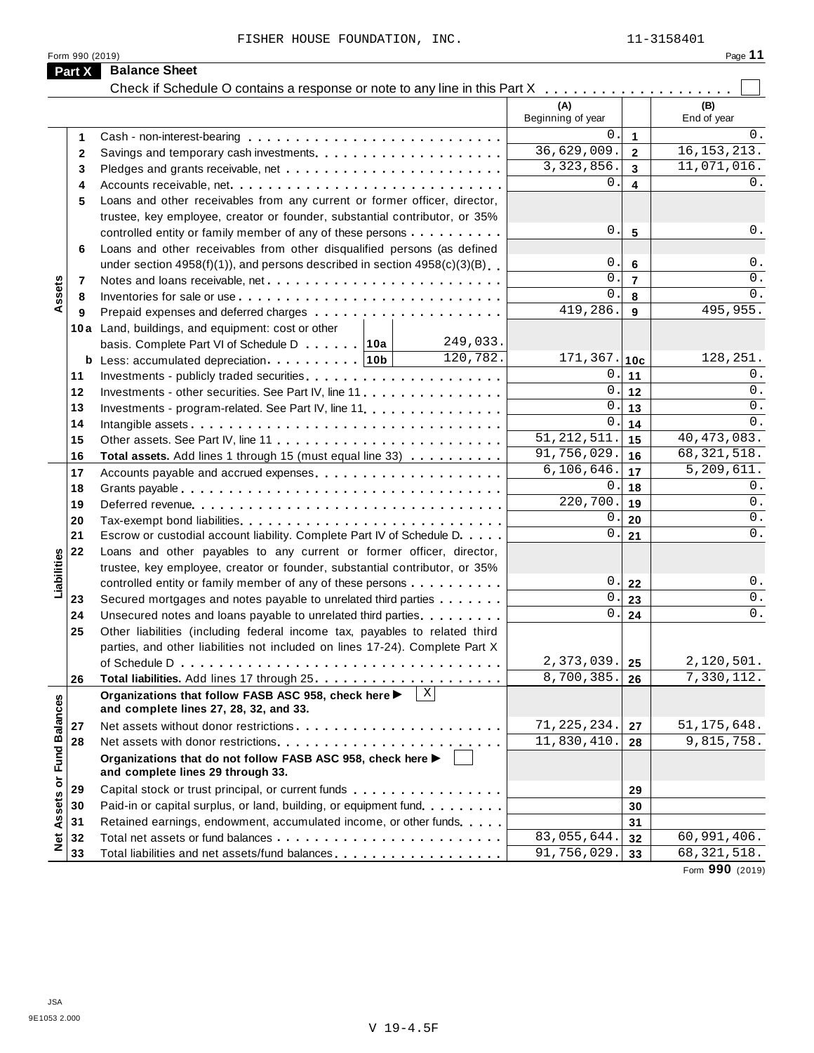FISHER HOUSE FOUNDATION, INC. 11-3158401

Form 990 (2019)

## Part X Balance Sheet

Check if Schedule O contains a response or note to any line in this Part X . . . . . . . . . . . . . . . . . . . . ☐

| Section | Line | Description | (A) Beginning of year | | (B) End of year |
|---|---|---|---|---|---|
| Assets | 1 | Cash - non-interest-bearing | 0. | 1 | 0. |
| | 2 | Savings and temporary cash investments | 36,629,009. | 2 | 16,153,213. |
| | 3 | Pledges and grants receivable, net | 3,323,856. | 3 | 11,071,016. |
| | 4 | Accounts receivable, net | 0. | 4 | 0. |
| | 5 | Loans and other receivables from any current or former officer, director, trustee, key employee, creator or founder, substantial contributor, or 35% controlled entity or family member of any of these persons | 0. | 5 | 0. |
| | 6 | Loans and other receivables from other disqualified persons (as defined under section 4958(f)(1)), and persons described in section 4958(c)(3)(B) | 0. | 6 | 0. |
| | 7 | Notes and loans receivable, net | 0. | 7 | 0. |
| | 8 | Inventories for sale or use | 0. | 8 | 0. |
| | 9 | Prepaid expenses and deferred charges | 419,286. | 9 | 495,955. |
| | 10a | Land, buildings, and equipment: cost or other basis. Complete Part VI of Schedule D . . . . . . 10a 249,033. | | | |
| | b | Less: accumulated depreciation . . . . . . . . . 10b 120,782. | 171,367. | 10c | 128,251. |
| | 11 | Investments - publicly traded securities | 0. | 11 | 0. |
| | 12 | Investments - other securities. See Part IV, line 11 | 0. | 12 | 0. |
| | 13 | Investments - program-related. See Part IV, line 11 | 0. | 13 | 0. |
| | 14 | Intangible assets | 0. | 14 | 0. |
| | 15 | Other assets. See Part IV, line 11 | 51,212,511. | 15 | 40,473,083. |
| | 16 | **Total assets.** Add lines 1 through 15 (must equal line 33) | 91,756,029. | 16 | 68,321,518. |
| Liabilities | 17 | Accounts payable and accrued expenses | 6,106,646. | 17 | 5,209,611. |
| | 18 | Grants payable | 0. | 18 | 0. |
| | 19 | Deferred revenue | 220,700. | 19 | 0. |
| | 20 | Tax-exempt bond liabilities | 0. | 20 | 0. |
| | 21 | Escrow or custodial account liability. Complete Part IV of Schedule D | 0. | 21 | 0. |
| | 22 | Loans and other payables to any current or former officer, director, trustee, key employee, creator or founder, substantial contributor, or 35% controlled entity or family member of any of these persons | 0. | 22 | 0. |
| | 23 | Secured mortgages and notes payable to unrelated third parties | 0. | 23 | 0. |
| | 24 | Unsecured notes and loans payable to unrelated third parties | 0. | 24 | 0. |
| | 25 | Other liabilities (including federal income tax, payables to related third parties, and other liabilities not included on lines 17-24). Complete Part X of Schedule D | 2,373,039. | 25 | 2,120,501. |
| | 26 | **Total liabilities.** Add lines 17 through 25 | 8,700,385. | 26 | 7,330,112. |
| Net Assets or Fund Balances | | **Organizations that follow FASB ASC 958, check here ▶ ☒ and complete lines 27, 28, 32, and 33.** | | | |
| | 27 | Net assets without donor restrictions | 71,225,234. | 27 | 51,175,648. |
| | 28 | Net assets with donor restrictions | 11,830,410. | 28 | 9,815,758. |
| | | **Organizations that do not follow FASB ASC 958, check here ▶ ☐ and complete lines 29 through 33.** | | | |
| | 29 | Capital stock or trust principal, or current funds | | 29 | |
| | 30 | Paid-in or capital surplus, or land, building, or equipment fund | | 30 | |
| | 31 | Retained earnings, endowment, accumulated income, or other funds | | 31 | |
| | 32 | Total net assets or fund balances | 83,055,644. | 32 | 60,991,406. |
| | 33 | Total liabilities and net assets/fund balances | 91,756,029. | 33 | 68,321,518. |

Form **990** (2019)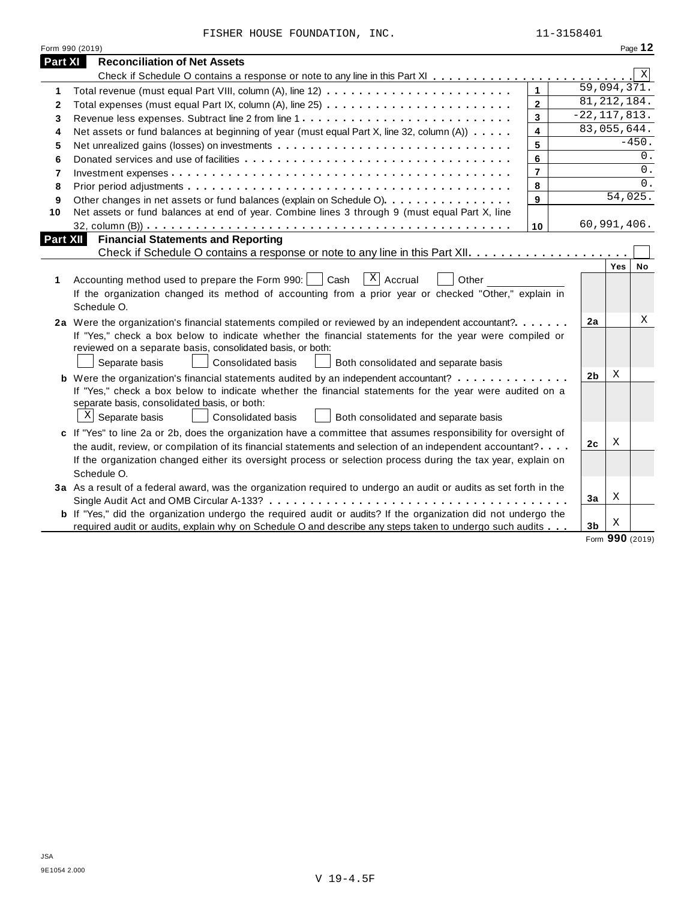FISHER HOUSE FOUNDATION, INC. 11-3158401

Form 990 (2019) Page **12**

## Part XI Reconciliation of Net Assets

Check if Schedule O contains a response or note to any line in this Part XI . . . . . . . . . . . . . . . . . . . . . . . . [X]

| | | | |
|---|---|---|---|
| 1 | Total revenue (must equal Part VIII, column (A), line 12) | 1 | 59,094,371. |
| 2 | Total expenses (must equal Part IX, column (A), line 25) | 2 | 81,212,184. |
| 3 | Revenue less expenses. Subtract line 2 from line 1 | 3 | -22,117,813. |
| 4 | Net assets or fund balances at beginning of year (must equal Part X, line 32, column (A)) | 4 | 83,055,644. |
| 5 | Net unrealized gains (losses) on investments | 5 | -450. |
| 6 | Donated services and use of facilities | 6 | 0. |
| 7 | Investment expenses | 7 | 0. |
| 8 | Prior period adjustments | 8 | 0. |
| 9 | Other changes in net assets or fund balances (explain on Schedule O) | 9 | 54,025. |
| 10 | Net assets or fund balances at end of year. Combine lines 3 through 9 (must equal Part X, line 32, column (B)) | 10 | 60,991,406. |

## Part XII Financial Statements and Reporting

Check if Schedule O contains a response or note to any line in this Part XII . . . . . . . . . . . . . . . . . . . . [ ]

| | | | Yes | No |
|---|---|---|---|---|
| 1 | Accounting method used to prepare the Form 990: [ ] Cash [X] Accrual [ ] Other ____________<br>If the organization changed its method of accounting from a prior year or checked "Other," explain in Schedule O. | | | |
| 2a | Were the organization's financial statements compiled or reviewed by an independent accountant?<br>If "Yes," check a box below to indicate whether the financial statements for the year were compiled or reviewed on a separate basis, consolidated basis, or both:<br>[ ] Separate basis [ ] Consolidated basis [ ] Both consolidated and separate basis | 2a | | X |
| b | Were the organization's financial statements audited by an independent accountant?<br>If "Yes," check a box below to indicate whether the financial statements for the year were audited on a separate basis, consolidated basis, or both:<br>[X] Separate basis [ ] Consolidated basis [ ] Both consolidated and separate basis | 2b | X | |
| c | If "Yes" to line 2a or 2b, does the organization have a committee that assumes responsibility for oversight of the audit, review, or compilation of its financial statements and selection of an independent accountant?<br>If the organization changed either its oversight process or selection process during the tax year, explain on Schedule O. | 2c | X | |
| 3a | As a result of a federal award, was the organization required to undergo an audit or audits as set forth in the Single Audit Act and OMB Circular A-133? | 3a | X | |
| b | If "Yes," did the organization undergo the required audit or audits? If the organization did not undergo the required audit or audits, explain why on Schedule O and describe any steps taken to undergo such audits | 3b | X | |

Form **990** (2019)

JSA
9E1054 2.000

V 19-4.5F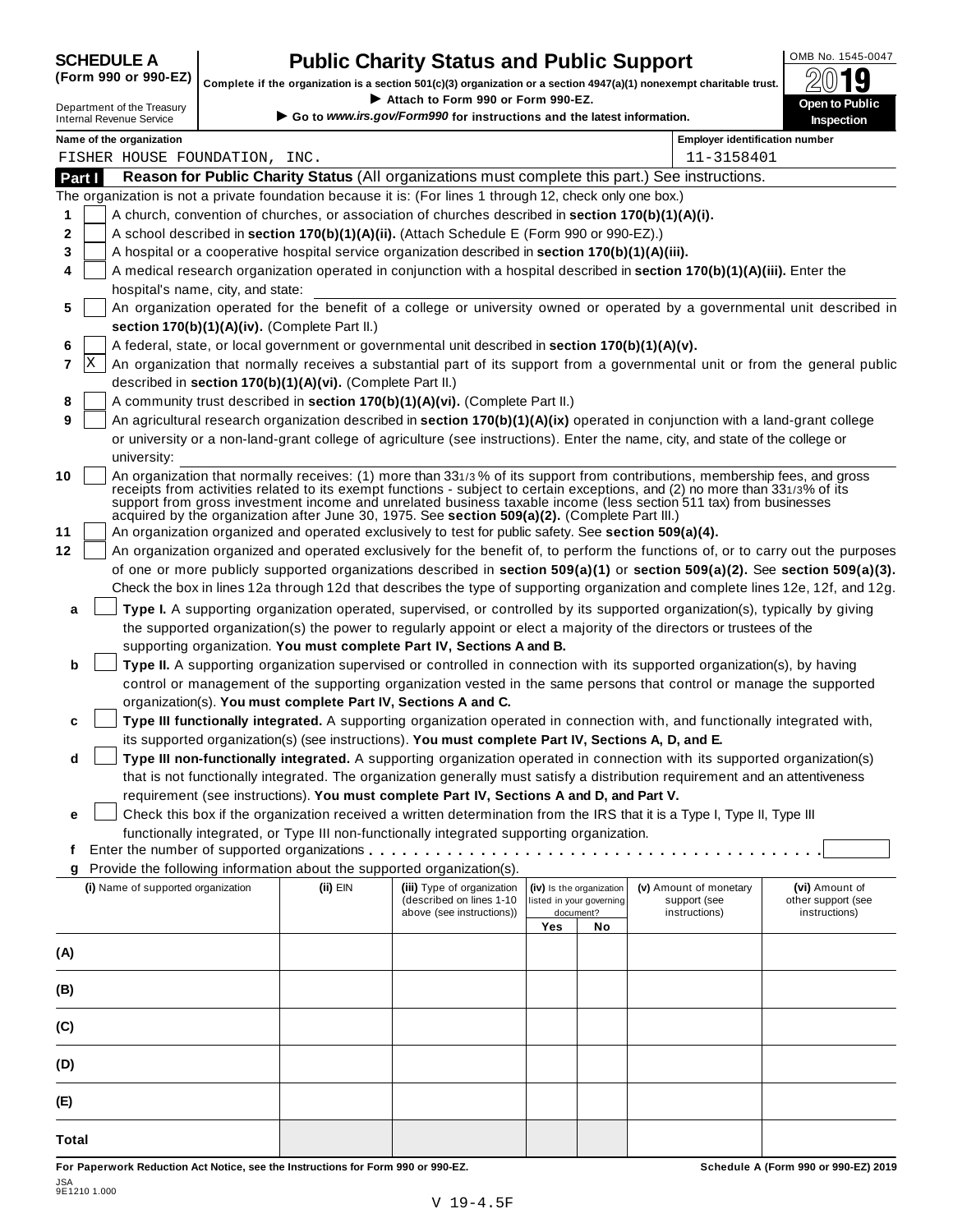**SCHEDULE A (Form 990 or 990-EZ)**

Department of the Treasury
Internal Revenue Service

# Public Charity Status and Public Support

**Complete if the organization is a section 501(c)(3) organization or a section 4947(a)(1) nonexempt charitable trust.**
▶ Attach to Form 990 or Form 990-EZ.
▶ Go to *www.irs.gov/Form990* for instructions and the latest information.

OMB No. 1545-0047
**2019**
**Open to Public Inspection**

Name of the organization: FISHER HOUSE FOUNDATION, INC.
Employer identification number: 11-3158401

## Part I Reason for Public Charity Status (All organizations must complete this part.) See instructions.

The organization is not a private foundation because it is: (For lines 1 through 12, check only one box.)

1. [ ] A church, convention of churches, or association of churches described in **section 170(b)(1)(A)(i).**
2. [ ] A school described in **section 170(b)(1)(A)(ii).** (Attach Schedule E (Form 990 or 990-EZ).)
3. [ ] A hospital or a cooperative hospital service organization described in **section 170(b)(1)(A)(iii).**
4. [ ] A medical research organization operated in conjunction with a hospital described in **section 170(b)(1)(A)(iii).** Enter the hospital's name, city, and state:
5. [ ] An organization operated for the benefit of a college or university owned or operated by a governmental unit described in **section 170(b)(1)(A)(iv).** (Complete Part II.)
6. [ ] A federal, state, or local government or governmental unit described in **section 170(b)(1)(A)(v).**
7. [X] An organization that normally receives a substantial part of its support from a governmental unit or from the general public described in **section 170(b)(1)(A)(vi).** (Complete Part II.)
8. [ ] A community trust described in **section 170(b)(1)(A)(vi).** (Complete Part II.)
9. [ ] An agricultural research organization described in **section 170(b)(1)(A)(ix)** operated in conjunction with a land-grant college or university or a non-land-grant college of agriculture (see instructions). Enter the name, city, and state of the college or university:
10. [ ] An organization that normally receives: (1) more than 33 1/3 % of its support from contributions, membership fees, and gross receipts from activities related to its exempt functions - subject to certain exceptions, and (2) no more than 33 1/3% of its support from gross investment income and unrelated business taxable income (less section 511 tax) from businesses acquired by the organization after June 30, 1975. See **section 509(a)(2).** (Complete Part III.)
11. [ ] An organization organized and operated exclusively to test for public safety. See **section 509(a)(4).**
12. [ ] An organization organized and operated exclusively for the benefit of, to perform the functions of, or to carry out the purposes of one or more publicly supported organizations described in **section 509(a)(1)** or **section 509(a)(2).** See **section 509(a)(3).** Check the box in lines 12a through 12d that describes the type of supporting organization and complete lines 12e, 12f, and 12g.
   - **a** [ ] **Type I.** A supporting organization operated, supervised, or controlled by its supported organization(s), typically by giving the supported organization(s) the power to regularly appoint or elect a majority of the directors or trustees of the supporting organization. **You must complete Part IV, Sections A and B.**
   - **b** [ ] **Type II.** A supporting organization supervised or controlled in connection with its supported organization(s), by having control or management of the supporting organization vested in the same persons that control or manage the supported organization(s). **You must complete Part IV, Sections A and C.**
   - **c** [ ] **Type III functionally integrated.** A supporting organization operated in connection with, and functionally integrated with, its supported organization(s) (see instructions). **You must complete Part IV, Sections A, D, and E.**
   - **d** [ ] **Type III non-functionally integrated.** A supporting organization operated in connection with its supported organization(s) that is not functionally integrated. The organization generally must satisfy a distribution requirement and an attentiveness requirement (see instructions). **You must complete Part IV, Sections A and D, and Part V.**
   - **e** [ ] Check this box if the organization received a written determination from the IRS that it is a Type I, Type II, Type III functionally integrated, or Type III non-functionally integrated supporting organization.
   - **f** Enter the number of supported organizations . . . . .
   - **g** Provide the following information about the supported organization(s).

| (i) Name of supported organization | (ii) EIN | (iii) Type of organization (described on lines 1-10 above (see instructions)) | (iv) Is the organization listed in your governing document? Yes | No | (v) Amount of monetary support (see instructions) | (vi) Amount of other support (see instructions) |
|---|---|---|---|---|---|---|
| (A) | | | | | | |
| (B) | | | | | | |
| (C) | | | | | | |
| (D) | | | | | | |
| (E) | | | | | | |
| Total | | | | | | |

**For Paperwork Reduction Act Notice, see the Instructions for Form 990 or 990-EZ.** **Schedule A (Form 990 or 990-EZ) 2019**

JSA
9E1210 1.000

V 19-4.5F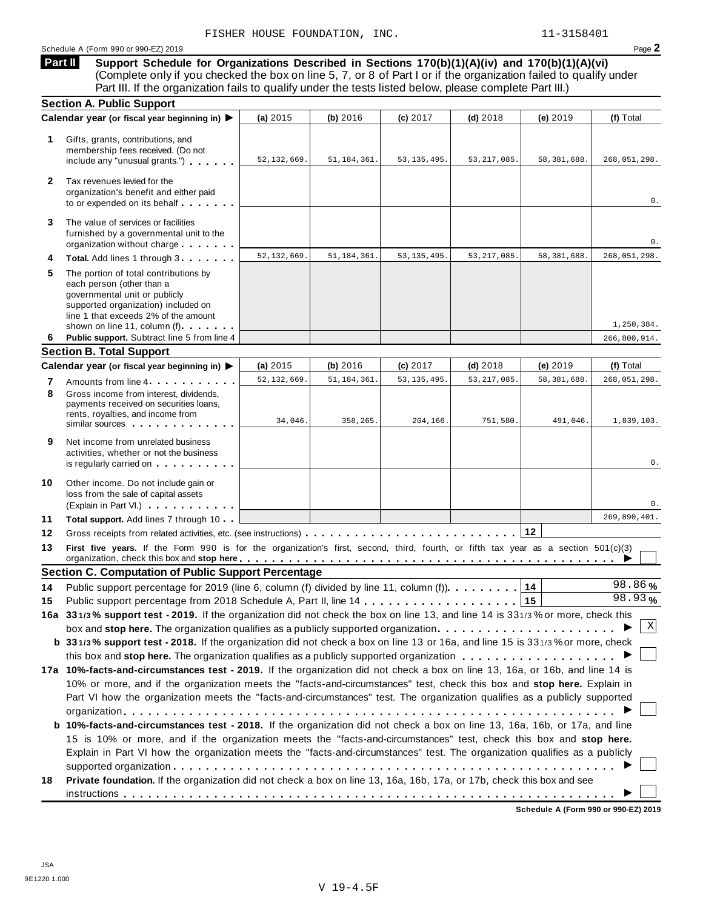FISHER HOUSE FOUNDATION, INC. 11-3158401

Schedule A (Form 990 or 990-EZ) 2019 Page **2**

**Part II** **Support Schedule for Organizations Described in Sections 170(b)(1)(A)(iv) and 170(b)(1)(A)(vi)** (Complete only if you checked the box on line 5, 7, or 8 of Part I or if the organization failed to qualify under Part III. If the organization fails to qualify under the tests listed below, please complete Part III.)

## Section A. Public Support

| | Calendar year (or fiscal year beginning in) ▶ | (a) 2015 | (b) 2016 | (c) 2017 | (d) 2018 | (e) 2019 | (f) Total |
|---|---|---|---|---|---|---|---|
| 1 | Gifts, grants, contributions, and membership fees received. (Do not include any "unusual grants.") | 52,132,669. | 51,184,361. | 53,135,495. | 53,217,085. | 58,381,688. | 268,051,298. |
| 2 | Tax revenues levied for the organization's benefit and either paid to or expended on its behalf | | | | | | 0. |
| 3 | The value of services or facilities furnished by a governmental unit to the organization without charge | | | | | | 0. |
| 4 | **Total.** Add lines 1 through 3 | 52,132,669. | 51,184,361. | 53,135,495. | 53,217,085. | 58,381,688. | 268,051,298. |
| 5 | The portion of total contributions by each person (other than a governmental unit or publicly supported organization) included on line 1 that exceeds 2% of the amount shown on line 11, column (f) | | | | | | 1,250,384. |
| 6 | **Public support.** Subtract line 5 from line 4 | | | | | | 266,800,914. |

## Section B. Total Support

| | Calendar year (or fiscal year beginning in) ▶ | (a) 2015 | (b) 2016 | (c) 2017 | (d) 2018 | (e) 2019 | (f) Total |
|---|---|---|---|---|---|---|---|
| 7 | Amounts from line 4 | 52,132,669. | 51,184,361. | 53,135,495. | 53,217,085. | 58,381,688. | 268,051,298. |
| 8 | Gross income from interest, dividends, payments received on securities loans, rents, royalties, and income from similar sources | 34,046. | 358,265. | 204,166. | 751,580. | 491,046. | 1,839,103. |
| 9 | Net income from unrelated business activities, whether or not the business is regularly carried on | | | | | | 0. |
| 10 | Other income. Do not include gain or loss from the sale of capital assets (Explain in Part VI.) | | | | | | 0. |
| 11 | **Total support.** Add lines 7 through 10 | | | | | | 269,890,401. |

**12** Gross receipts from related activities, etc. (see instructions) **12**

**13** **First five years.** If the Form 990 is for the organization's first, second, third, fourth, or fifth tax year as a section 501(c)(3) organization, check this box and **stop here** ▶ ☐

## Section C. Computation of Public Support Percentage

**14** Public support percentage for 2019 (line 6, column (f) divided by line 11, column (f)) **14** 98.86 %

**15** Public support percentage from 2018 Schedule A, Part II, line 14 **15** 98.93 %

**16a** **33 1/3 % support test - 2019.** If the organization did not check the box on line 13, and line 14 is 33 1/3 % or more, check this box and **stop here.** The organization qualifies as a publicly supported organization ▶ ☒

**b** **33 1/3 % support test - 2018.** If the organization did not check a box on line 13 or 16a, and line 15 is 33 1/3 % or more, check this box and **stop here.** The organization qualifies as a publicly supported organization ▶ ☐

**17a** **10%-facts-and-circumstances test - 2019.** If the organization did not check a box on line 13, 16a, or 16b, and line 14 is 10% or more, and if the organization meets the "facts-and-circumstances" test, check this box and **stop here.** Explain in Part VI how the organization meets the "facts-and-circumstances" test. The organization qualifies as a publicly supported organization ▶ ☐

**b** **10%-facts-and-circumstances test - 2018.** If the organization did not check a box on line 13, 16a, 16b, or 17a, and line 15 is 10% or more, and if the organization meets the "facts-and-circumstances" test, check this box and **stop here.** Explain in Part VI how the organization meets the "facts-and-circumstances" test. The organization qualifies as a publicly supported organization ▶ ☐

**18** **Private foundation.** If the organization did not check a box on line 13, 16a, 16b, 17a, or 17b, check this box and see instructions ▶ ☐

**Schedule A (Form 990 or 990-EZ) 2019**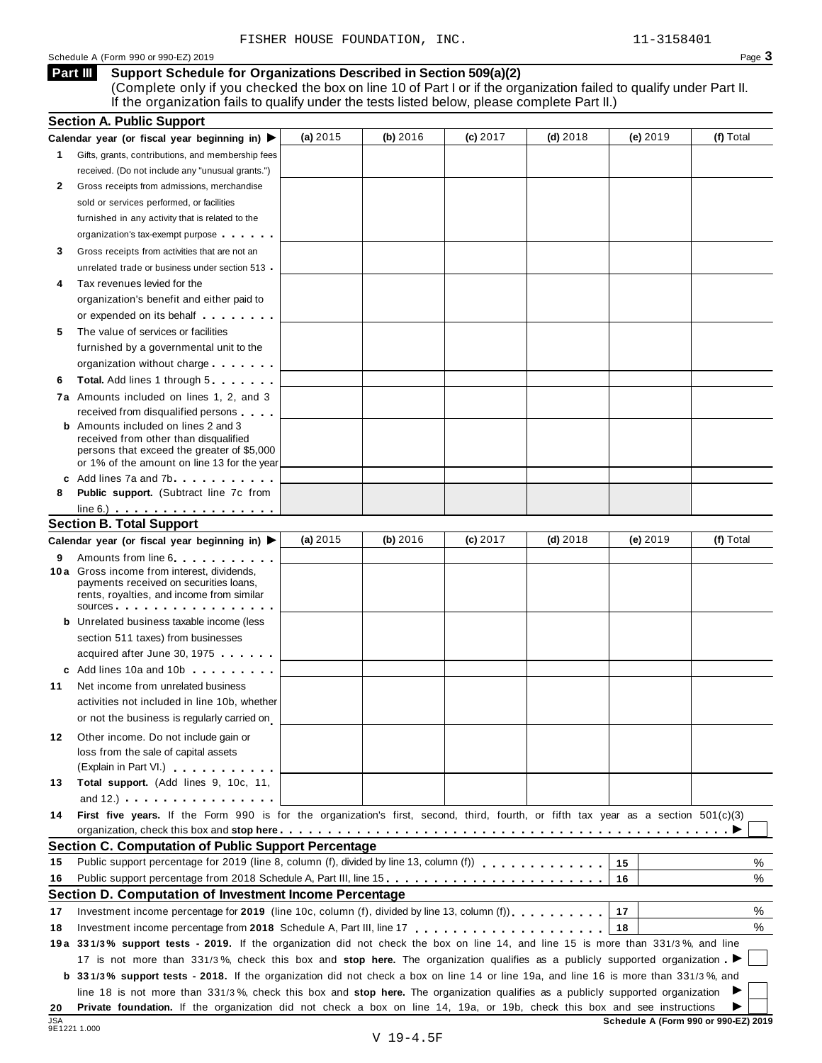FISHER HOUSE FOUNDATION, INC. 11-3158401

Schedule A (Form 990 or 990-EZ) 2019

**Part III** **Support Schedule for Organizations Described in Section 509(a)(2)**
(Complete only if you checked the box on line 10 of Part I or if the organization failed to qualify under Part II. If the organization fails to qualify under the tests listed below, please complete Part II.)

## Section A. Public Support

| Calendar year (or fiscal year beginning in) ▶ | (a) 2015 | (b) 2016 | (c) 2017 | (d) 2018 | (e) 2019 | (f) Total |
|---|---|---|---|---|---|---|
| **1** Gifts, grants, contributions, and membership fees received. (Do not include any "unusual grants.") | | | | | | |
| **2** Gross receipts from admissions, merchandise sold or services performed, or facilities furnished in any activity that is related to the organization's tax-exempt purpose | | | | | | |
| **3** Gross receipts from activities that are not an unrelated trade or business under section 513 | | | | | | |
| **4** Tax revenues levied for the organization's benefit and either paid to or expended on its behalf | | | | | | |
| **5** The value of services or facilities furnished by a governmental unit to the organization without charge | | | | | | |
| **6** **Total.** Add lines 1 through 5 | | | | | | |
| **7a** Amounts included on lines 1, 2, and 3 received from disqualified persons | | | | | | |
| **b** Amounts included on lines 2 and 3 received from other than disqualified persons that exceed the greater of $5,000 or 1% of the amount on line 13 for the year | | | | | | |
| **c** Add lines 7a and 7b | | | | | | |
| **8** **Public support.** (Subtract line 7c from line 6.) | | | | | | |

## Section B. Total Support

| Calendar year (or fiscal year beginning in) ▶ | (a) 2015 | (b) 2016 | (c) 2017 | (d) 2018 | (e) 2019 | (f) Total |
|---|---|---|---|---|---|---|
| **9** Amounts from line 6 | | | | | | |
| **10a** Gross income from interest, dividends, payments received on securities loans, rents, royalties, and income from similar sources | | | | | | |
| **b** Unrelated business taxable income (less section 511 taxes) from businesses acquired after June 30, 1975 | | | | | | |
| **c** Add lines 10a and 10b | | | | | | |
| **11** Net income from unrelated business activities not included in line 10b, whether or not the business is regularly carried on | | | | | | |
| **12** Other income. Do not include gain or loss from the sale of capital assets (Explain in Part VI.) | | | | | | |
| **13** **Total support.** (Add lines 9, 10c, 11, and 12.) | | | | | | |

**14** **First five years.** If the Form 990 is for the organization's first, second, third, fourth, or fifth tax year as a section 501(c)(3) organization, check this box and **stop here** ▶ ☐

## Section C. Computation of Public Support Percentage

| | | | |
|---|---|---|---|
| **15** | Public support percentage for 2019 (line 8, column (f), divided by line 13, column (f)) | 15 | % |
| **16** | Public support percentage from 2018 Schedule A, Part III, line 15 | 16 | % |

## Section D. Computation of Investment Income Percentage

| | | | |
|---|---|---|---|
| **17** | Investment income percentage for **2019** (line 10c, column (f), divided by line 13, column (f)) | 17 | % |
| **18** | Investment income percentage from **2018** Schedule A, Part III, line 17 | 18 | % |

**19a** **33 1/3% support tests - 2019.** If the organization did not check the box on line 14, and line 15 is more than 33 1/3 %, and line 17 is not more than 33 1/3 %, check this box and **stop here.** The organization qualifies as a publicly supported organization ▶ ☐

**b** **33 1/3% support tests - 2018.** If the organization did not check a box on line 14 or line 19a, and line 16 is more than 33 1/3 %, and line 18 is not more than 33 1/3 %, check this box and **stop here.** The organization qualifies as a publicly supported organization ▶ ☐

**20** **Private foundation.** If the organization did not check a box on line 14, 19a, or 19b, check this box and see instructions ▶ ☐

**Schedule A (Form 990 or 990-EZ) 2019**

V 19-4.5F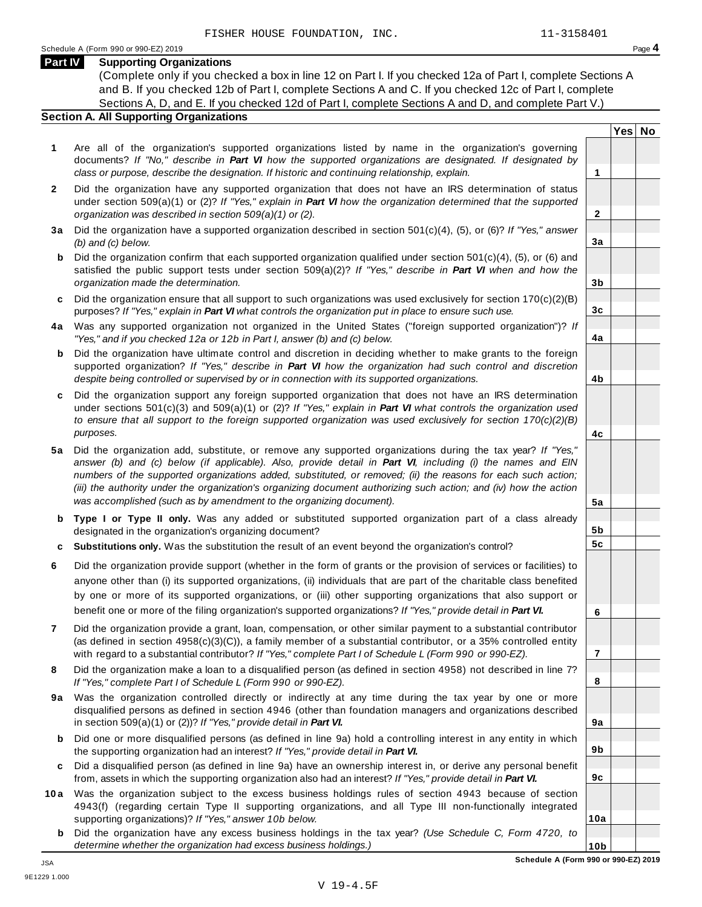FISHER HOUSE FOUNDATION, INC. 11-3158401

Schedule A (Form 990 or 990-EZ) 2019

## Part IV Supporting Organizations

(Complete only if you checked a box in line 12 on Part I. If you checked 12a of Part I, complete Sections A and B. If you checked 12b of Part I, complete Sections A and C. If you checked 12c of Part I, complete Sections A, D, and E. If you checked 12d of Part I, complete Sections A and D, and complete Part V.)

### Section A. All Supporting Organizations

| | | | Yes | No |
|---|---|---|---|---|
| **1** | Are all of the organization's supported organizations listed by name in the organization's governing documents? *If "No," describe in **Part VI** how the supported organizations are designated. If designated by class or purpose, describe the designation. If historic and continuing relationship, explain.* | 1 | | |
| **2** | Did the organization have any supported organization that does not have an IRS determination of status under section 509(a)(1) or (2)? *If "Yes," explain in **Part VI** how the organization determined that the supported organization was described in section 509(a)(1) or (2).* | 2 | | |
| **3a** | Did the organization have a supported organization described in section 501(c)(4), (5), or (6)? *If "Yes," answer (b) and (c) below.* | 3a | | |
| **b** | Did the organization confirm that each supported organization qualified under section 501(c)(4), (5), or (6) and satisfied the public support tests under section 509(a)(2)? *If "Yes," describe in **Part VI** when and how the organization made the determination.* | 3b | | |
| **c** | Did the organization ensure that all support to such organizations was used exclusively for section 170(c)(2)(B) purposes? *If "Yes," explain in **Part VI** what controls the organization put in place to ensure such use.* | 3c | | |
| **4a** | Was any supported organization not organized in the United States ("foreign supported organization")? *If "Yes," and if you checked 12a or 12b in Part I, answer (b) and (c) below.* | 4a | | |
| **b** | Did the organization have ultimate control and discretion in deciding whether to make grants to the foreign supported organization? *If "Yes," describe in **Part VI** how the organization had such control and discretion despite being controlled or supervised by or in connection with its supported organizations.* | 4b | | |
| **c** | Did the organization support any foreign supported organization that does not have an IRS determination under sections 501(c)(3) and 509(a)(1) or (2)? *If "Yes," explain in **Part VI** what controls the organization used to ensure that all support to the foreign supported organization was used exclusively for section 170(c)(2)(B) purposes.* | 4c | | |
| **5a** | Did the organization add, substitute, or remove any supported organizations during the tax year? *If "Yes," answer (b) and (c) below (if applicable). Also, provide detail in **Part VI**, including (i) the names and EIN numbers of the supported organizations added, substituted, or removed; (ii) the reasons for each such action; (iii) the authority under the organization's organizing document authorizing such action; and (iv) how the action was accomplished (such as by amendment to the organizing document).* | 5a | | |
| **b** | **Type I or Type II only.** Was any added or substituted supported organization part of a class already designated in the organization's organizing document? | 5b | | |
| **c** | **Substitutions only.** Was the substitution the result of an event beyond the organization's control? | 5c | | |
| **6** | Did the organization provide support (whether in the form of grants or the provision of services or facilities) to anyone other than (i) its supported organizations, (ii) individuals that are part of the charitable class benefited by one or more of its supported organizations, or (iii) other supporting organizations that also support or benefit one or more of the filing organization's supported organizations? *If "Yes," provide detail in **Part VI.*** | 6 | | |
| **7** | Did the organization provide a grant, loan, compensation, or other similar payment to a substantial contributor (as defined in section 4958(c)(3)(C)), a family member of a substantial contributor, or a 35% controlled entity with regard to a substantial contributor? *If "Yes," complete Part I of Schedule L (Form 990 or 990-EZ).* | 7 | | |
| **8** | Did the organization make a loan to a disqualified person (as defined in section 4958) not described in line 7? *If "Yes," complete Part I of Schedule L (Form 990 or 990-EZ).* | 8 | | |
| **9a** | Was the organization controlled directly or indirectly at any time during the tax year by one or more disqualified persons as defined in section 4946 (other than foundation managers and organizations described in section 509(a)(1) or (2))? *If "Yes," provide detail in **Part VI.*** | 9a | | |
| **b** | Did one or more disqualified persons (as defined in line 9a) hold a controlling interest in any entity in which the supporting organization had an interest? *If "Yes," provide detail in **Part VI.*** | 9b | | |
| **c** | Did a disqualified person (as defined in line 9a) have an ownership interest in, or derive any personal benefit from, assets in which the supporting organization also had an interest? *If "Yes," provide detail in **Part VI.*** | 9c | | |
| **10a** | Was the organization subject to the excess business holdings rules of section 4943 because of section 4943(f) (regarding certain Type II supporting organizations, and all Type III non-functionally integrated supporting organizations)? *If "Yes," answer 10b below.* | 10a | | |
| **b** | Did the organization have any excess business holdings in the tax year? *(Use Schedule C, Form 4720, to determine whether the organization had excess business holdings.)* | 10b | | |

**Schedule A (Form 990 or 990-EZ) 2019**

JSA
9E1229 1.000

V 19-4.5F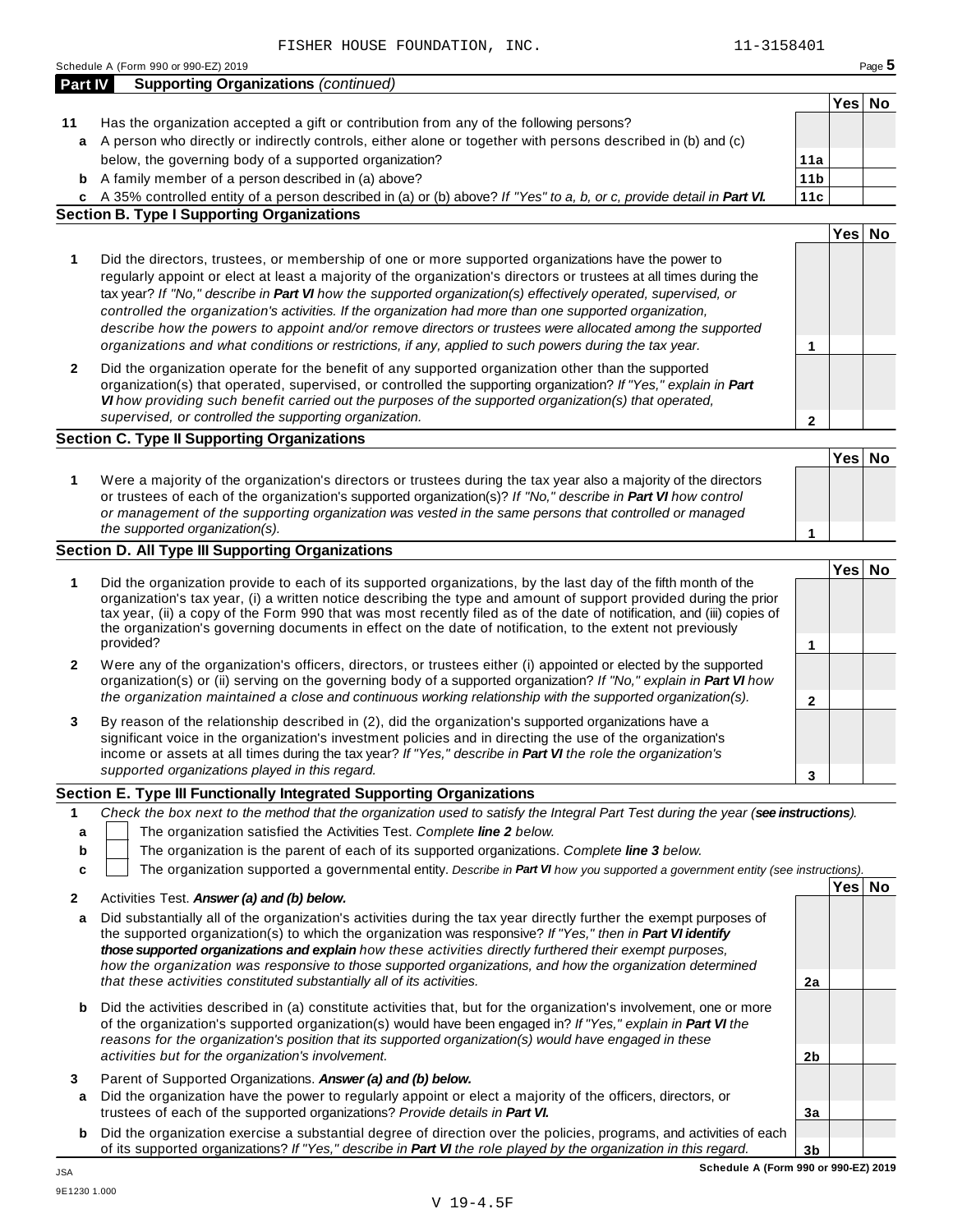FISHER HOUSE FOUNDATION, INC. 11-3158401

Schedule A (Form 990 or 990-EZ) 2019

**Part IV Supporting Organizations** *(continued)*

| | | | Yes | No |
|---|---|---|---|---|
| **11** | Has the organization accepted a gift or contribution from any of the following persons? | | | |
| **a** | A person who directly or indirectly controls, either alone or together with persons described in (b) and (c) below, the governing body of a supported organization? | **11a** | | |
| **b** | A family member of a person described in (a) above? | **11b** | | |
| **c** | A 35% controlled entity of a person described in (a) or (b) above? *If "Yes" to a, b, or c, provide detail in* ***Part VI.*** | **11c** | | |

**Section B. Type I Supporting Organizations**

| | | | Yes | No |
|---|---|---|---|---|
| **1** | Did the directors, trustees, or membership of one or more supported organizations have the power to regularly appoint or elect at least a majority of the organization's directors or trustees at all times during the tax year? *If "No," describe in* ***Part VI*** *how the supported organization(s) effectively operated, supervised, or controlled the organization's activities. If the organization had more than one supported organization, describe how the powers to appoint and/or remove directors or trustees were allocated among the supported organizations and what conditions or restrictions, if any, applied to such powers during the tax year.* | **1** | | |
| **2** | Did the organization operate for the benefit of any supported organization other than the supported organization(s) that operated, supervised, or controlled the supporting organization? *If "Yes," explain in* ***Part VI*** *how providing such benefit carried out the purposes of the supported organization(s) that operated, supervised, or controlled the supporting organization.* | **2** | | |

**Section C. Type II Supporting Organizations**

| | | | Yes | No |
|---|---|---|---|---|
| **1** | Were a majority of the organization's directors or trustees during the tax year also a majority of the directors or trustees of each of the organization's supported organization(s)? *If "No," describe in* ***Part VI*** *how control or management of the supporting organization was vested in the same persons that controlled or managed the supported organization(s).* | **1** | | |

**Section D. All Type III Supporting Organizations**

| | | | Yes | No |
|---|---|---|---|---|
| **1** | Did the organization provide to each of its supported organizations, by the last day of the fifth month of the organization's tax year, (i) a written notice describing the type and amount of support provided during the prior tax year, (ii) a copy of the Form 990 that was most recently filed as of the date of notification, and (iii) copies of the organization's governing documents in effect on the date of notification, to the extent not previously provided? | **1** | | |
| **2** | Were any of the organization's officers, directors, or trustees either (i) appointed or elected by the supported organization(s) or (ii) serving on the governing body of a supported organization? *If "No," explain in* ***Part VI*** *how the organization maintained a close and continuous working relationship with the supported organization(s).* | **2** | | |
| **3** | By reason of the relationship described in (2), did the organization's supported organizations have a significant voice in the organization's investment policies and in directing the use of the organization's income or assets at all times during the tax year? *If "Yes," describe in* ***Part VI*** *the role the organization's supported organizations played in this regard.* | **3** | | |

**Section E. Type III Functionally Integrated Supporting Organizations**

**1** *Check the box next to the method that the organization used to satisfy the Integral Part Test during the year (****see instructions****).*

- **a** ☐ The organization satisfied the Activities Test. *Complete* ***line 2*** *below.*
- **b** ☐ The organization is the parent of each of its supported organizations. *Complete* ***line 3*** *below.*
- **c** ☐ The organization supported a governmental entity. *Describe in* ***Part VI*** *how you supported a government entity (see instructions).*

| | | | Yes | No |
|---|---|---|---|---|
| **2** | Activities Test. ***Answer (a) and (b) below.*** | | | |
| **a** | Did substantially all of the organization's activities during the tax year directly further the exempt purposes of the supported organization(s) to which the organization was responsive? *If "Yes," then in* ***Part VI identify those supported organizations and explain*** *how these activities directly furthered their exempt purposes, how the organization was responsive to those supported organizations, and how the organization determined that these activities constituted substantially all of its activities.* | **2a** | | |
| **b** | Did the activities described in (a) constitute activities that, but for the organization's involvement, one or more of the organization's supported organization(s) would have been engaged in? *If "Yes," explain in* ***Part VI*** *the reasons for the organization's position that its supported organization(s) would have engaged in these activities but for the organization's involvement.* | **2b** | | |
| **3** | Parent of Supported Organizations. ***Answer (a) and (b) below.*** | | | |
| **a** | Did the organization have the power to regularly appoint or elect a majority of the officers, directors, or trustees of each of the supported organizations? *Provide details in* ***Part VI.*** | **3a** | | |
| **b** | Did the organization exercise a substantial degree of direction over the policies, programs, and activities of each of its supported organizations? *If "Yes," describe in* ***Part VI*** *the role played by the organization in this regard.* | **3b** | | |

**Schedule A (Form 990 or 990-EZ) 2019**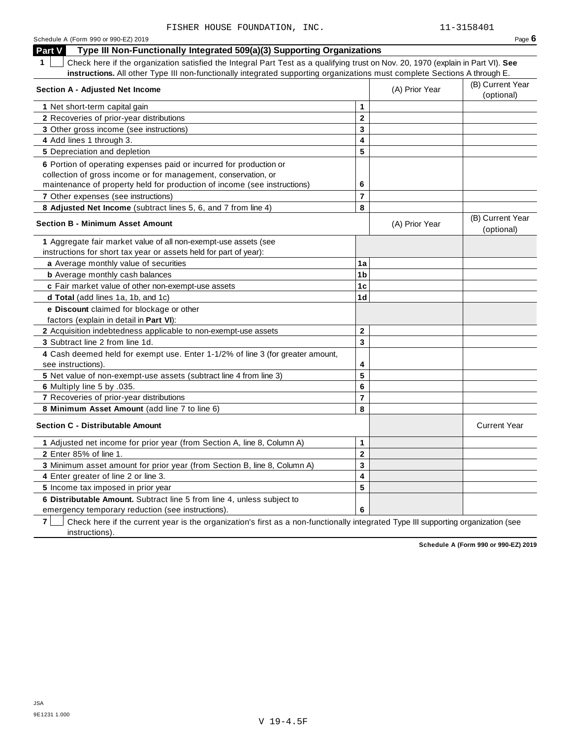FISHER HOUSE FOUNDATION, INC. 11-3158401

## Part V Type III Non-Functionally Integrated 509(a)(3) Supporting Organizations

**1** ☐ Check here if the organization satisfied the Integral Part Test as a qualifying trust on Nov. 20, 1970 (explain in Part VI). **See instructions.** All other Type III non-functionally integrated supporting organizations must complete Sections A through E.

| **Section A - Adjusted Net Income** | | (A) Prior Year | (B) Current Year (optional) |
|---|---|---|---|
| **1** Net short-term capital gain | **1** | | |
| **2** Recoveries of prior-year distributions | **2** | | |
| **3** Other gross income (see instructions) | **3** | | |
| **4** Add lines 1 through 3. | **4** | | |
| **5** Depreciation and depletion | **5** | | |
| **6** Portion of operating expenses paid or incurred for production or collection of gross income or for management, conservation, or maintenance of property held for production of income (see instructions) | **6** | | |
| **7** Other expenses (see instructions) | **7** | | |
| **8 Adjusted Net Income** (subtract lines 5, 6, and 7 from line 4) | **8** | | |

| **Section B - Minimum Asset Amount** | | (A) Prior Year | (B) Current Year (optional) |
|---|---|---|---|
| **1** Aggregate fair market value of all non-exempt-use assets (see instructions for short tax year or assets held for part of year): | | | |
| **a** Average monthly value of securities | **1a** | | |
| **b** Average monthly cash balances | **1b** | | |
| **c** Fair market value of other non-exempt-use assets | **1c** | | |
| **d Total** (add lines 1a, 1b, and 1c) | **1d** | | |
| **e Discount** claimed for blockage or other factors (explain in detail in **Part VI**): | | | |
| **2** Acquisition indebtedness applicable to non-exempt-use assets | **2** | | |
| **3** Subtract line 2 from line 1d. | **3** | | |
| **4** Cash deemed held for exempt use. Enter 1-1/2% of line 3 (for greater amount, see instructions). | **4** | | |
| **5** Net value of non-exempt-use assets (subtract line 4 from line 3) | **5** | | |
| **6** Multiply line 5 by .035. | **6** | | |
| **7** Recoveries of prior-year distributions | **7** | | |
| **8 Minimum Asset Amount** (add line 7 to line 6) | **8** | | |

| **Section C - Distributable Amount** | | | Current Year |
|---|---|---|---|
| **1** Adjusted net income for prior year (from Section A, line 8, Column A) | **1** | | |
| **2** Enter 85% of line 1. | **2** | | |
| **3** Minimum asset amount for prior year (from Section B, line 8, Column A) | **3** | | |
| **4** Enter greater of line 2 or line 3. | **4** | | |
| **5** Income tax imposed in prior year | **5** | | |
| **6 Distributable Amount.** Subtract line 5 from line 4, unless subject to emergency temporary reduction (see instructions). | **6** | | |

**7** ☐ Check here if the current year is the organization's first as a non-functionally integrated Type III supporting organization (see instructions).

**Schedule A (Form 990 or 990-EZ) 2019**

JSA
9E1231 1.000

V 19-4.5F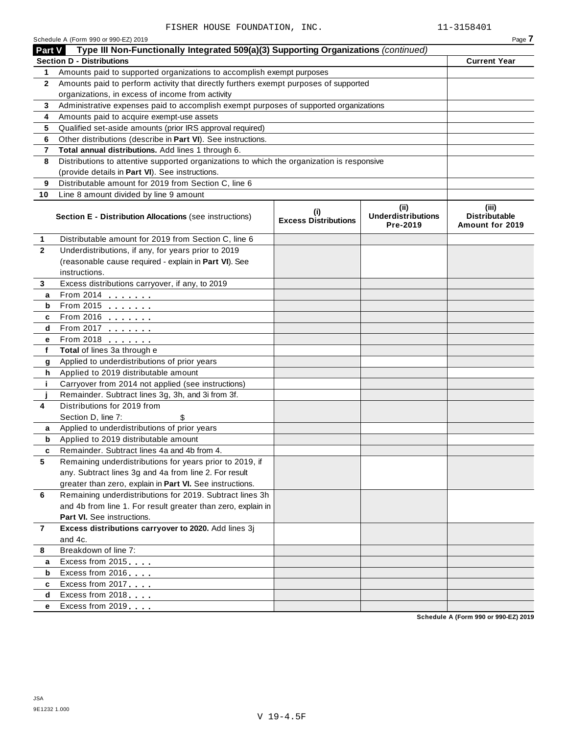FISHER HOUSE FOUNDATION, INC. 11-3158401

Schedule A (Form 990 or 990-EZ) 2019

## Part V Type III Non-Functionally Integrated 509(a)(3) Supporting Organizations *(continued)*

| Section D - Distributions | | Current Year |
|---|---|---|
| 1 | Amounts paid to supported organizations to accomplish exempt purposes | |
| 2 | Amounts paid to perform activity that directly furthers exempt purposes of supported organizations, in excess of income from activity | |
| 3 | Administrative expenses paid to accomplish exempt purposes of supported organizations | |
| 4 | Amounts paid to acquire exempt-use assets | |
| 5 | Qualified set-aside amounts (prior IRS approval required) | |
| 6 | Other distributions (describe in **Part VI**). See instructions. | |
| 7 | **Total annual distributions.** Add lines 1 through 6. | |
| 8 | Distributions to attentive supported organizations to which the organization is responsive (provide details in **Part VI**). See instructions. | |
| 9 | Distributable amount for 2019 from Section C, line 6 | |
| 10 | Line 8 amount divided by line 9 amount | |

| | **Section E - Distribution Allocations** (see instructions) | (i) Excess Distributions | (ii) Underdistributions Pre-2019 | (iii) Distributable Amount for 2019 |
|---|---|---|---|---|
| 1 | Distributable amount for 2019 from Section C, line 6 | | | |
| 2 | Underdistributions, if any, for years prior to 2019 (reasonable cause required - explain in **Part VI**). See instructions. | | | |
| 3 | Excess distributions carryover, if any, to 2019 | | | |
| a | From 2014 | | | |
| b | From 2015 | | | |
| c | From 2016 | | | |
| d | From 2017 | | | |
| e | From 2018 | | | |
| f | **Total** of lines 3a through e | | | |
| g | Applied to underdistributions of prior years | | | |
| h | Applied to 2019 distributable amount | | | |
| i | Carryover from 2014 not applied (see instructions) | | | |
| j | Remainder. Subtract lines 3g, 3h, and 3i from 3f. | | | |
| 4 | Distributions for 2019 from Section D, line 7: $ | | | |
| a | Applied to underdistributions of prior years | | | |
| b | Applied to 2019 distributable amount | | | |
| c | Remainder. Subtract lines 4a and 4b from 4. | | | |
| 5 | Remaining underdistributions for years prior to 2019, if any. Subtract lines 3g and 4a from line 2. For result greater than zero, explain in **Part VI.** See instructions. | | | |
| 6 | Remaining underdistributions for 2019. Subtract lines 3h and 4b from line 1. For result greater than zero, explain in **Part VI.** See instructions. | | | |
| 7 | **Excess distributions carryover to 2020.** Add lines 3j and 4c. | | | |
| 8 | Breakdown of line 7: | | | |
| a | Excess from 2015 | | | |
| b | Excess from 2016 | | | |
| c | Excess from 2017 | | | |
| d | Excess from 2018 | | | |
| e | Excess from 2019 | | | |

Schedule A (Form 990 or 990-EZ) 2019

JSA
9E1232 1.000

V 19-4.5F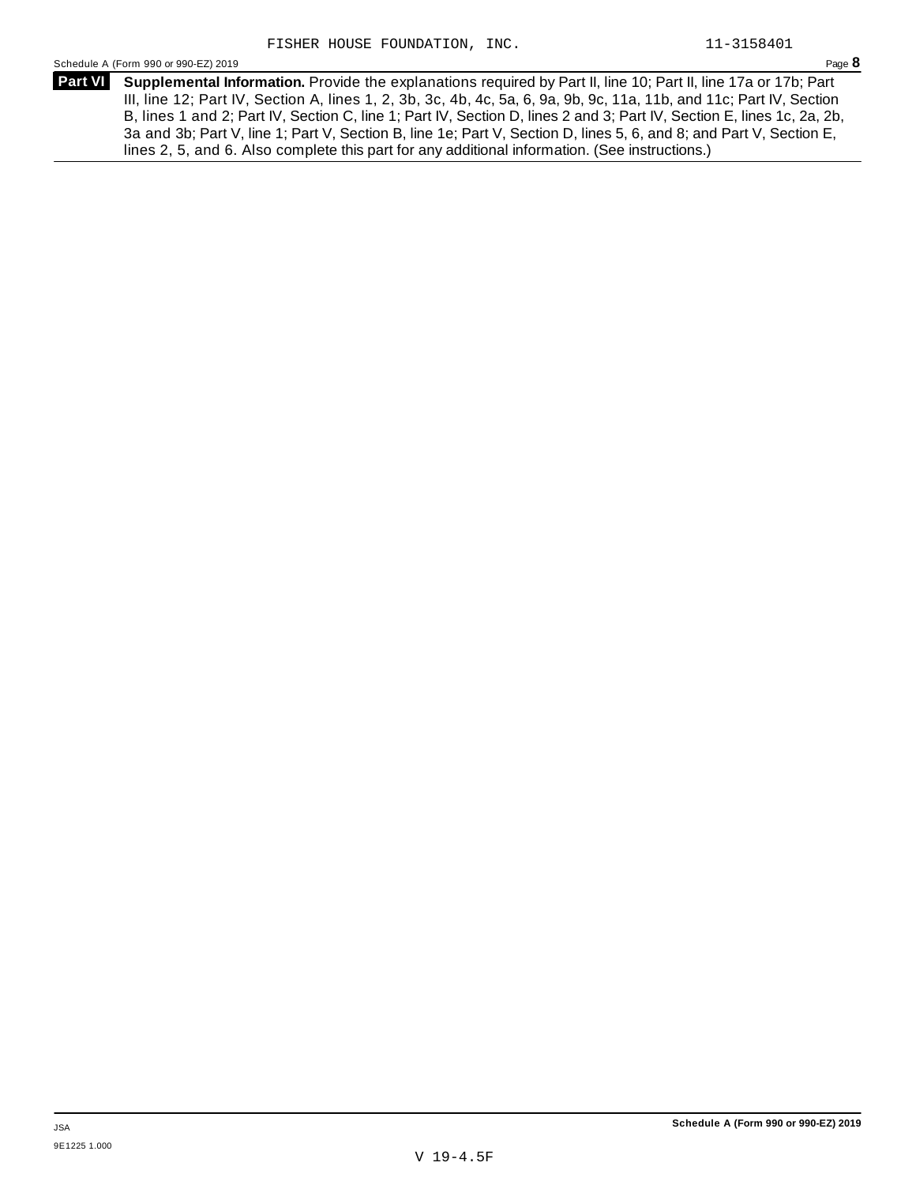FISHER HOUSE FOUNDATION, INC. 11-3158401

Schedule A (Form 990 or 990-EZ) 2019

**Part VI** **Supplemental Information.** Provide the explanations required by Part II, line 10; Part II, line 17a or 17b; Part III, line 12; Part IV, Section A, lines 1, 2, 3b, 3c, 4b, 4c, 5a, 6, 9a, 9b, 9c, 11a, 11b, and 11c; Part IV, Section B, lines 1 and 2; Part IV, Section C, line 1; Part IV, Section D, lines 2 and 3; Part IV, Section E, lines 1c, 2a, 2b, 3a and 3b; Part V, line 1; Part V, Section B, line 1e; Part V, Section D, lines 5, 6, and 8; and Part V, Section E, lines 2, 5, and 6. Also complete this part for any additional information. (See instructions.)

JSA
9E1225 1.000

**Schedule A (Form 990 or 990-EZ) 2019**

V 19-4.5F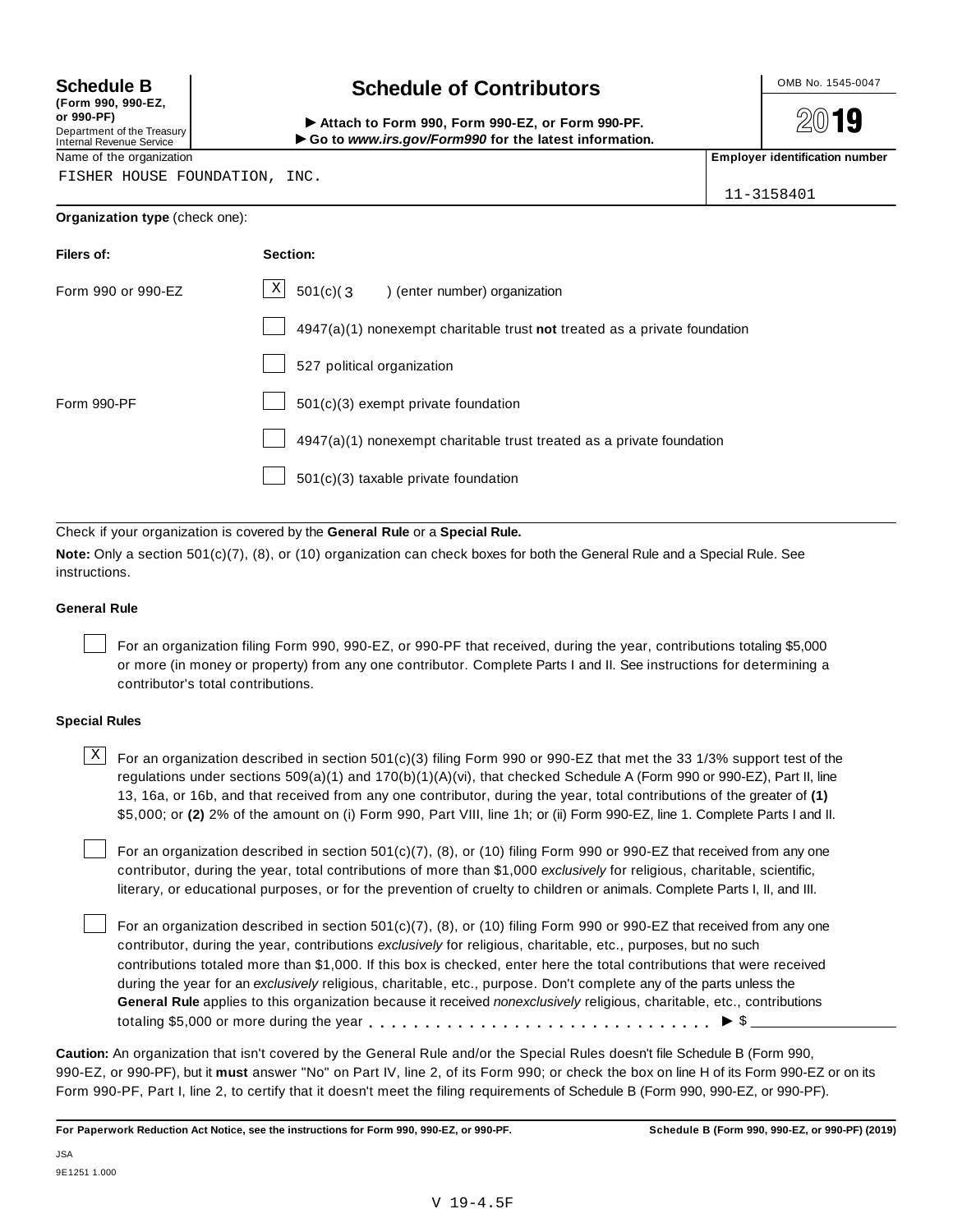**Schedule B**
**(Form 990, 990-EZ, or 990-PF)**
Department of the Treasury
Internal Revenue Service

# Schedule of Contributors

► **Attach to Form 990, Form 990-EZ, or Form 990-PF.**
► **Go to *www.irs.gov/Form990* for the latest information.**

OMB No. 1545-0047

**2019**

Name of the organization: FISHER HOUSE FOUNDATION, INC.

**Employer identification number**: 11-3158401

**Organization type** (check one):

| **Filers of:** | **Section:** |
|---|---|
| Form 990 or 990-EZ | [X] 501(c)( 3 ) (enter number) organization |
| | [ ] 4947(a)(1) nonexempt charitable trust **not** treated as a private foundation |
| | [ ] 527 political organization |
| Form 990-PF | [ ] 501(c)(3) exempt private foundation |
| | [ ] 4947(a)(1) nonexempt charitable trust treated as a private foundation |
| | [ ] 501(c)(3) taxable private foundation |

Check if your organization is covered by the **General Rule** or a **Special Rule.**

**Note:** Only a section 501(c)(7), (8), or (10) organization can check boxes for both the General Rule and a Special Rule. See instructions.

**General Rule**

[ ] For an organization filing Form 990, 990-EZ, or 990-PF that received, during the year, contributions totaling $5,000 or more (in money or property) from any one contributor. Complete Parts I and II. See instructions for determining a contributor's total contributions.

**Special Rules**

[X] For an organization described in section 501(c)(3) filing Form 990 or 990-EZ that met the 33 1/3% support test of the regulations under sections 509(a)(1) and 170(b)(1)(A)(vi), that checked Schedule A (Form 990 or 990-EZ), Part II, line 13, 16a, or 16b, and that received from any one contributor, during the year, total contributions of the greater of **(1)** $5,000; or **(2)** 2% of the amount on (i) Form 990, Part VIII, line 1h; or (ii) Form 990-EZ, line 1. Complete Parts I and II.

[ ] For an organization described in section 501(c)(7), (8), or (10) filing Form 990 or 990-EZ that received from any one contributor, during the year, total contributions of more than $1,000 *exclusively* for religious, charitable, scientific, literary, or educational purposes, or for the prevention of cruelty to children or animals. Complete Parts I, II, and III.

[ ] For an organization described in section 501(c)(7), (8), or (10) filing Form 990 or 990-EZ that received from any one contributor, during the year, contributions *exclusively* for religious, charitable, etc., purposes, but no such contributions totaled more than $1,000. If this box is checked, enter here the total contributions that were received during the year for an *exclusively* religious, charitable, etc., purpose. Don't complete any of the parts unless the **General Rule** applies to this organization because it received *nonexclusively* religious, charitable, etc., contributions totaling $5,000 or more during the year . . . . . . . . . . . . . . . . . . . . . . . . . . . . . ► $ ______________

**Caution:** An organization that isn't covered by the General Rule and/or the Special Rules doesn't file Schedule B (Form 990, 990-EZ, or 990-PF), but it **must** answer "No" on Part IV, line 2, of its Form 990; or check the box on line H of its Form 990-EZ or on its Form 990-PF, Part I, line 2, to certify that it doesn't meet the filing requirements of Schedule B (Form 990, 990-EZ, or 990-PF).

**For Paperwork Reduction Act Notice, see the instructions for Form 990, 990-EZ, or 990-PF.** **Schedule B (Form 990, 990-EZ, or 990-PF) (2019)**

JSA
9E1251 1.000

V 19-4.5F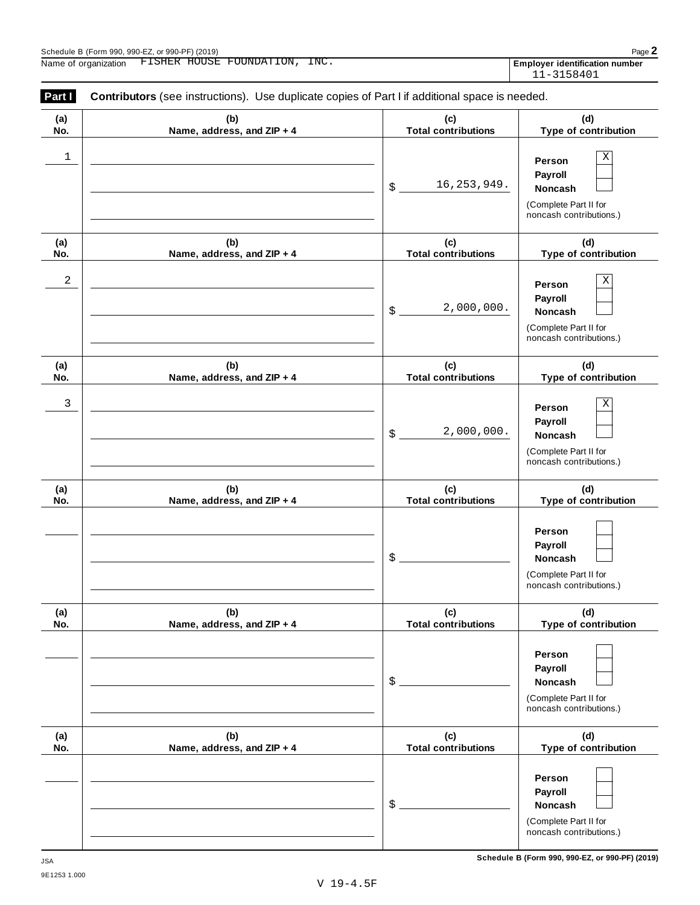Schedule B (Form 990, 990-EZ, or 990-PF) (2019)

Name of organization FISHER HOUSE FOUNDATION, INC.

**Employer identification number** 11-3158401

**Part I** **Contributors** (see instructions). Use duplicate copies of Part I if additional space is needed.

| (a) No. | (b) Name, address, and ZIP + 4 | (c) Total contributions | (d) Type of contribution |
|---|---|---|---|
| 1 | | $ 16,253,949. | Person [X] Payroll [ ] Noncash [ ] (Complete Part II for noncash contributions.) |
| 2 | | $ 2,000,000. | Person [X] Payroll [ ] Noncash [ ] (Complete Part II for noncash contributions.) |
| 3 | | $ 2,000,000. | Person [X] Payroll [ ] Noncash [ ] (Complete Part II for noncash contributions.) |
| | | $ | Person [ ] Payroll [ ] Noncash [ ] (Complete Part II for noncash contributions.) |
| | | $ | Person [ ] Payroll [ ] Noncash [ ] (Complete Part II for noncash contributions.) |
| | | $ | Person [ ] Payroll [ ] Noncash [ ] (Complete Part II for noncash contributions.) |

JSA 9E1253 1.000

**Schedule B (Form 990, 990-EZ, or 990-PF) (2019)**

V 19-4.5F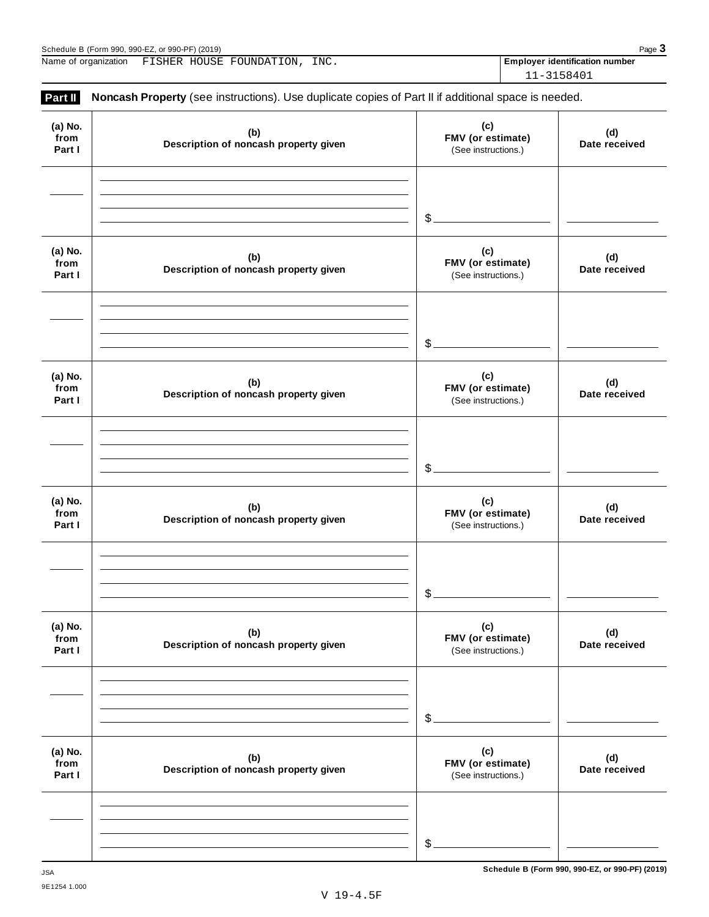Name of organization FISHER HOUSE FOUNDATION, INC.

**Employer identification number** 11-3158401

**Part II** **Noncash Property** (see instructions). Use duplicate copies of Part II if additional space is needed.

| (a) No. from Part I | (b) Description of noncash property given | (c) FMV (or estimate) (See instructions.) | (d) Date received |
|---|---|---|---|
| | | $ | |

| (a) No. from Part I | (b) Description of noncash property given | (c) FMV (or estimate) (See instructions.) | (d) Date received |
|---|---|---|---|
| | | $ | |

| (a) No. from Part I | (b) Description of noncash property given | (c) FMV (or estimate) (See instructions.) | (d) Date received |
|---|---|---|---|
| | | $ | |

| (a) No. from Part I | (b) Description of noncash property given | (c) FMV (or estimate) (See instructions.) | (d) Date received |
|---|---|---|---|
| | | $ | |

| (a) No. from Part I | (b) Description of noncash property given | (c) FMV (or estimate) (See instructions.) | (d) Date received |
|---|---|---|---|
| | | $ | |

| (a) No. from Part I | (b) Description of noncash property given | (c) FMV (or estimate) (See instructions.) | (d) Date received |
|---|---|---|---|
| | | $ | |

JSA
9E1254 1.000

**Schedule B (Form 990, 990-EZ, or 990-PF) (2019)**

V 19-4.5F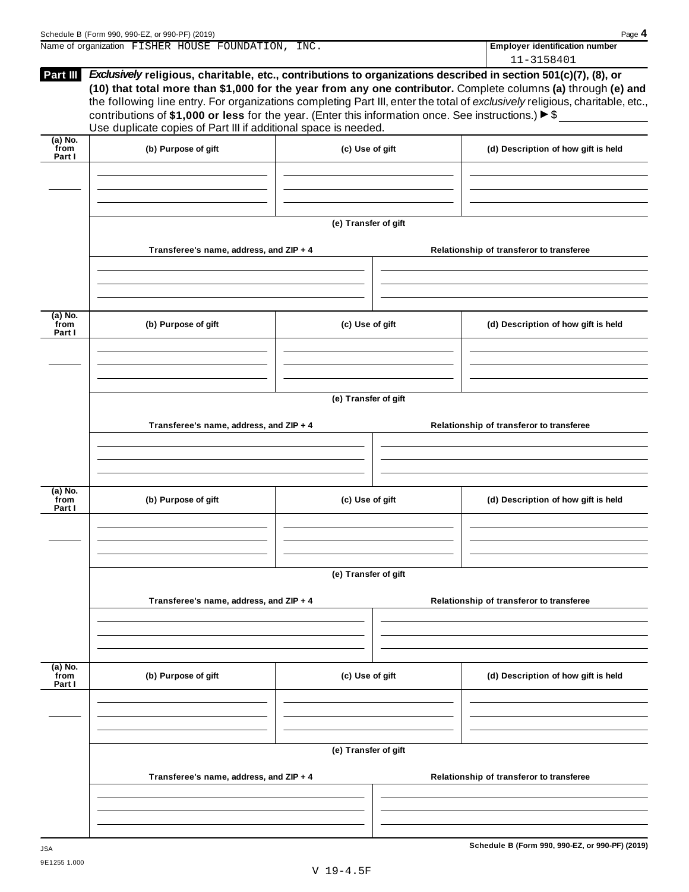Name of organization FISHER HOUSE FOUNDATION, INC.

**Employer identification number**
11-3158401

**Part III** ***Exclusively*** **religious, charitable, etc., contributions to organizations described in section 501(c)(7), (8), or (10) that total more than $1,000 for the year from any one contributor.** Complete columns **(a)** through **(e)** and the following line entry. For organizations completing Part III, enter the total of *exclusively* religious, charitable, etc., contributions of **$1,000 or less** for the year. (Enter this information once. See instructions.) ▶ $

Use duplicate copies of Part III if additional space is needed.

| (a) No. from Part I | (b) Purpose of gift | (c) Use of gift | (d) Description of how gift is held |
|---|---|---|---|
| | | | |

**(e) Transfer of gift**

| Transferee's name, address, and ZIP + 4 | Relationship of transferor to transferee |
|---|---|
| | |

| (a) No. from Part I | (b) Purpose of gift | (c) Use of gift | (d) Description of how gift is held |
|---|---|---|---|
| | | | |

**(e) Transfer of gift**

| Transferee's name, address, and ZIP + 4 | Relationship of transferor to transferee |
|---|---|
| | |

| (a) No. from Part I | (b) Purpose of gift | (c) Use of gift | (d) Description of how gift is held |
|---|---|---|---|
| | | | |

**(e) Transfer of gift**

| Transferee's name, address, and ZIP + 4 | Relationship of transferor to transferee |
|---|---|
| | |

| (a) No. from Part I | (b) Purpose of gift | (c) Use of gift | (d) Description of how gift is held |
|---|---|---|---|
| | | | |

**(e) Transfer of gift**

| Transferee's name, address, and ZIP + 4 | Relationship of transferor to transferee |
|---|---|
| | |

**Schedule B (Form 990, 990-EZ, or 990-PF) (2019)**

JSA
9E1255 1.000

V 19-4.5F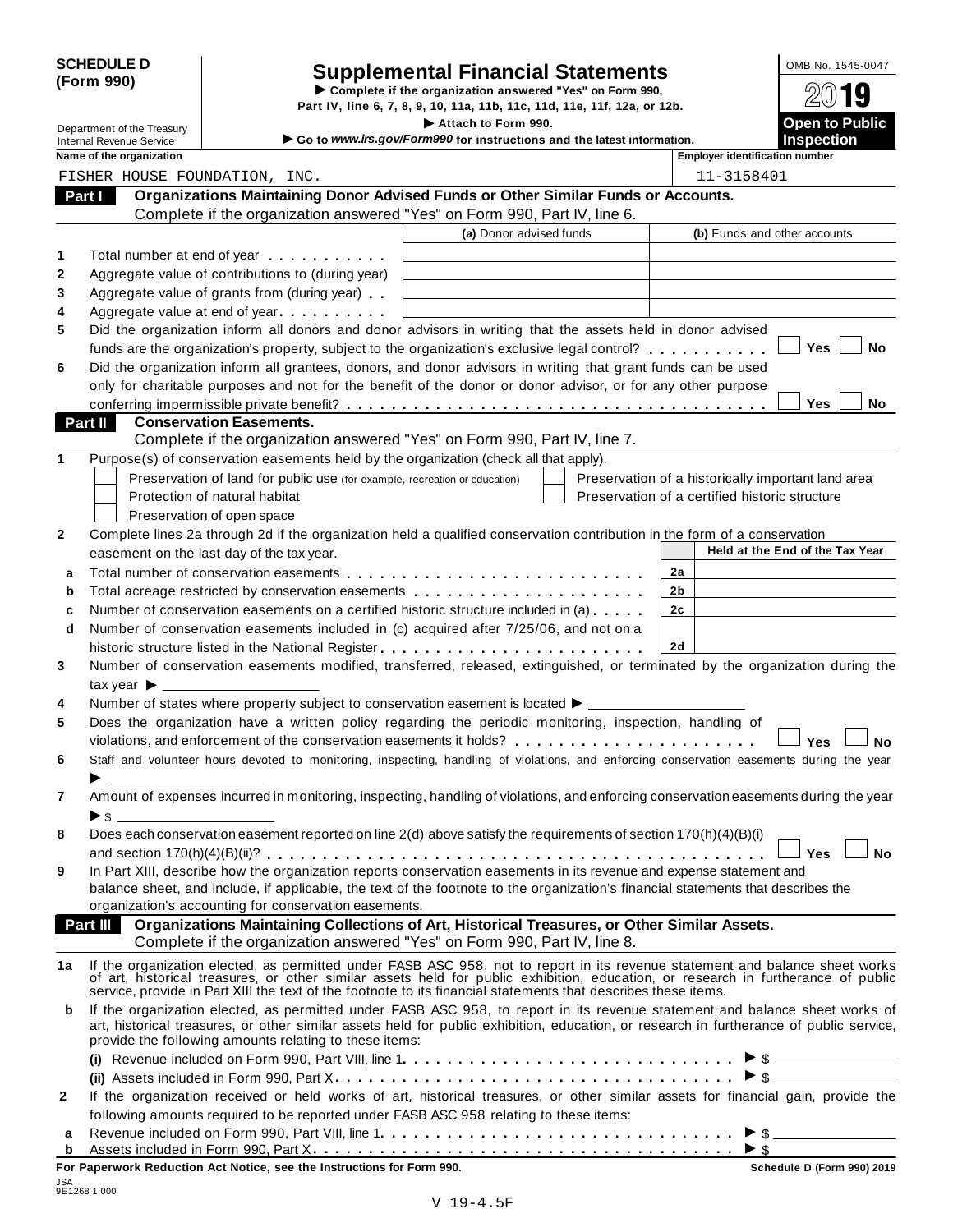**SCHEDULE D (Form 990)**

Department of the Treasury
Internal Revenue Service

# Supplemental Financial Statements

▶ Complete if the organization answered "Yes" on Form 990, Part IV, line 6, 7, 8, 9, 10, 11a, 11b, 11c, 11d, 11e, 11f, 12a, or 12b.

▶ Attach to Form 990.

▶ Go to *www.irs.gov/Form990* for instructions and the latest information.

OMB No. 1545-0047

**2019**

**Open to Public Inspection**

| Name of the organization | Employer identification number |
|---|---|
| FISHER HOUSE FOUNDATION, INC. | 11-3158401 |

## Part I Organizations Maintaining Donor Advised Funds or Other Similar Funds or Accounts.

Complete if the organization answered "Yes" on Form 990, Part IV, line 6.

| | | (a) Donor advised funds | (b) Funds and other accounts |
|---|---|---|---|
| 1 | Total number at end of year | | |
| 2 | Aggregate value of contributions to (during year) | | |
| 3 | Aggregate value of grants from (during year) | | |
| 4 | Aggregate value at end of year | | |

5 Did the organization inform all donors and donor advisors in writing that the assets held in donor advised funds are the organization's property, subject to the organization's exclusive legal control? ☐ Yes ☐ No

6 Did the organization inform all grantees, donors, and donor advisors in writing that grant funds can be used only for charitable purposes and not for the benefit of the donor or donor advisor, or for any other purpose conferring impermissible private benefit? ☐ Yes ☐ No

## Part II Conservation Easements.

Complete if the organization answered "Yes" on Form 990, Part IV, line 7.

1 Purpose(s) of conservation easements held by the organization (check all that apply).

- ☐ Preservation of land for public use (for example, recreation or education)
- ☐ Protection of natural habitat
- ☐ Preservation of open space
- ☐ Preservation of a historically important land area
- ☐ Preservation of a certified historic structure

2 Complete lines 2a through 2d if the organization held a qualified conservation contribution in the form of a conservation easement on the last day of the tax year.

| | | | Held at the End of the Tax Year |
|---|---|---|---|
| a | Total number of conservation easements | 2a | |
| b | Total acreage restricted by conservation easements | 2b | |
| c | Number of conservation easements on a certified historic structure included in (a) | 2c | |
| d | Number of conservation easements included in (c) acquired after 7/25/06, and not on a historic structure listed in the National Register | 2d | |

3 Number of conservation easements modified, transferred, released, extinguished, or terminated by the organization during the tax year ▶ ____________

4 Number of states where property subject to conservation easement is located ▶ ____________

5 Does the organization have a written policy regarding the periodic monitoring, inspection, handling of violations, and enforcement of the conservation easements it holds? ☐ Yes ☐ No

6 Staff and volunteer hours devoted to monitoring, inspecting, handling of violations, and enforcing conservation easements during the year ▶ ____________

7 Amount of expenses incurred in monitoring, inspecting, handling of violations, and enforcing conservation easements during the year ▶ $ ____________

8 Does each conservation easement reported on line 2(d) above satisfy the requirements of section 170(h)(4)(B)(i) and section 170(h)(4)(B)(ii)? ☐ Yes ☐ No

9 In Part XIII, describe how the organization reports conservation easements in its revenue and expense statement and balance sheet, and include, if applicable, the text of the footnote to the organization's financial statements that describes the organization's accounting for conservation easements.

## Part III Organizations Maintaining Collections of Art, Historical Treasures, or Other Similar Assets.

Complete if the organization answered "Yes" on Form 990, Part IV, line 8.

1a If the organization elected, as permitted under FASB ASC 958, not to report in its revenue statement and balance sheet works of art, historical treasures, or other similar assets held for public exhibition, education, or research in furtherance of public service, provide in Part XIII the text of the footnote to its financial statements that describes these items.

b If the organization elected, as permitted under FASB ASC 958, to report in its revenue statement and balance sheet works of art, historical treasures, or other similar assets held for public exhibition, education, or research in furtherance of public service, provide the following amounts relating to these items:

(i) Revenue included on Form 990, Part VIII, line 1 ▶ $ ____________

(ii) Assets included in Form 990, Part X ▶ $ ____________

2 If the organization received or held works of art, historical treasures, or other similar assets for financial gain, provide the following amounts required to be reported under FASB ASC 958 relating to these items:

a Revenue included on Form 990, Part VIII, line 1 ▶ $ ____________

b Assets included in Form 990, Part X ▶ $ ____________

**For Paperwork Reduction Act Notice, see the Instructions for Form 990.** **Schedule D (Form 990) 2019**

JSA
9E1268 1.000

V 19-4.5F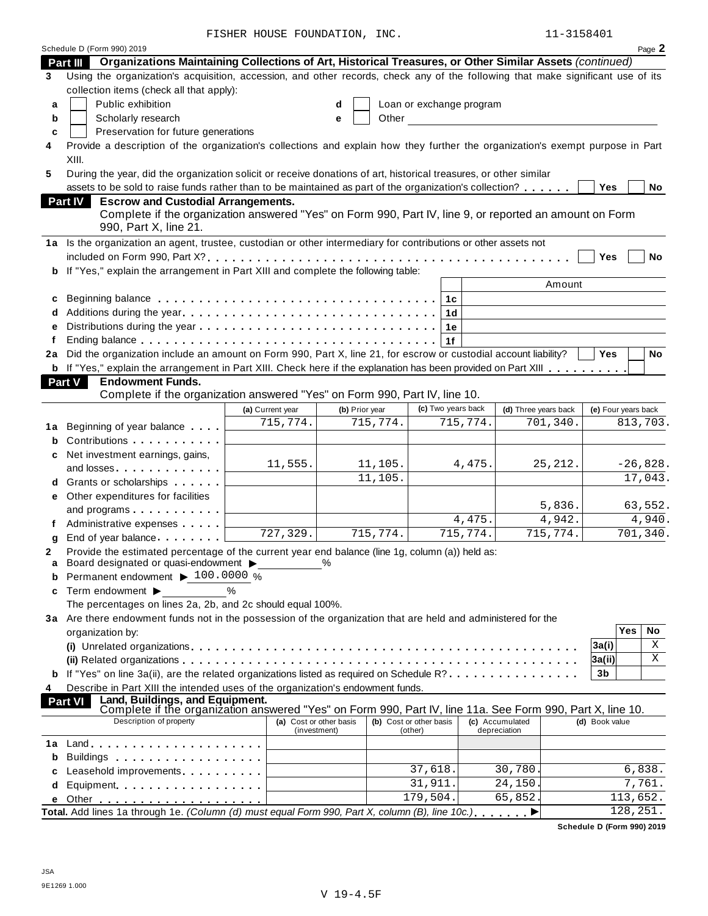FISHER HOUSE FOUNDATION, INC. 11-3158401

Schedule D (Form 990) 2019 Page **2**

**Part III Organizations Maintaining Collections of Art, Historical Treasures, or Other Similar Assets** *(continued)*

**3** Using the organization's acquisition, accession, and other records, check any of the following that make significant use of its collection items (check all that apply):

- **a** ☐ Public exhibition
- **b** ☐ Scholarly research
- **c** ☐ Preservation for future generations
- **d** ☐ Loan or exchange program
- **e** ☐ Other

**4** Provide a description of the organization's collections and explain how they further the organization's exempt purpose in Part XIII.

**5** During the year, did the organization solicit or receive donations of art, historical treasures, or other similar assets to be sold to raise funds rather than to be maintained as part of the organization's collection? ☐ Yes ☐ No

**Part IV Escrow and Custodial Arrangements.**
Complete if the organization answered "Yes" on Form 990, Part IV, line 9, or reported an amount on Form 990, Part X, line 21.

**1a** Is the organization an agent, trustee, custodian or other intermediary for contributions or other assets not included on Form 990, Part X? ☐ Yes ☐ No

**b** If "Yes," explain the arrangement in Part XIII and complete the following table:

| | | | Amount |
|---|---|---|---|
| **c** | Beginning balance | 1c | |
| **d** | Additions during the year | 1d | |
| **e** | Distributions during the year | 1e | |
| **f** | Ending balance | 1f | |

**2a** Did the organization include an amount on Form 990, Part X, line 21, for escrow or custodial account liability? ☐ Yes ☐ No

**b** If "Yes," explain the arrangement in Part XIII. Check here if the explanation has been provided on Part XIII ☐

**Part V Endowment Funds.**
Complete if the organization answered "Yes" on Form 990, Part IV, line 10.

| | | (a) Current year | (b) Prior year | (c) Two years back | (d) Three years back | (e) Four years back |
|---|---|---|---|---|---|---|
| **1a** | Beginning of year balance | 715,774. | 715,774. | 715,774. | 701,340. | 813,703. |
| **b** | Contributions | | | | | |
| **c** | Net investment earnings, gains, and losses | 11,555. | 11,105. | 4,475. | 25,212. | -26,828. |
| **d** | Grants or scholarships | | 11,105. | | | 17,043. |
| **e** | Other expenditures for facilities and programs | | | | 5,836. | 63,552. |
| **f** | Administrative expenses | | | 4,475. | 4,942. | 4,940. |
| **g** | End of year balance | 727,329. | 715,774. | 715,774. | 715,774. | 701,340. |

**2** Provide the estimated percentage of the current year end balance (line 1g, column (a)) held as:

- **a** Board designated or quasi-endowment ▶ ______ %
- **b** Permanent endowment ▶ 100.0000 %
- **c** Term endowment ▶ ______ %

The percentages on lines 2a, 2b, and 2c should equal 100%.

**3a** Are there endowment funds not in the possession of the organization that are held and administered for the organization by:

| | | | Yes | No |
|---|---|---|---|---|
| | **(i)** Unrelated organizations | 3a(i) | | X |
| | **(ii)** Related organizations | 3a(ii) | | X |
| **b** | If "Yes" on line 3a(ii), are the related organizations listed as required on Schedule R? | 3b | | |

**4** Describe in Part XIII the intended uses of the organization's endowment funds.

**Part VI Land, Buildings, and Equipment.**
Complete if the organization answered "Yes" on Form 990, Part IV, line 11a. See Form 990, Part X, line 10.

| | Description of property | (a) Cost or other basis (investment) | (b) Cost or other basis (other) | (c) Accumulated depreciation | (d) Book value |
|---|---|---|---|---|---|
| **1a** | Land | | | | |
| **b** | Buildings | | | | |
| **c** | Leasehold improvements | | 37,618. | 30,780. | 6,838. |
| **d** | Equipment | | 31,911. | 24,150. | 7,761. |
| **e** | Other | | 179,504. | 65,852. | 113,652. |
| | **Total.** Add lines 1a through 1e. *(Column (d) must equal Form 990, Part X, column (B), line 10c.)* ▶ | | | | 128,251. |

**Schedule D (Form 990) 2019**

JSA
9E1269 1.000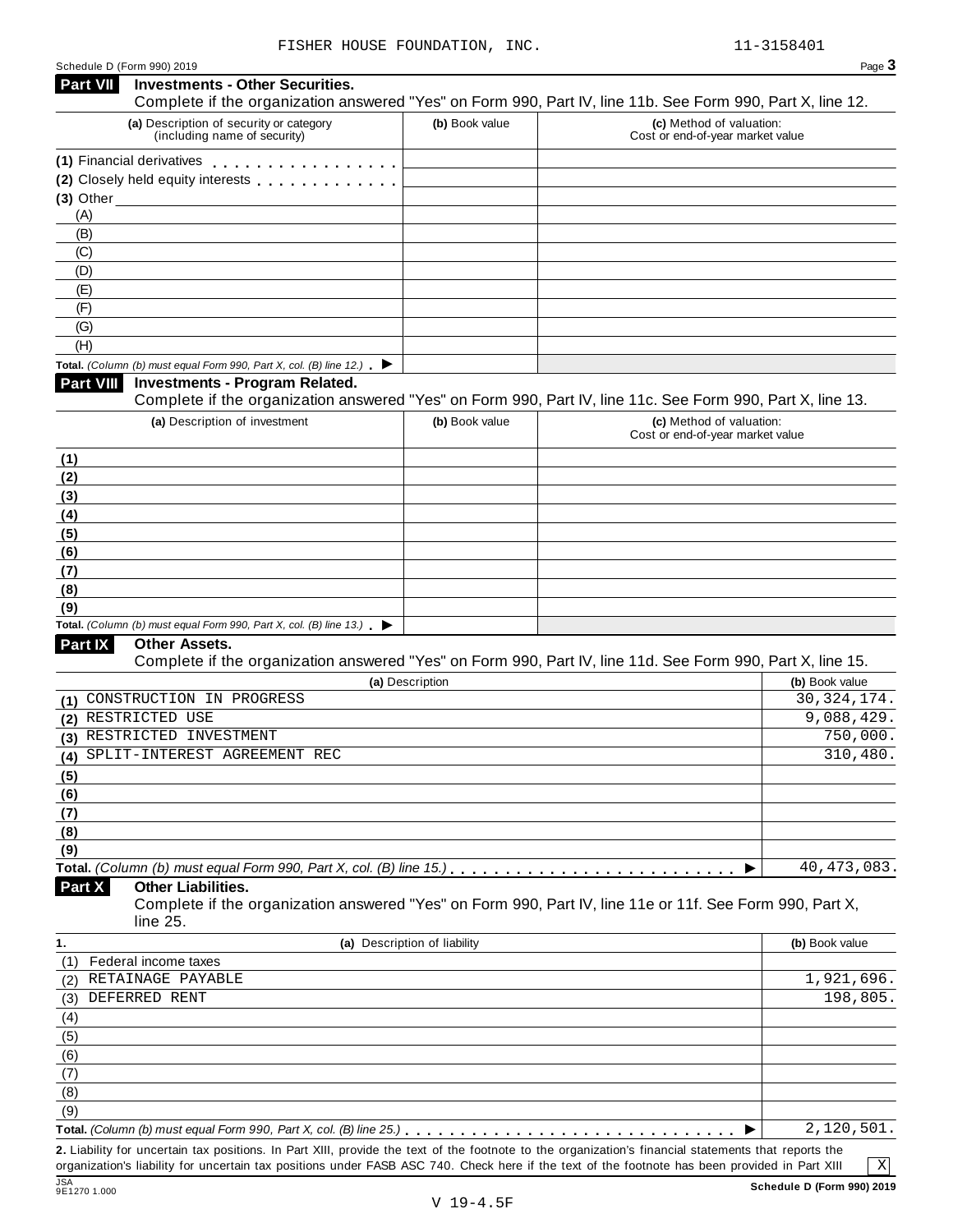FISHER HOUSE FOUNDATION, INC. 11-3158401

Schedule D (Form 990) 2019

## Part VII Investments - Other Securities.

Complete if the organization answered "Yes" on Form 990, Part IV, line 11b. See Form 990, Part X, line 12.

| (a) Description of security or category (including name of security) | (b) Book value | (c) Method of valuation: Cost or end-of-year market value |
|---|---|---|
| (1) Financial derivatives | | |
| (2) Closely held equity interests | | |
| (3) Other | | |
| (A) | | |
| (B) | | |
| (C) | | |
| (D) | | |
| (E) | | |
| (F) | | |
| (G) | | |
| (H) | | |
| **Total.** *(Column (b) must equal Form 990, Part X, col. (B) line 12.)* ▶ | | |

## Part VIII Investments - Program Related.

Complete if the organization answered "Yes" on Form 990, Part IV, line 11c. See Form 990, Part X, line 13.

| (a) Description of investment | (b) Book value | (c) Method of valuation: Cost or end-of-year market value |
|---|---|---|
| (1) | | |
| (2) | | |
| (3) | | |
| (4) | | |
| (5) | | |
| (6) | | |
| (7) | | |
| (8) | | |
| (9) | | |
| **Total.** *(Column (b) must equal Form 990, Part X, col. (B) line 13.)* ▶ | | |

## Part IX Other Assets.

Complete if the organization answered "Yes" on Form 990, Part IV, line 11d. See Form 990, Part X, line 15.

| (a) Description | (b) Book value |
|---|---|
| (1) CONSTRUCTION IN PROGRESS | 30,324,174. |
| (2) RESTRICTED USE | 9,088,429. |
| (3) RESTRICTED INVESTMENT | 750,000. |
| (4) SPLIT-INTEREST AGREEMENT REC | 310,480. |
| (5) | |
| (6) | |
| (7) | |
| (8) | |
| (9) | |
| **Total.** *(Column (b) must equal Form 990, Part X, col. (B) line 15.)* ▶ | 40,473,083. |

## Part X Other Liabilities.

Complete if the organization answered "Yes" on Form 990, Part IV, line 11e or 11f. See Form 990, Part X, line 25.

| 1. (a) Description of liability | (b) Book value |
|---|---|
| (1) Federal income taxes | |
| (2) RETAINAGE PAYABLE | 1,921,696. |
| (3) DEFERRED RENT | 198,805. |
| (4) | |
| (5) | |
| (6) | |
| (7) | |
| (8) | |
| (9) | |
| **Total.** *(Column (b) must equal Form 990, Part X, col. (B) line 25.)* ▶ | 2,120,501. |

**2.** Liability for uncertain tax positions. In Part XIII, provide the text of the footnote to the organization's financial statements that reports the organization's liability for uncertain tax positions under FASB ASC 740. Check here if the text of the footnote has been provided in Part XIII [X]

Schedule D (Form 990) 2019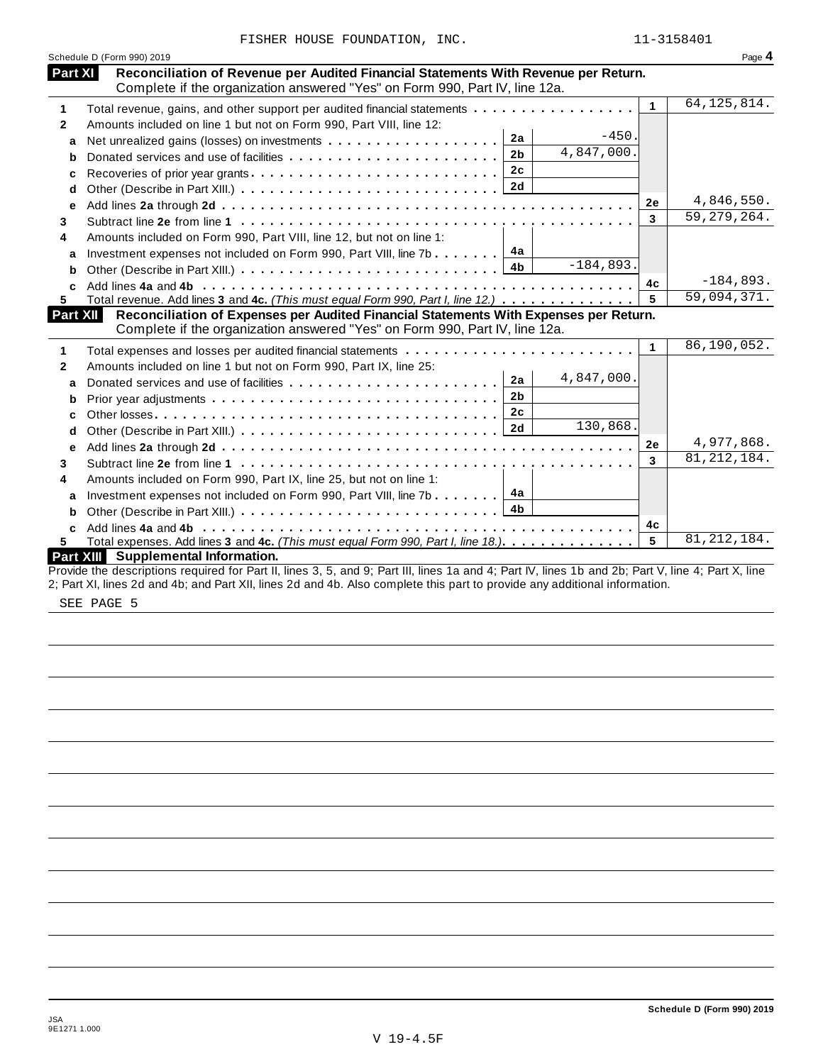FISHER HOUSE FOUNDATION, INC. 11-3158401

Schedule D (Form 990) 2019 Page **4**

## Part XI Reconciliation of Revenue per Audited Financial Statements With Revenue per Return.

Complete if the organization answered "Yes" on Form 990, Part IV, line 12a.

| | | | | | |
|---|---|---|---|---|---|
| **1** | Total revenue, gains, and other support per audited financial statements | | | 1 | 64,125,814. |
| **2** | Amounts included on line 1 but not on Form 990, Part VIII, line 12: | | | | |
| **a** | Net unrealized gains (losses) on investments | 2a | -450. | | |
| **b** | Donated services and use of facilities | 2b | 4,847,000. | | |
| **c** | Recoveries of prior year grants | 2c | | | |
| **d** | Other (Describe in Part XIII.) | 2d | | | |
| **e** | Add lines **2a** through **2d** | | | 2e | 4,846,550. |
| **3** | Subtract line **2e** from line **1** | | | 3 | 59,279,264. |
| **4** | Amounts included on Form 990, Part VIII, line 12, but not on line 1: | | | | |
| **a** | Investment expenses not included on Form 990, Part VIII, line 7b | 4a | | | |
| **b** | Other (Describe in Part XIII.) | 4b | -184,893. | | |
| **c** | Add lines **4a** and **4b** | | | 4c | -184,893. |
| **5** | Total revenue. Add lines **3** and **4c.** *(This must equal Form 990, Part I, line 12.)* | | | 5 | 59,094,371. |

## Part XII Reconciliation of Expenses per Audited Financial Statements With Expenses per Return.

Complete if the organization answered "Yes" on Form 990, Part IV, line 12a.

| | | | | | |
|---|---|---|---|---|---|
| **1** | Total expenses and losses per audited financial statements | | | 1 | 86,190,052. |
| **2** | Amounts included on line 1 but not on Form 990, Part IX, line 25: | | | | |
| **a** | Donated services and use of facilities | 2a | 4,847,000. | | |
| **b** | Prior year adjustments | 2b | | | |
| **c** | Other losses | 2c | | | |
| **d** | Other (Describe in Part XIII.) | 2d | 130,868. | | |
| **e** | Add lines **2a** through **2d** | | | 2e | 4,977,868. |
| **3** | Subtract line **2e** from line **1** | | | 3 | 81,212,184. |
| **4** | Amounts included on Form 990, Part IX, line 25, but not on line 1: | | | | |
| **a** | Investment expenses not included on Form 990, Part VIII, line 7b | 4a | | | |
| **b** | Other (Describe in Part XIII.) | 4b | | | |
| **c** | Add lines **4a** and **4b** | | | 4c | |
| **5** | Total expenses. Add lines **3** and **4c.** *(This must equal Form 990, Part I, line 18.)* | | | 5 | 81,212,184. |

## Part XIII Supplemental Information.

Provide the descriptions required for Part II, lines 3, 5, and 9; Part III, lines 1a and 4; Part IV, lines 1b and 2b; Part V, line 4; Part X, line 2; Part XI, lines 2d and 4b; and Part XII, lines 2d and 4b. Also complete this part to provide any additional information.

SEE PAGE 5

Schedule D (Form 990) 2019

JSA
9E1271 1.000

V 19-4.5F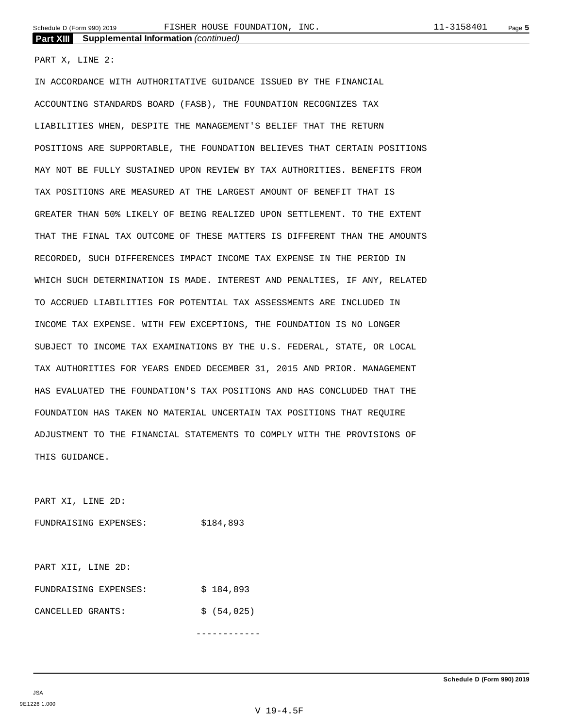**Part XIII Supplemental Information** *(continued)*

PART X, LINE 2:

IN ACCORDANCE WITH AUTHORITATIVE GUIDANCE ISSUED BY THE FINANCIAL ACCOUNTING STANDARDS BOARD (FASB), THE FOUNDATION RECOGNIZES TAX LIABILITIES WHEN, DESPITE THE MANAGEMENT'S BELIEF THAT THE RETURN POSITIONS ARE SUPPORTABLE, THE FOUNDATION BELIEVES THAT CERTAIN POSITIONS MAY NOT BE FULLY SUSTAINED UPON REVIEW BY TAX AUTHORITIES. BENEFITS FROM TAX POSITIONS ARE MEASURED AT THE LARGEST AMOUNT OF BENEFIT THAT IS GREATER THAN 50% LIKELY OF BEING REALIZED UPON SETTLEMENT. TO THE EXTENT THAT THE FINAL TAX OUTCOME OF THESE MATTERS IS DIFFERENT THAN THE AMOUNTS RECORDED, SUCH DIFFERENCES IMPACT INCOME TAX EXPENSE IN THE PERIOD IN WHICH SUCH DETERMINATION IS MADE. INTEREST AND PENALTIES, IF ANY, RELATED TO ACCRUED LIABILITIES FOR POTENTIAL TAX ASSESSMENTS ARE INCLUDED IN INCOME TAX EXPENSE. WITH FEW EXCEPTIONS, THE FOUNDATION IS NO LONGER SUBJECT TO INCOME TAX EXAMINATIONS BY THE U.S. FEDERAL, STATE, OR LOCAL TAX AUTHORITIES FOR YEARS ENDED DECEMBER 31, 2015 AND PRIOR. MANAGEMENT HAS EVALUATED THE FOUNDATION'S TAX POSITIONS AND HAS CONCLUDED THAT THE FOUNDATION HAS TAKEN NO MATERIAL UNCERTAIN TAX POSITIONS THAT REQUIRE ADJUSTMENT TO THE FINANCIAL STATEMENTS TO COMPLY WITH THE PROVISIONS OF THIS GUIDANCE.

PART XI, LINE 2D:

FUNDRAISING EXPENSES: $184,893

PART XII, LINE 2D:

FUNDRAISING EXPENSES: $ 184,893

CANCELLED GRANTS: $ (54,025)

------------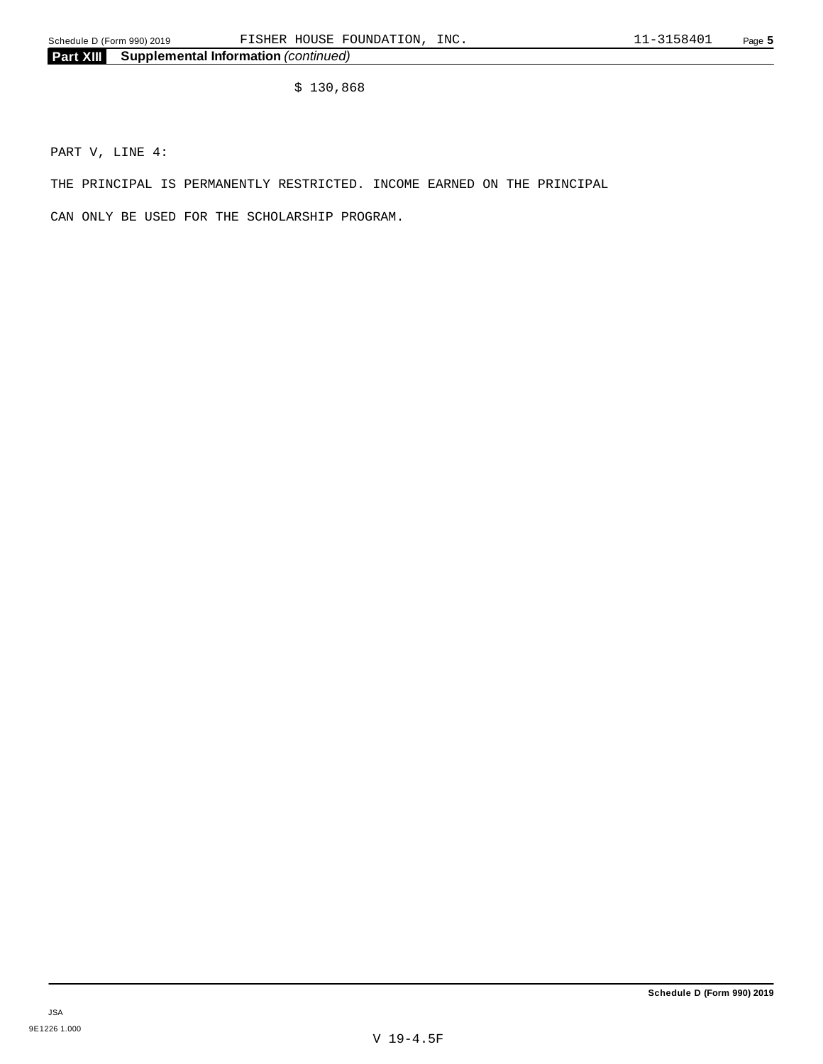**Part XIII Supplemental Information** *(continued)*

$ 130,868

PART V, LINE 4:

THE PRINCIPAL IS PERMANENTLY RESTRICTED. INCOME EARNED ON THE PRINCIPAL CAN ONLY BE USED FOR THE SCHOLARSHIP PROGRAM.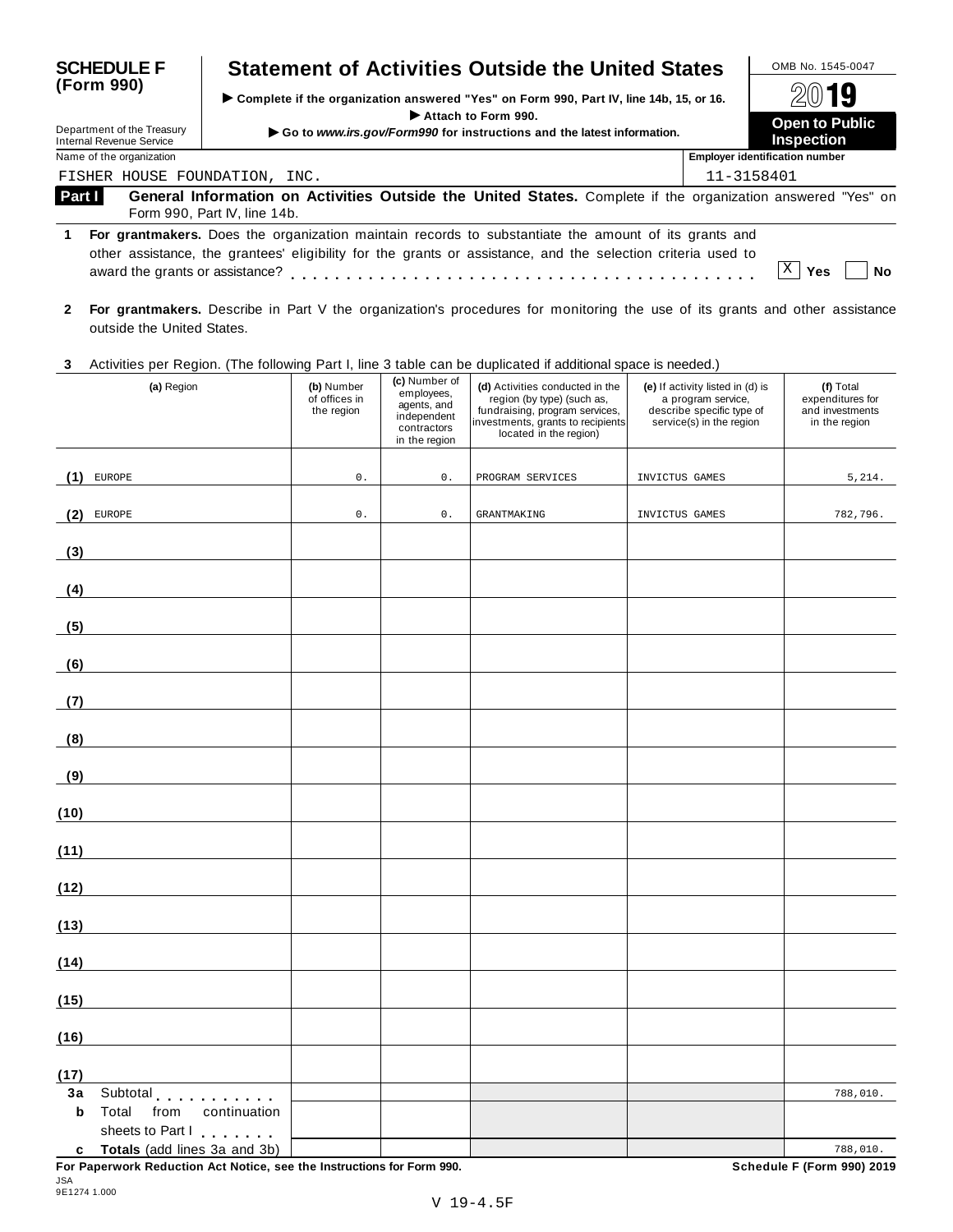**SCHEDULE F (Form 990)**

Department of the Treasury
Internal Revenue Service

# Statement of Activities Outside the United States

▶ Complete if the organization answered "Yes" on Form 990, Part IV, line 14b, 15, or 16.
▶ Attach to Form 990.
▶ Go to *www.irs.gov/Form990* for instructions and the latest information.

OMB No. 1545-0047

**2019**

**Open to Public Inspection**

Name of the organization: FISHER HOUSE FOUNDATION, INC.

Employer identification number: 11-3158401

**Part I** **General Information on Activities Outside the United States.** Complete if the organization answered "Yes" on Form 990, Part IV, line 14b.

**1** **For grantmakers.** Does the organization maintain records to substantiate the amount of its grants and other assistance, the grantees' eligibility for the grants or assistance, and the selection criteria used to award the grants or assistance? . . . . . . . . . . [X] **Yes** [ ] **No**

**2** **For grantmakers.** Describe in Part V the organization's procedures for monitoring the use of its grants and other assistance outside the United States.

**3** Activities per Region. (The following Part I, line 3 table can be duplicated if additional space is needed.)

| | (a) Region | (b) Number of offices in the region | (c) Number of employees, agents, and independent contractors in the region | (d) Activities conducted in the region (by type) (such as, fundraising, program services, investments, grants to recipients located in the region) | (e) If activity listed in (d) is a program service, describe specific type of service(s) in the region | (f) Total expenditures for and investments in the region |
|---|---|---|---|---|---|---|
| (1) | EUROPE | 0. | 0. | PROGRAM SERVICES | INVICTUS GAMES | 5,214. |
| (2) | EUROPE | 0. | 0. | GRANTMAKING | INVICTUS GAMES | 782,796. |
| (3) | | | | | | |
| (4) | | | | | | |
| (5) | | | | | | |
| (6) | | | | | | |
| (7) | | | | | | |
| (8) | | | | | | |
| (9) | | | | | | |
| (10) | | | | | | |
| (11) | | | | | | |
| (12) | | | | | | |
| (13) | | | | | | |
| (14) | | | | | | |
| (15) | | | | | | |
| (16) | | | | | | |
| (17) | | | | | | |
| 3a | Subtotal . . . . . . . . . . | | | | | 788,010. |
| b | Total from continuation sheets to Part I . . . . . . . | | | | | |
| c | **Totals** (add lines 3a and 3b) | | | | | 788,010. |

**For Paperwork Reduction Act Notice, see the Instructions for Form 990.** **Schedule F (Form 990) 2019**

JSA
9E1274 1.000

V 19-4.5F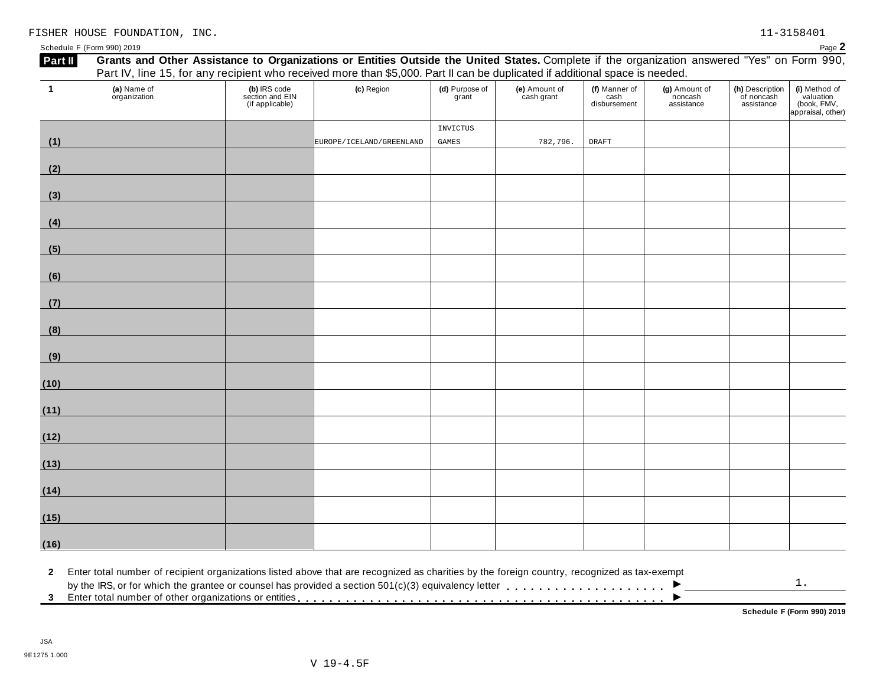FISHER HOUSE FOUNDATION, INC. 11-3158401

Schedule F (Form 990) 2019 Page **2**

## Part II Grants and Other Assistance to Organizations or Entities Outside the United States.

Complete if the organization answered "Yes" on Form 990, Part IV, line 15, for any recipient who received more than $5,000. Part II can be duplicated if additional space is needed.

| 1 | (a) Name of organization | (b) IRS code section and EIN (if applicable) | (c) Region | (d) Purpose of grant | (e) Amount of cash grant | (f) Manner of cash disbursement | (g) Amount of noncash assistance | (h) Description of noncash assistance | (i) Method of valuation (book, FMV, appraisal, other) |
|---|---|---|---|---|---|---|---|---|---|
| (1) | | | EUROPE/ICELAND/GREENLAND | INVICTUS GAMES | 782,796. | DRAFT | | | |
| (2) | | | | | | | | | |
| (3) | | | | | | | | | |
| (4) | | | | | | | | | |
| (5) | | | | | | | | | |
| (6) | | | | | | | | | |
| (7) | | | | | | | | | |
| (8) | | | | | | | | | |
| (9) | | | | | | | | | |
| (10) | | | | | | | | | |
| (11) | | | | | | | | | |
| (12) | | | | | | | | | |
| (13) | | | | | | | | | |
| (14) | | | | | | | | | |
| (15) | | | | | | | | | |
| (16) | | | | | | | | | |

**2** Enter total number of recipient organizations listed above that are recognized as charities by the foreign country, recognized as tax-exempt by the IRS, or for which the grantee or counsel has provided a section 501(c)(3) equivalency letter . . . . . . . . . . . . . . . . . . . . ▶ 1.

**3** Enter total number of other organizations or entities . . . . . . . . . . . . . . . . . . . . . . . . . . . . . . . . . . . . . . . . . . . . ▶

**Schedule F (Form 990) 2019**

JSA
9E1275 1.000

V 19-4.5F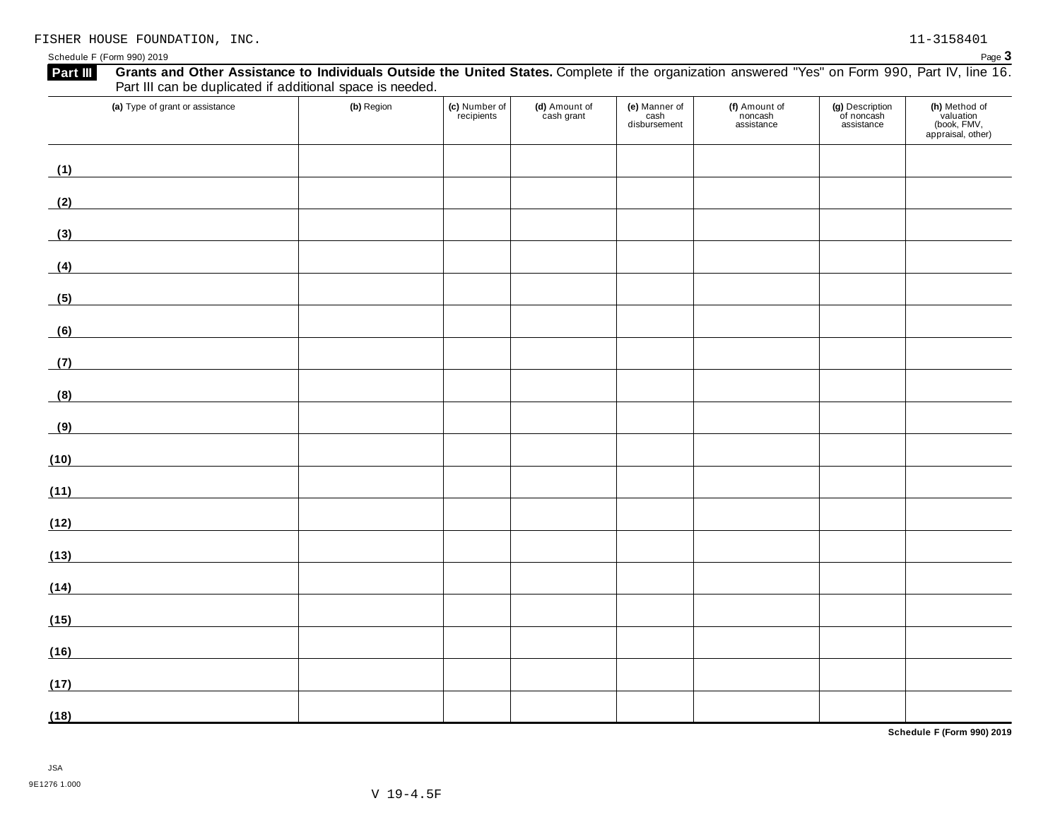FISHER HOUSE FOUNDATION, INC. 11-3158401

Schedule F (Form 990) 2019 Page **3**

**Part III** **Grants and Other Assistance to Individuals Outside the United States.** Complete if the organization answered "Yes" on Form 990, Part IV, line 16. Part III can be duplicated if additional space is needed.

| (a) Type of grant or assistance | (b) Region | (c) Number of recipients | (d) Amount of cash grant | (e) Manner of cash disbursement | (f) Amount of noncash assistance | (g) Description of noncash assistance | (h) Method of valuation (book, FMV, appraisal, other) |
|---|---|---|---|---|---|---|---|
| (1) | | | | | | | |
| (2) | | | | | | | |
| (3) | | | | | | | |
| (4) | | | | | | | |
| (5) | | | | | | | |
| (6) | | | | | | | |
| (7) | | | | | | | |
| (8) | | | | | | | |
| (9) | | | | | | | |
| (10) | | | | | | | |
| (11) | | | | | | | |
| (12) | | | | | | | |
| (13) | | | | | | | |
| (14) | | | | | | | |
| (15) | | | | | | | |
| (16) | | | | | | | |
| (17) | | | | | | | |
| (18) | | | | | | | |

**Schedule F (Form 990) 2019**

JSA
9E1276 1.000

V 19-4.5F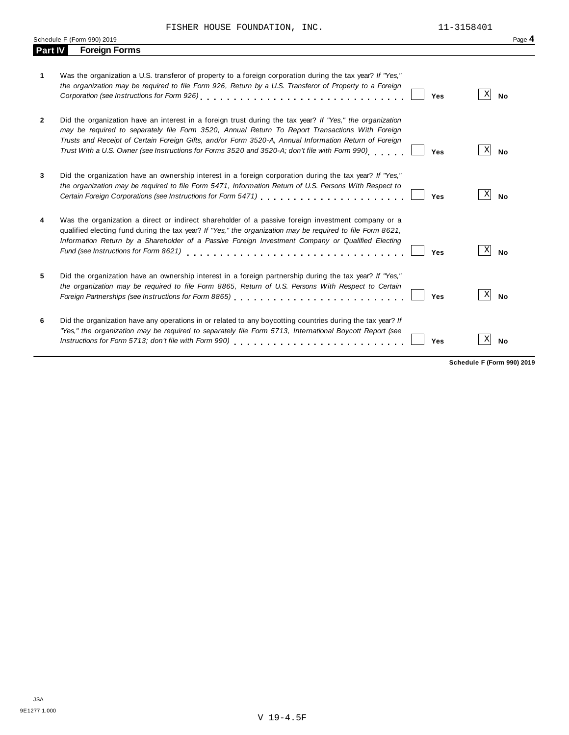FISHER HOUSE FOUNDATION, INC. 11-3158401

Schedule F (Form 990) 2019

## Part IV Foreign Forms

| | | Yes | No |
|---|---|---|---|
| **1** | Was the organization a U.S. transferor of property to a foreign corporation during the tax year? *If "Yes," the organization may be required to file Form 926, Return by a U.S. Transferor of Property to a Foreign Corporation (see Instructions for Form 926)* | | X |
| **2** | Did the organization have an interest in a foreign trust during the tax year? *If "Yes," the organization may be required to separately file Form 3520, Annual Return To Report Transactions With Foreign Trusts and Receipt of Certain Foreign Gifts, and/or Form 3520-A, Annual Information Return of Foreign Trust With a U.S. Owner (see Instructions for Forms 3520 and 3520-A; don't file with Form 990)* | | X |
| **3** | Did the organization have an ownership interest in a foreign corporation during the tax year? *If "Yes," the organization may be required to file Form 5471, Information Return of U.S. Persons With Respect to Certain Foreign Corporations (see Instructions for Form 5471)* | | X |
| **4** | Was the organization a direct or indirect shareholder of a passive foreign investment company or a qualified electing fund during the tax year? *If "Yes," the organization may be required to file Form 8621, Information Return by a Shareholder of a Passive Foreign Investment Company or Qualified Electing Fund (see Instructions for Form 8621)* | | X |
| **5** | Did the organization have an ownership interest in a foreign partnership during the tax year? *If "Yes," the organization may be required to file Form 8865, Return of U.S. Persons With Respect to Certain Foreign Partnerships (see Instructions for Form 8865)* | | X |
| **6** | Did the organization have any operations in or related to any boycotting countries during the tax year? *If "Yes," the organization may be required to separately file Form 5713, International Boycott Report (see Instructions for Form 5713; don't file with Form 990)* | | X |

**Schedule F (Form 990) 2019**

JSA
9E1277 1.000

V 19-4.5F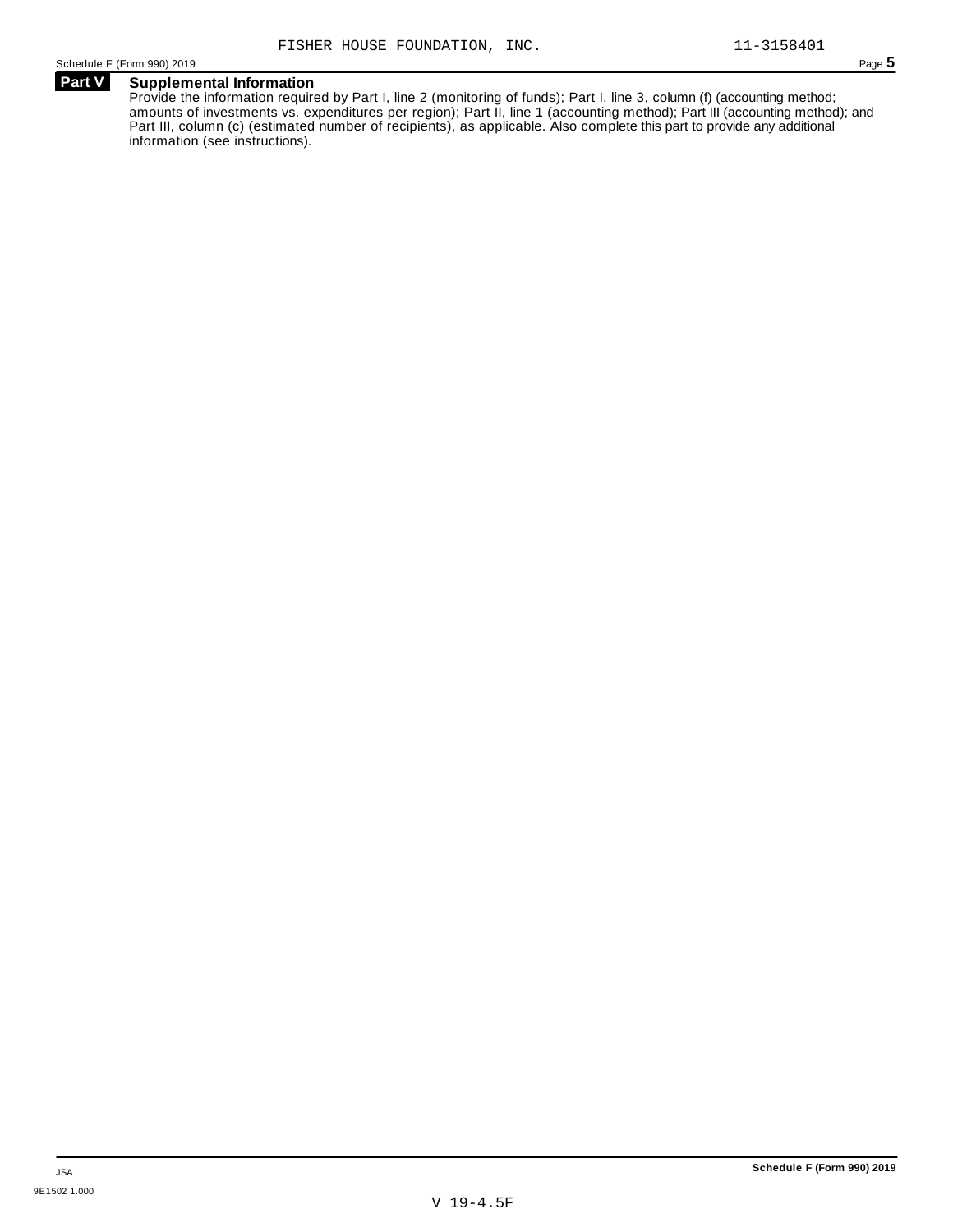FISHER HOUSE FOUNDATION, INC. 11-3158401

## Part V Supplemental Information

Provide the information required by Part I, line 2 (monitoring of funds); Part I, line 3, column (f) (accounting method; amounts of investments vs. expenditures per region); Part II, line 1 (accounting method); Part III (accounting method); and Part III, column (c) (estimated number of recipients), as applicable. Also complete this part to provide any additional information (see instructions).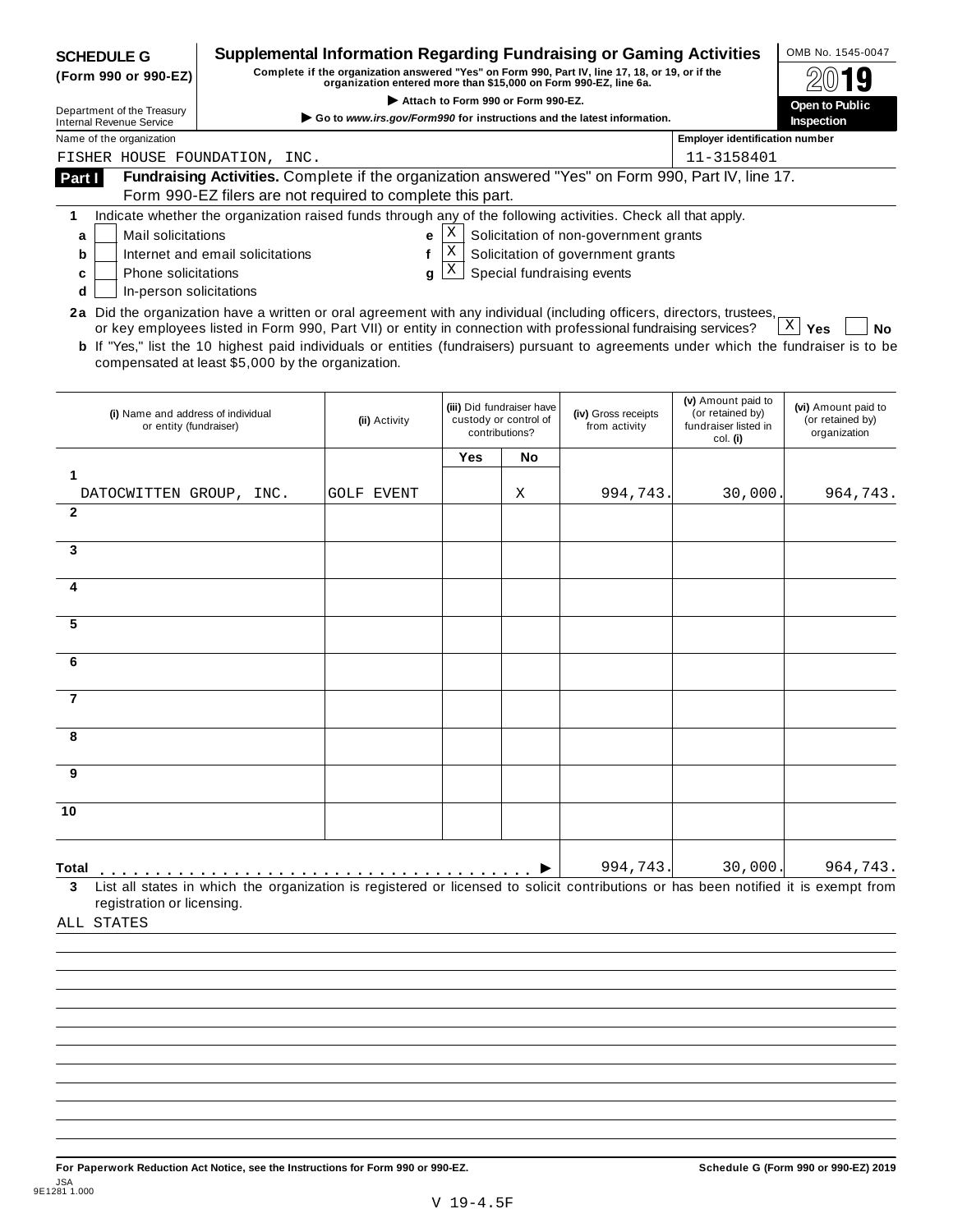**SCHEDULE G**
**(Form 990 or 990-EZ)**

Department of the Treasury
Internal Revenue Service

# Supplemental Information Regarding Fundraising or Gaming Activities

**Complete if the organization answered "Yes" on Form 990, Part IV, line 17, 18, or 19, or if the organization entered more than $15,000 on Form 990-EZ, line 6a.**

▶ Attach to Form 990 or Form 990-EZ.

▶ Go to *www.irs.gov/Form990* for instructions and the latest information.

OMB No. 1545-0047

**2019**

**Open to Public Inspection**

Name of the organization: FISHER HOUSE FOUNDATION, INC.

Employer identification number: 11-3158401

## Part I — Fundraising Activities.

Complete if the organization answered "Yes" on Form 990, Part IV, line 17. Form 990-EZ filers are not required to complete this part.

**1** Indicate whether the organization raised funds through any of the following activities. Check all that apply.

- **a** [ ] Mail solicitations
- **b** [ ] Internet and email solicitations
- **c** [ ] Phone solicitations
- **d** [ ] In-person solicitations
- **e** [X] Solicitation of non-government grants
- **f** [X] Solicitation of government grants
- **g** [X] Special fundraising events

**2a** Did the organization have a written or oral agreement with any individual (including officers, directors, trustees, or key employees listed in Form 990, Part VII) or entity in connection with professional fundraising services? [X] **Yes** [ ] **No**

**b** If "Yes," list the 10 highest paid individuals or entities (fundraisers) pursuant to agreements under which the fundraiser is to be compensated at least $5,000 by the organization.

| | (i) Name and address of individual or entity (fundraiser) | (ii) Activity | (iii) Did fundraiser have custody or control of contributions? Yes | (iii) No | (iv) Gross receipts from activity | (v) Amount paid to (or retained by) fundraiser listed in col. (i) | (vi) Amount paid to (or retained by) organization |
|---|---|---|---|---|---|---|---|
| 1 | DATOCWITTEN GROUP, INC. | GOLF EVENT | | X | 994,743. | 30,000. | 964,743. |
| 2 | | | | | | | |
| 3 | | | | | | | |
| 4 | | | | | | | |
| 5 | | | | | | | |
| 6 | | | | | | | |
| 7 | | | | | | | |
| 8 | | | | | | | |
| 9 | | | | | | | |
| 10 | | | | | | | |
| **Total** | | | | ▶ | 994,743. | 30,000. | 964,743. |

**3** List all states in which the organization is registered or licensed to solicit contributions or has been notified it is exempt from registration or licensing.

ALL STATES

**For Paperwork Reduction Act Notice, see the Instructions for Form 990 or 990-EZ.**

**Schedule G (Form 990 or 990-EZ) 2019**

JSA
9E1281 1.000

V 19-4.5F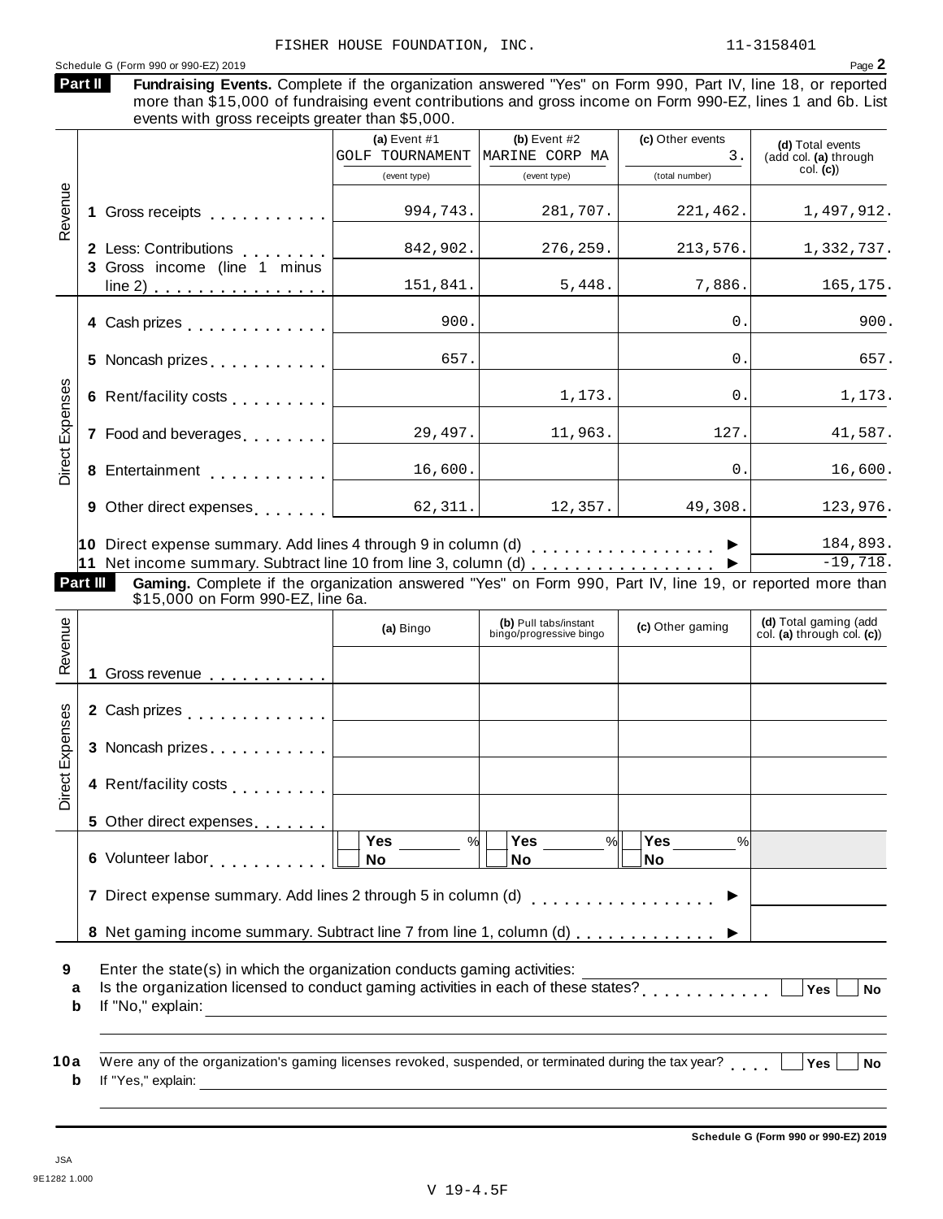FISHER HOUSE FOUNDATION, INC. 11-3158401

Schedule G (Form 990 or 990-EZ) 2019 Page 2

**Part II** **Fundraising Events.** Complete if the organization answered "Yes" on Form 990, Part IV, line 18, or reported more than $15,000 of fundraising event contributions and gross income on Form 990-EZ, lines 1 and 6b. List events with gross receipts greater than $5,000.

| | | (a) Event #1 GOLF TOURNAMENT (event type) | (b) Event #2 MARINE CORP MA (event type) | (c) Other events 3. (total number) | (d) Total events (add col. (a) through col. (c)) |
|---|---|---|---|---|---|
| Revenue | 1 Gross receipts | 994,743. | 281,707. | 221,462. | 1,497,912. |
| | 2 Less: Contributions | 842,902. | 276,259. | 213,576. | 1,332,737. |
| | 3 Gross income (line 1 minus line 2) | 151,841. | 5,448. | 7,886. | 165,175. |
| Direct Expenses | 4 Cash prizes | 900. | | 0. | 900. |
| | 5 Noncash prizes | 657. | | 0. | 657. |
| | 6 Rent/facility costs | | 1,173. | 0. | 1,173. |
| | 7 Food and beverages | 29,497. | 11,963. | 127. | 41,587. |
| | 8 Entertainment | 16,600. | | 0. | 16,600. |
| | 9 Other direct expenses | 62,311. | 12,357. | 49,308. | 123,976. |
| | 10 Direct expense summary. Add lines 4 through 9 in column (d) | | | ▶ | 184,893. |
| | 11 Net income summary. Subtract line 10 from line 3, column (d) | | | ▶ | -19,718. |

**Part III** **Gaming.** Complete if the organization answered "Yes" on Form 990, Part IV, line 19, or reported more than $15,000 on Form 990-EZ, line 6a.

| | | (a) Bingo | (b) Pull tabs/instant bingo/progressive bingo | (c) Other gaming | (d) Total gaming (add col. (a) through col. (c)) |
|---|---|---|---|---|---|
| Revenue | 1 Gross revenue | | | | |
| Direct Expenses | 2 Cash prizes | | | | |
| | 3 Noncash prizes | | | | |
| | 4 Rent/facility costs | | | | |
| | 5 Other direct expenses | | | | |
| | 6 Volunteer labor | Yes ____ % No | Yes ____ % No | Yes ____ % No | |
| | 7 Direct expense summary. Add lines 2 through 5 in column (d) | | | ▶ | |
| | 8 Net gaming income summary. Subtract line 7 from line 1, column (d) | | | ▶ | |

**9** Enter the state(s) in which the organization conducts gaming activities: ____________

**a** Is the organization licensed to conduct gaming activities in each of these states? ☐ Yes ☐ No

**b** If "No," explain: ____________

**10a** Were any of the organization's gaming licenses revoked, suspended, or terminated during the tax year? ☐ Yes ☐ No

**b** If "Yes," explain: ____________

**Schedule G (Form 990 or 990-EZ) 2019**

JSA
9E1282 1.000

V 19-4.5F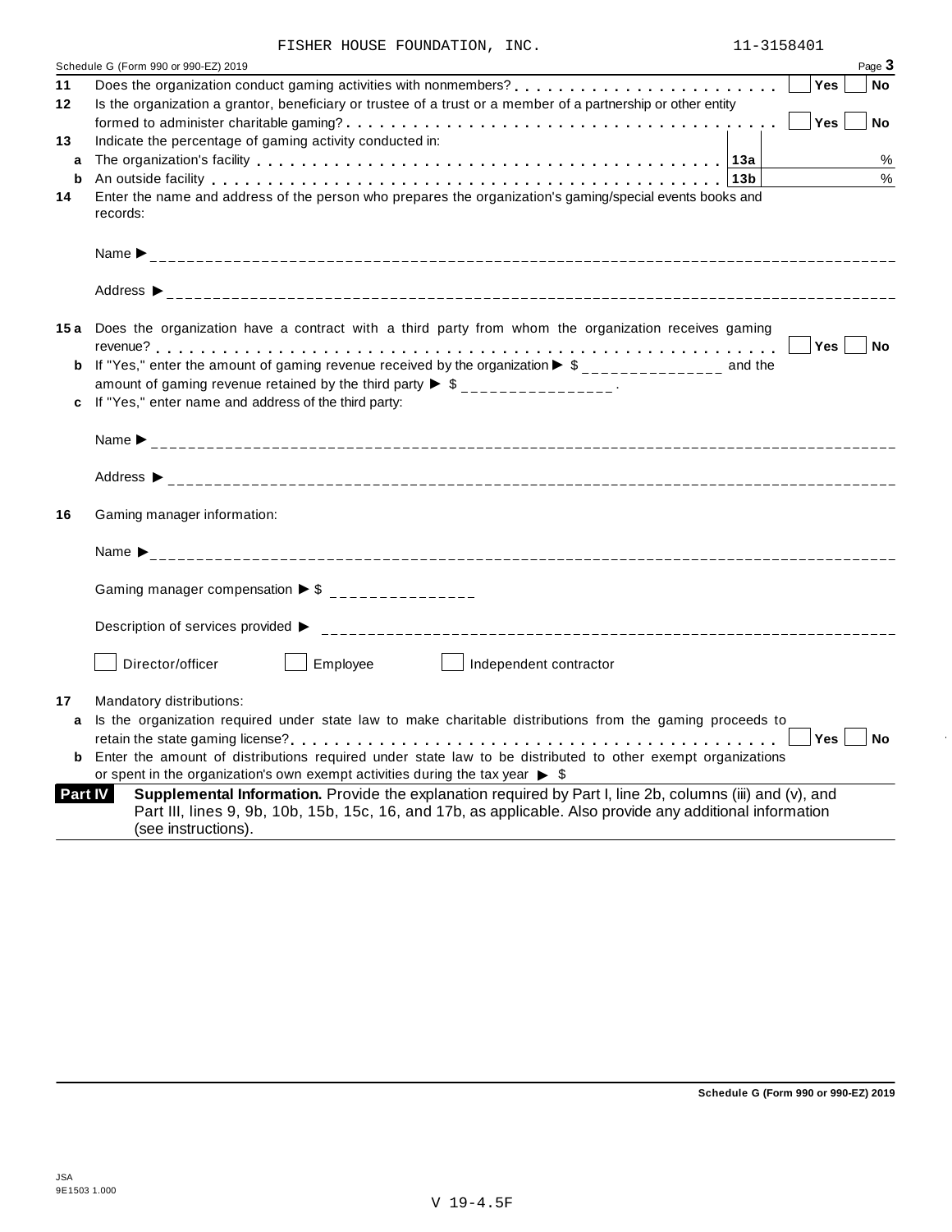FISHER HOUSE FOUNDATION, INC. 11-3158401

Schedule G (Form 990 or 990-EZ) 2019 Page **3**

**11** Does the organization conduct gaming activities with nonmembers? . . . . . . . . . . . . . . . . . . . . . . . . ☐ **Yes** ☐ **No**

**12** Is the organization a grantor, beneficiary or trustee of a trust or a member of a partnership or other entity formed to administer charitable gaming? . . . . . . . . . . . . . . . . . . . . . . . . . . . . . . . . . . . . . . . ☐ **Yes** ☐ **No**

**13** Indicate the percentage of gaming activity conducted in:

| | | | |
|---|---|---|---|
| **a** | The organization's facility . . . . . . . . . . . . . . . . . . . . . . . . . . . . . . . . . . . . . . . . . . . . . | **13a** | % |
| **b** | An outside facility . . . . . . . . . . . . . . . . . . . . . . . . . . . . . . . . . . . . . . . . . . . . . . . . . . | **13b** | % |

**14** Enter the name and address of the person who prepares the organization's gaming/special events books and records:

Name ▶ ______________________________

Address ▶ ______________________________

**15a** Does the organization have a contract with a third party from whom the organization receives gaming revenue? . . . . . . . . . . . . . . . . . . . . . . . . . . . . . . . . . . . . . . . . . . . . . . . . . . . . . . . . . . . . ☐ **Yes** ☐ **No**

**b** If "Yes," enter the amount of gaming revenue received by the organization ▶ $ _______________ and the amount of gaming revenue retained by the third party ▶ $ _______________.

**c** If "Yes," enter name and address of the third party:

Name ▶ ______________________________

Address ▶ ______________________________

**16** Gaming manager information:

Name ▶ ______________________________

Gaming manager compensation ▶ $ _______________

Description of services provided ▶ ______________________________

☐ Director/officer ☐ Employee ☐ Independent contractor

**17** Mandatory distributions:

**a** Is the organization required under state law to make charitable distributions from the gaming proceeds to retain the state gaming license? . . . . . . . . . . . . . . . . . . . . . . . . . . . . . . . . . . . . . . . . . . . . . . . ☐ **Yes** ☐ **No**

**b** Enter the amount of distributions required under state law to be distributed to other exempt organizations or spent in the organization's own exempt activities during the tax year ▶ $

**Part IV** **Supplemental Information.** Provide the explanation required by Part I, line 2b, columns (iii) and (v), and Part III, lines 9, 9b, 10b, 15b, 15c, 16, and 17b, as applicable. Also provide any additional information (see instructions).

**Schedule G (Form 990 or 990-EZ) 2019**

JSA
9E1503 1.000

V 19-4.5F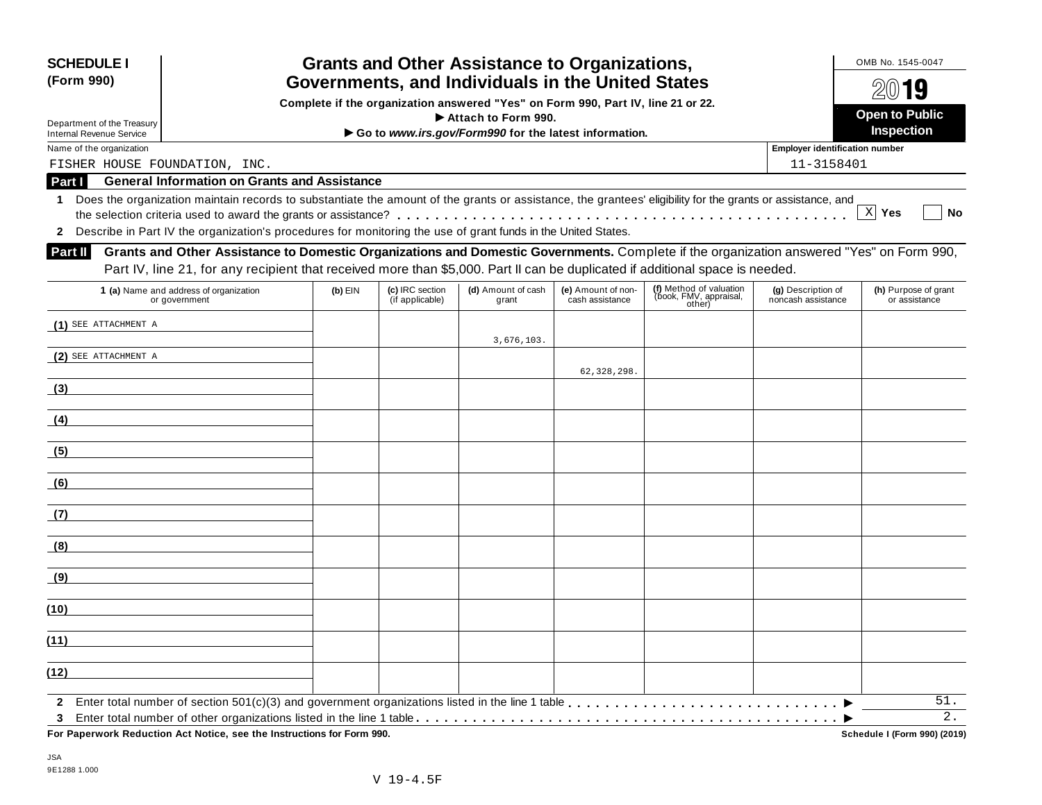**SCHEDULE I (Form 990)**

Department of the Treasury
Internal Revenue Service

# Grants and Other Assistance to Organizations, Governments, and Individuals in the United States

**Complete if the organization answered "Yes" on Form 990, Part IV, line 21 or 22.**
**▶ Attach to Form 990.**
**▶ Go to *www.irs.gov/Form990* for the latest information.**

OMB No. 1545-0047

**2019**

**Open to Public Inspection**

Name of the organization: FISHER HOUSE FOUNDATION, INC.

Employer identification number: 11-3158401

## Part I General Information on Grants and Assistance

**1** Does the organization maintain records to substantiate the amount of the grants or assistance, the grantees' eligibility for the grants or assistance, and the selection criteria used to award the grants or assistance? . . . . . . . . . . . . . . . . . . . . . . . . . . . . . . . . . . . . . . . . . . . . . [X] Yes [ ] No

**2** Describe in Part IV the organization's procedures for monitoring the use of grant funds in the United States.

## Part II Grants and Other Assistance to Domestic Organizations and Domestic Governments.

Complete if the organization answered "Yes" on Form 990, Part IV, line 21, for any recipient that received more than $5,000. Part II can be duplicated if additional space is needed.

| 1 (a) Name and address of organization or government | (b) EIN | (c) IRC section (if applicable) | (d) Amount of cash grant | (e) Amount of non-cash assistance | (f) Method of valuation (book, FMV, appraisal, other) | (g) Description of noncash assistance | (h) Purpose of grant or assistance |
|---|---|---|---|---|---|---|---|
| (1) SEE ATTACHMENT A | | | 3,676,103. | | | | |
| (2) SEE ATTACHMENT A | | | | 62,328,298. | | | |
| (3) | | | | | | | |
| (4) | | | | | | | |
| (5) | | | | | | | |
| (6) | | | | | | | |
| (7) | | | | | | | |
| (8) | | | | | | | |
| (9) | | | | | | | |
| (10) | | | | | | | |
| (11) | | | | | | | |
| (12) | | | | | | | |

**2** Enter total number of section 501(c)(3) and government organizations listed in the line 1 table . . . . . . . . . . . . . . . . . . . . . . . . . . . . . ▶ 51.

**3** Enter total number of other organizations listed in the line 1 table . . . . . . . . . . . . . . . . . . . . . . . . . . . . . . . . . . . . . . . . . . . ▶ 2.

**For Paperwork Reduction Act Notice, see the Instructions for Form 990.**

**Schedule I (Form 990) (2019)**

JSA
9E1288 1.000

V 19-4.5F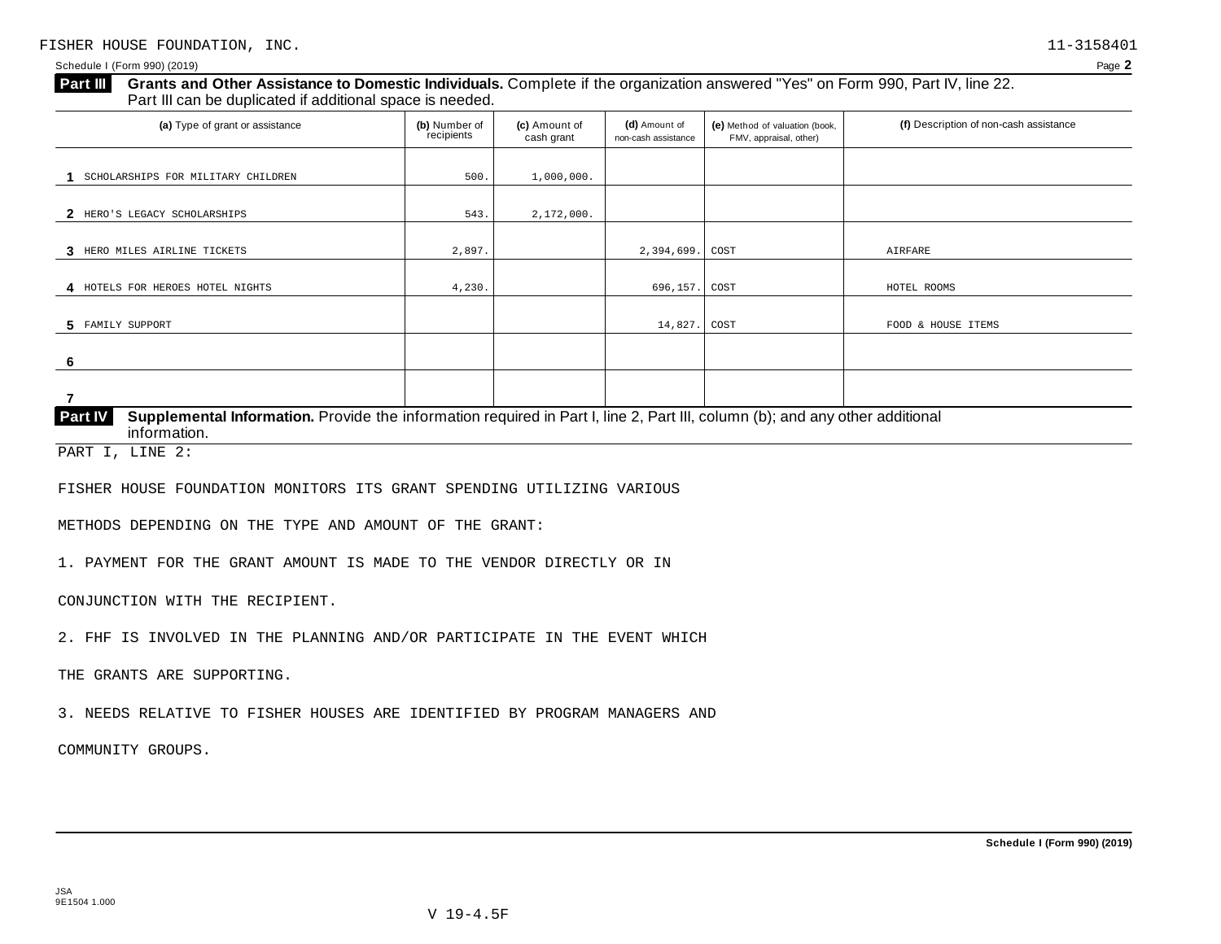FISHER HOUSE FOUNDATION, INC. 11-3158401

Schedule I (Form 990) (2019) Page 2

**Part III** **Grants and Other Assistance to Domestic Individuals.** Complete if the organization answered "Yes" on Form 990, Part IV, line 22. Part III can be duplicated if additional space is needed.

| (a) Type of grant or assistance | (b) Number of recipients | (c) Amount of cash grant | (d) Amount of non-cash assistance | (e) Method of valuation (book, FMV, appraisal, other) | (f) Description of non-cash assistance |
|---|---|---|---|---|---|
| 1 SCHOLARSHIPS FOR MILITARY CHILDREN | 500. | 1,000,000. | | | |
| 2 HERO'S LEGACY SCHOLARSHIPS | 543. | 2,172,000. | | | |
| 3 HERO MILES AIRLINE TICKETS | 2,897. | | 2,394,699. | COST | AIRFARE |
| 4 HOTELS FOR HEROES HOTEL NIGHTS | 4,230. | | 696,157. | COST | HOTEL ROOMS |
| 5 FAMILY SUPPORT | | | 14,827. | COST | FOOD & HOUSE ITEMS |
| 6 | | | | | |
| 7 | | | | | |

**Part IV** **Supplemental Information.** Provide the information required in Part I, line 2, Part III, column (b); and any other additional information.

PART I, LINE 2:

FISHER HOUSE FOUNDATION MONITORS ITS GRANT SPENDING UTILIZING VARIOUS

METHODS DEPENDING ON THE TYPE AND AMOUNT OF THE GRANT:

1. PAYMENT FOR THE GRANT AMOUNT IS MADE TO THE VENDOR DIRECTLY OR IN

CONJUNCTION WITH THE RECIPIENT.

2. FHF IS INVOLVED IN THE PLANNING AND/OR PARTICIPATE IN THE EVENT WHICH

THE GRANTS ARE SUPPORTING.

3. NEEDS RELATIVE TO FISHER HOUSES ARE IDENTIFIED BY PROGRAM MANAGERS AND

COMMUNITY GROUPS.

**Schedule I (Form 990) (2019)**

JSA
9E1504 1.000

V 19-4.5F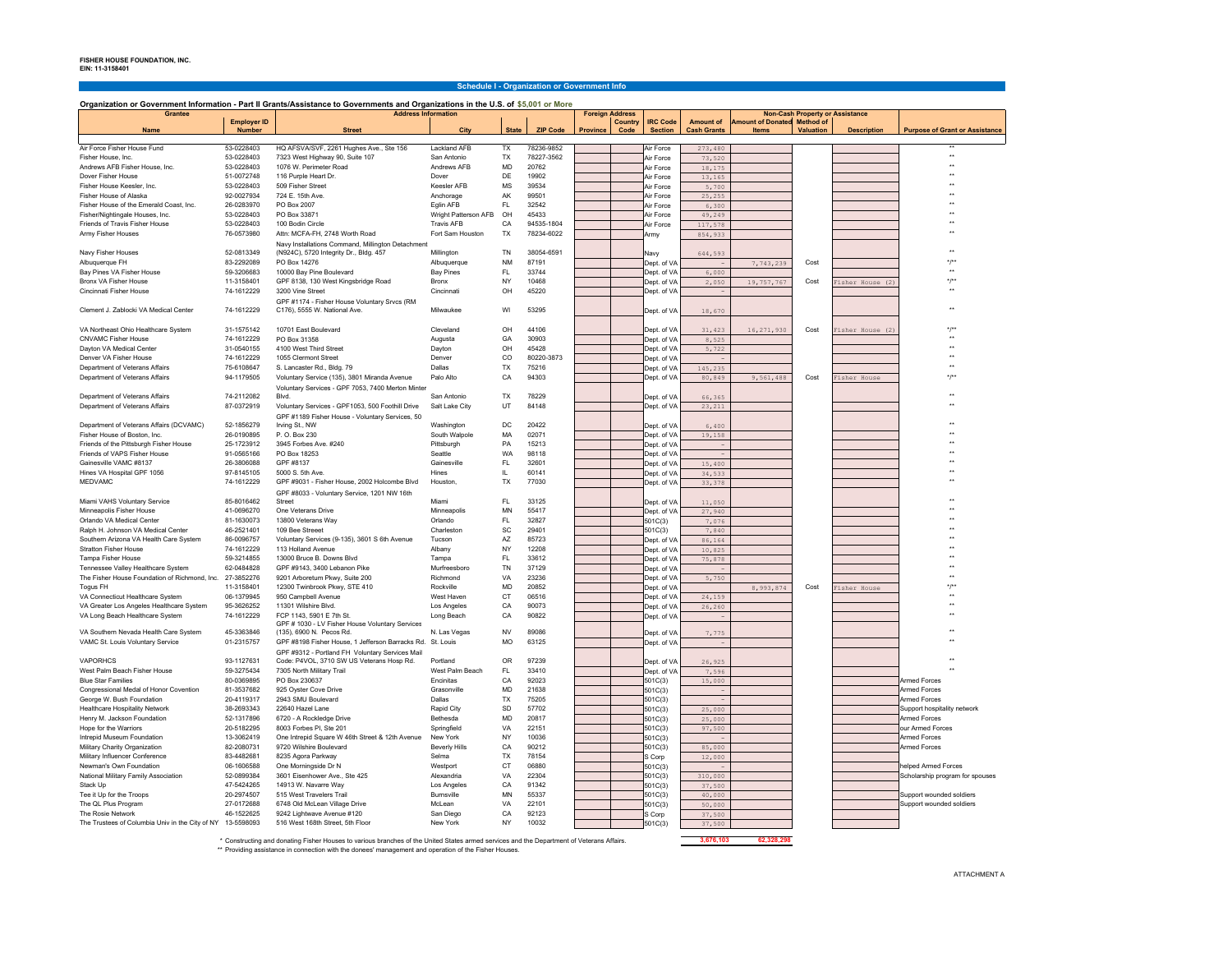**FISHER HOUSE FOUNDATION, INC.**
**EIN: 11-3158401**

## Schedule I - Organization or Government Info

**Organization or Government Information - Part II Grants/Assistance to Governments and Organizations in the U.S. of $5,001 or More**

| Grantee | | Address Information | | | | Foreign Address | | | | Non-Cash Property or Assistance | | | |
|---|---|---|---|---|---|---|---|---|---|---|---|---|---|
| Name | Employer ID Number | Street | City | State | ZIP Code | Province | Country Code | IRC Code Section | Amount of Cash Grants | Amount of Donated Items | Method of Valuation | Description | Purpose of Grant or Assistance |
| Air Force Fisher House Fund | 53-0228403 | HQ AFSVA/SVF, 2261 Hughes Ave., Ste 156 | Lackland AFB | TX | 78236-9852 | | | Air Force | 273,480 | | | | ** |
| Fisher House, Inc. | 53-0228403 | 7323 West Highway 90, Suite 107 | San Antonio | TX | 78227-3562 | | | Air Force | 73,520 | | | | ** |
| Andrews AFB Fisher House, Inc. | 53-0228403 | 1076 W. Perimeter Road | Andrews AFB | MD | 20762 | | | Air Force | 18,175 | | | | ** |
| Dover Fisher House | 51-0072748 | 116 Purple Heart Dr. | Dover | DE | 19902 | | | Air Force | 13,165 | | | | ** |
| Fisher House Keesler, Inc. | 53-0228403 | 509 Fisher Street | Keesler AFB | MS | 39534 | | | Air Force | 5,700 | | | | ** |
| Fisher House of Alaska | 92-0027934 | 724 E. 15th Ave. | Anchorage | AK | 99501 | | | Air Force | 25,255 | | | | ** |
| Fisher House of the Emerald Coast, Inc. | 26-0283970 | PO Box 2007 | Eglin AFB | FL | 32542 | | | Air Force | 6,300 | | | | ** |
| Fisher/Nightingale Houses, Inc. | 53-0228403 | PO Box 33871 | Wright Patterson AFB | OH | 45433 | | | Air Force | 49,249 | | | | ** |
| Friends of Travis Fisher House | 53-0228403 | 100 Bodin Circle | Travis AFB | CA | 94535-1804 | | | Air Force | 117,578 | | | | ** |
| Army Fisher Houses | 76-0573980 | Attn: MCFA-FH, 2748 Worth Road | Fort Sam Houston | TX | 78234-6022 | | | Army | 854,933 | | | | ** |
| Navy Fisher Houses | 52-0813349 | Navy Installations Command, Millington Detachment (N924C), 5720 Integrity Dr., Bldg. 457 | Millington | TN | 38054-6591 | | | Navy | 644,593 | | | | ** |
| Albuquerque FH | 83-2292089 | PO Box 14276 | Albuquerque | NM | 87191 | | | Dept. of VA | - | 7,743,239 | Cost | | */** |
| Bay Pines VA Fisher House | 59-3206683 | 10000 Bay Pine Boulevard | Bay Pines | FL | 33744 | | | Dept. of VA | 6,000 | | | | ** |
| Bronx VA Fisher House | 11-3158401 | GPF 8138, 130 West Kingsbridge Road | Bronx | NY | 10468 | | | Dept. of VA | 2,050 | 19,757,767 | Cost | Fisher House (2) | */** |
| Cincinnati Fisher House | 74-1612229 | 3200 Vine Street | Cincinnati | OH | 45220 | | | Dept. of VA | - | | | | ** |
| Clement J. Zablocki VA Medical Center | 74-1612229 | GPF #1174 - Fisher House Voluntary Srvcs (RM C176), 5555 W. National Ave. | Milwaukee | WI | 53295 | | | Dept. of VA | 18,670 | | | | ** |
| VA Northeast Ohio Healthcare System | 31-1575142 | 10701 East Boulevard | Cleveland | OH | 44106 | | | Dept. of VA | 31,423 | 16,271,930 | Cost | Fisher House (2) | */** |
| CNVAMC Fisher House | 74-1612229 | PO Box 31358 | Augusta | GA | 30903 | | | Dept. of VA | 8,525 | | | | ** |
| Dayton VA Medical Center | 31-0540155 | 4100 West Third Street | Dayton | OH | 45428 | | | Dept. of VA | 5,722 | | | | ** |
| Denver VA Fisher House | 74-1612229 | 1055 Clermont Street | Denver | CO | 80220-3873 | | | Dept. of VA | - | | | | ** |
| Department of Veterans Affairs | 75-6108647 | S. Lancaster Rd., Bldg. 79 | Dallas | TX | 75216 | | | Dept. of VA | 145,235 | | | | ** |
| Department of Veterans Affairs | 94-1179505 | Voluntary Service (135), 3801 Miranda Avenue | Palo Alto | CA | 94303 | | | Dept. of VA | 80,849 | 9,561,488 | Cost | Fisher House | */** |
| Department of Veterans Affairs | 74-2112082 | Voluntary Services - GPF 7053, 7400 Merton Minter Blvd. | San Antonio | TX | 78229 | | | Dept. of VA | 66,365 | | | | ** |
| Department of Veterans Affairs | 87-0372919 | Voluntary Services - GPF1053, 500 Foothill Drive | Salt Lake City | UT | 84148 | | | Dept. of VA | 23,211 | | | | ** |
| Department of Veterans Affairs (DCVAMC) | 52-1856279 | GPF #1189 Fisher House - Voluntary Services, 50 Irving St., NW | Washington | DC | 20422 | | | Dept. of VA | 6,400 | | | | ** |
| Fisher House of Boston, Inc. | 26-0190895 | P. O. Box 230 | South Walpole | MA | 02071 | | | Dept. of VA | 19,158 | | | | ** |
| Friends of the Pittsburgh Fisher House | 25-1723912 | 3945 Forbes Ave. #240 | Pittsburgh | PA | 15213 | | | Dept. of VA | - | | | | ** |
| Friends of VAPS Fisher House | 91-0565166 | PO Box 18253 | Seattle | WA | 98118 | | | Dept. of VA | - | | | | ** |
| Gainesville VAMC #8137 | 26-3806088 | GPF #8137 | Gainesville | FL | 32601 | | | Dept. of VA | 15,400 | | | | ** |
| Hines VA Hospital GPF 1056 | 97-8145105 | 5000 S. 5th Ave. | Hines | IL | 60141 | | | Dept. of VA | 34,533 | | | | ** |
| MEDVAMC | 74-1612229 | GPF #9031 - Fisher House, 2002 Holcombe Blvd | Houston, | TX | 77030 | | | Dept. of VA | 33,378 | | | | ** |
| Miami VAHS Voluntary Service | 85-8016462 | GPF #8033 - Voluntary Service, 1201 NW 16th Street | Miami | FL | 33125 | | | Dept. of VA | 11,050 | | | | ** |
| Minneapolis Fisher House | 41-0696270 | One Veterans Drive | Minneapolis | MN | 55417 | | | Dept. of VA | 27,940 | | | | ** |
| Orlando VA Medical Center | 81-1630073 | 13800 Veterans Way | Orlando | FL | 32827 | | | 501C(3) | 7,076 | | | | ** |
| Ralph H. Johnson VA Medical Center | 46-2521401 | 109 Bee Streeet | Charleston | SC | 29401 | | | 501C(3) | 7,840 | | | | ** |
| Southern Arizona VA Health Care System | 86-0096757 | Voluntary Services (9-135), 3601 S 6th Avenue | Tucson | AZ | 85723 | | | Dept. of VA | 86,164 | | | | ** |
| Stratton Fisher House | 74-1612229 | 113 Holland Avenue | Albany | NY | 12208 | | | Dept. of VA | 10,825 | | | | ** |
| Tampa Fisher House | 59-3214855 | 13000 Bruce B. Downs Blvd | Tampa | FL | 33612 | | | Dept. of VA | 75,878 | | | | ** |
| Tennessee Valley Healthcare System | 62-0484828 | GPF #9143, 3400 Lebanon Pike | Murfreesboro | TN | 37129 | | | Dept. of VA | - | | | | ** |
| The Fisher House Foundation of Richmond, Inc. | 27-3852276 | 9201 Arboretum Pkwy, Suite 200 | Richmond | VA | 23236 | | | Dept. of VA | 5,750 | | | | ** |
| Togus FH | 11-3158401 | 12300 Twinbrook Pkwy, STE 410 | Rockville | MD | 20852 | | | Dept. of VA | | 8,993,874 | Cost | Fisher House | */** |
| VA Connecticut Healthcare System | 06-1379945 | 950 Campbell Avenue | West Haven | CT | 06516 | | | Dept. of VA | 24,159 | | | | ** |
| VA Greater Los Angeles Healthcare System | 95-3626252 | 11301 Wilshire Blvd. | Los Angeles | CA | 90073 | | | Dept. of VA | 26,260 | | | | ** |
| VA Long Beach Healthcare System | 74-1612229 | FCP 1143, 5901 E 7th St. | Long Beach | CA | 90822 | | | Dept. of VA | - | | | | ** |
| VA Southern Nevada Health Care System | 45-3363846 | GPF # 1030 - LV Fisher House Voluntary Services (135), 6900 N. Pecos Rd. | N. Las Vegas | NV | 89086 | | | Dept. of VA | 7,775 | | | | ** |
| VAMC St. Louis Voluntary Service | 01-2315757 | GPF #8198 Fisher House, 1 Jefferson Barracks Rd. | St. Louis | MO | 63125 | | | Dept. of VA | - | | | | ** |
| VAPORHCS | 93-1127631 | GPF #9312 - Portland FH Voluntary Services Mail Code: P4VOL, 3710 SW US Veterans Hosp Rd. | Portland | OR | 97239 | | | Dept. of VA | 26,925 | | | | ** |
| West Palm Beach Fisher House | 59-3275434 | 7305 North Military Trail | West Palm Beach | FL | 33410 | | | Dept. of VA | 7,596 | | | | ** |
| Blue Star Families | 80-0369895 | PO Box 230637 | Encinitas | CA | 92023 | | | 501C(3) | 15,000 | | | | Armed Forces |
| Congressional Medal of Honor Covention | 81-3537682 | 925 Oyster Cove Drive | Grasonville | MD | 21638 | | | 501C(3) | - | | | | Armed Forces |
| George W. Bush Foundation | 20-4119317 | 2943 SMU Boulevard | Dallas | TX | 75205 | | | 501C(3) | - | | | | Armed Forces |
| Healthcare Hospitality Network | 38-2693343 | 22640 Hazel Lane | Rapid City | SD | 57702 | | | 501C(3) | 25,000 | | | | Support hospitality network |
| Henry M. Jackson Foundation | 52-1317896 | 6720 - A Rockledge Drive | Bethesda | MD | 20817 | | | 501C(3) | 25,000 | | | | Armed Forces |
| Hope for the Warriors | 20-5182295 | 8003 Forbes Pl, Ste 201 | Springfield | VA | 22151 | | | 501C(3) | 97,500 | | | | our Armed Forces |
| Intrepid Museum Foundation | 13-3062419 | One Intrepid Square W 46th Street & 12th Avenue | New York | NY | 10036 | | | 501C(3) | - | | | | Armed Forces |
| Military Charity Organization | 82-2080731 | 9720 Wilshire Boulevard | Beverly Hills | CA | 90212 | | | 501C(3) | 85,000 | | | | Armed Forces |
| Military Influencer Conference | 83-4482681 | 8235 Agora Parkway | Selma | TX | 78154 | | | S Corp | 12,000 | | | | |
| Newman's Own Foundation | 06-1606588 | One Morningside Dr N | Westport | CT | 06880 | | | 501C(3) | - | | | | helped Armed Forces |
| National Military Family Association | 52-0899384 | 3601 Eisenhower Ave., Ste 425 | Alexandria | VA | 22304 | | | 501C(3) | 310,000 | | | | Scholarship program for spouses |
| Stack Up | 47-5424265 | 14913 W. Navarre Way | Los Angeles | CA | 91342 | | | 501C(3) | 37,500 | | | | |
| Tee it Up for the Troops | 20-2974507 | 515 West Travelers Trail | Burnsville | MN | 55337 | | | 501C(3) | 40,000 | | | | Support wounded soldiers |
| The QL Plus Program | 27-0172688 | 6748 Old McLean Village Drive | McLean | VA | 22101 | | | 501C(3) | 50,000 | | | | Support wounded soldiers |
| The Rosie Network | 46-1522625 | 9242 Lightwave Avenue #120 | San Diego | CA | 92123 | | | S Corp | 37,500 | | | | |
| The Trustees of Columbia Univ in the City of NY | 13-5598093 | 516 West 168th Street, 5th Floor | New York | NY | 10032 | | | 501C(3) | 37,500 | | | | |
| | | | | | | | | | 3,676,103 | 62,328,298 | | | |

\* Constructing and donating Fisher Houses to various branches of the United States armed services and the Department of Veterans Affairs.

\*\* Providing assistance in connection with the donees' management and operation of the Fisher Houses.

ATTACHMENT A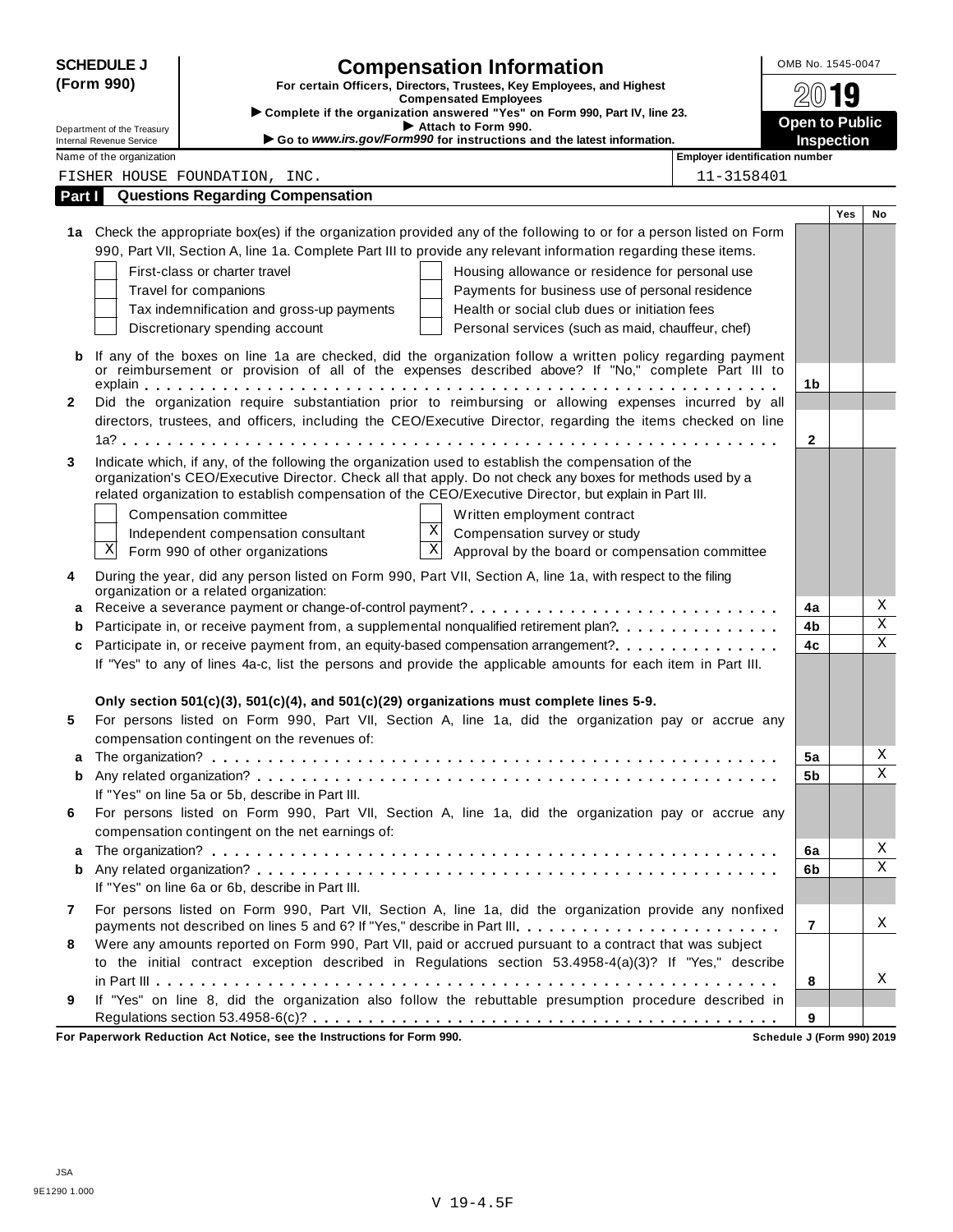# SCHEDULE J (Form 990)

## Compensation Information

**For certain Officers, Directors, Trustees, Key Employees, and Highest Compensated Employees**

▶ Complete if the organization answered "Yes" on Form 990, Part IV, line 23.
▶ Attach to Form 990.
▶ Go to *www.irs.gov/Form990* for instructions and the latest information.

Department of the Treasury
Internal Revenue Service

OMB No. 1545-0047

2019

**Open to Public Inspection**

| Name of the organization | Employer identification number |
|---|---|
| FISHER HOUSE FOUNDATION, INC. | 11-3158401 |

## Part I Questions Regarding Compensation

| | | | Yes | No |
|---|---|---|---|---|
| **1a** | Check the appropriate box(es) if the organization provided any of the following to or for a person listed on Form 990, Part VII, Section A, line 1a. Complete Part III to provide any relevant information regarding these items.<br>☐ First-class or charter travel ☐ Housing allowance or residence for personal use<br>☐ Travel for companions ☐ Payments for business use of personal residence<br>☐ Tax indemnification and gross-up payments ☐ Health or social club dues or initiation fees<br>☐ Discretionary spending account ☐ Personal services (such as maid, chauffeur, chef) | | | |
| **b** | If any of the boxes on line 1a are checked, did the organization follow a written policy regarding payment or reimbursement or provision of all of the expenses described above? If "No," complete Part III to explain | 1b | | |
| **2** | Did the organization require substantiation prior to reimbursing or allowing expenses incurred by all directors, trustees, and officers, including the CEO/Executive Director, regarding the items checked on line 1a? | 2 | | |
| **3** | Indicate which, if any, of the following the organization used to establish the compensation of the organization's CEO/Executive Director. Check all that apply. Do not check any boxes for methods used by a related organization to establish compensation of the CEO/Executive Director, but explain in Part III.<br>☐ Compensation committee ☐ Written employment contract<br>☐ Independent compensation consultant ☒ Compensation survey or study<br>☒ Form 990 of other organizations ☒ Approval by the board or compensation committee | | | |
| **4** | During the year, did any person listed on Form 990, Part VII, Section A, line 1a, with respect to the filing organization or a related organization: | | | |
| **a** | Receive a severance payment or change-of-control payment? | 4a | | X |
| **b** | Participate in, or receive payment from, a supplemental nonqualified retirement plan? | 4b | | X |
| **c** | Participate in, or receive payment from, an equity-based compensation arrangement? | 4c | | X |
| | If "Yes" to any of lines 4a-c, list the persons and provide the applicable amounts for each item in Part III. | | | |
| | **Only section 501(c)(3), 501(c)(4), and 501(c)(29) organizations must complete lines 5-9.** | | | |
| **5** | For persons listed on Form 990, Part VII, Section A, line 1a, did the organization pay or accrue any compensation contingent on the revenues of: | | | |
| **a** | The organization? | 5a | | X |
| **b** | Any related organization? | 5b | | X |
| | If "Yes" on line 5a or 5b, describe in Part III. | | | |
| **6** | For persons listed on Form 990, Part VII, Section A, line 1a, did the organization pay or accrue any compensation contingent on the net earnings of: | | | |
| **a** | The organization? | 6a | | X |
| **b** | Any related organization? | 6b | | X |
| | If "Yes" on line 6a or 6b, describe in Part III. | | | |
| **7** | For persons listed on Form 990, Part VII, Section A, line 1a, did the organization provide any nonfixed payments not described on lines 5 and 6? If "Yes," describe in Part III. | 7 | | X |
| **8** | Were any amounts reported on Form 990, Part VII, paid or accrued pursuant to a contract that was subject to the initial contract exception described in Regulations section 53.4958-4(a)(3)? If "Yes," describe in Part III | 8 | | X |
| **9** | If "Yes" on line 8, did the organization also follow the rebuttable presumption procedure described in Regulations section 53.4958-6(c)? | 9 | | |

**For Paperwork Reduction Act Notice, see the Instructions for Form 990.** **Schedule J (Form 990) 2019**

JSA
9E1290 1.000

V 19-4.5F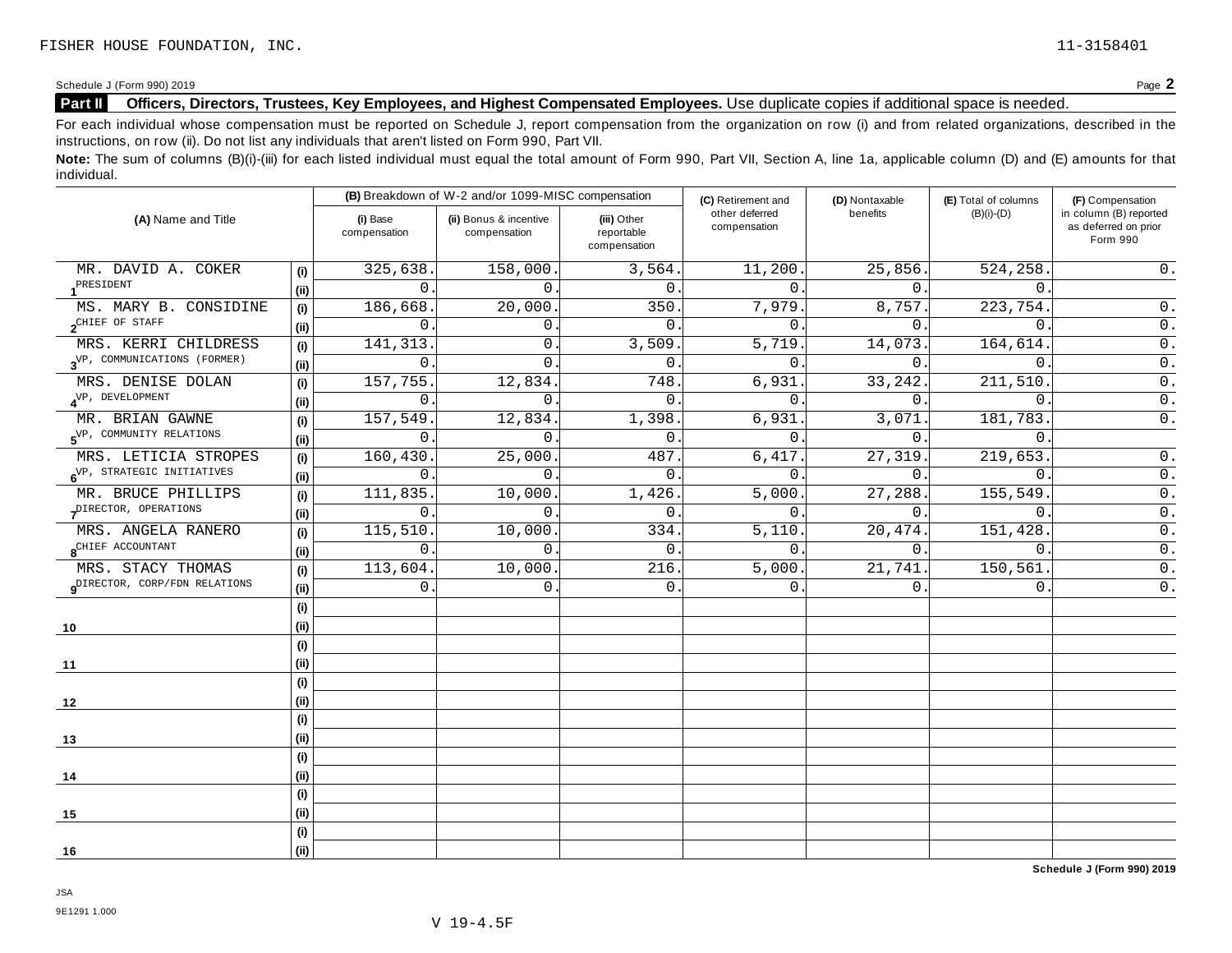FISHER HOUSE FOUNDATION, INC. 11-3158401

Schedule J (Form 990) 2019 Page **2**

**Part II Officers, Directors, Trustees, Key Employees, and Highest Compensated Employees.** Use duplicate copies if additional space is needed.

For each individual whose compensation must be reported on Schedule J, report compensation from the organization on row (i) and from related organizations, described in the instructions, on row (ii). Do not list any individuals that aren't listed on Form 990, Part VII.

**Note:** The sum of columns (B)(i)-(iii) for each listed individual must equal the total amount of Form 990, Part VII, Section A, line 1a, applicable column (D) and (E) amounts for that individual.

| (A) Name and Title | | (B) Breakdown of W-2 and/or 1099-MISC compensation | | | (C) Retirement and other deferred compensation | (D) Nontaxable benefits | (E) Total of columns (B)(i)-(D) | (F) Compensation in column (B) reported as deferred on prior Form 990 |
|---|---|---|---|---|---|---|---|---|
| | | (i) Base compensation | (ii) Bonus & incentive compensation | (iii) Other reportable compensation | | | | |
| 1 MR. DAVID A. COKER | (i) | 325,638. | 158,000. | 3,564. | 11,200. | 25,856. | 524,258. | 0. |
| PRESIDENT | (ii) | 0. | 0. | 0. | 0. | 0. | 0. | |
| 2 MS. MARY B. CONSIDINE | (i) | 186,668. | 20,000. | 350. | 7,979. | 8,757. | 223,754. | 0. |
| CHIEF OF STAFF | (ii) | 0. | 0. | 0. | 0. | 0. | 0. | 0. |
| 3 MRS. KERRI CHILDRESS | (i) | 141,313. | 0. | 3,509. | 5,719. | 14,073. | 164,614. | 0. |
| VP, COMMUNICATIONS (FORMER) | (ii) | 0. | 0. | 0. | 0. | 0. | 0. | 0. |
| 4 MRS. DENISE DOLAN | (i) | 157,755. | 12,834. | 748. | 6,931. | 33,242. | 211,510. | 0. |
| VP, DEVELOPMENT | (ii) | 0. | 0. | 0. | 0. | 0. | 0. | 0. |
| 5 MR. BRIAN GAWNE | (i) | 157,549. | 12,834. | 1,398. | 6,931. | 3,071. | 181,783. | 0. |
| VP, COMMUNITY RELATIONS | (ii) | 0. | 0. | 0. | 0. | 0. | 0. | |
| 6 MRS. LETICIA STROPES | (i) | 160,430. | 25,000. | 487. | 6,417. | 27,319. | 219,653. | 0. |
| VP, STRATEGIC INITIATIVES | (ii) | 0. | 0. | 0. | 0. | 0. | 0. | 0. |
| 7 MR. BRUCE PHILLIPS | (i) | 111,835. | 10,000. | 1,426. | 5,000. | 27,288. | 155,549. | 0. |
| DIRECTOR, OPERATIONS | (ii) | 0. | 0. | 0. | 0. | 0. | 0. | 0. |
| 8 MRS. ANGELA RANERO | (i) | 115,510. | 10,000. | 334. | 5,110. | 20,474. | 151,428. | 0. |
| CHIEF ACCOUNTANT | (ii) | 0. | 0. | 0. | 0. | 0. | 0. | 0. |
| 9 MRS. STACY THOMAS | (i) | 113,604. | 10,000. | 216. | 5,000. | 21,741. | 150,561. | 0. |
| DIRECTOR, CORP/FDN RELATIONS | (ii) | 0. | 0. | 0. | 0. | 0. | 0. | 0. |
| 10 | (i) | | | | | | | |
| | (ii) | | | | | | | |
| 11 | (i) | | | | | | | |
| | (ii) | | | | | | | |
| 12 | (i) | | | | | | | |
| | (ii) | | | | | | | |
| 13 | (i) | | | | | | | |
| | (ii) | | | | | | | |
| 14 | (i) | | | | | | | |
| | (ii) | | | | | | | |
| 15 | (i) | | | | | | | |
| | (ii) | | | | | | | |
| 16 | (i) | | | | | | | |
| | (ii) | | | | | | | |

**Schedule J (Form 990) 2019**

JSA
9E1291 1.000
V 19-4.5F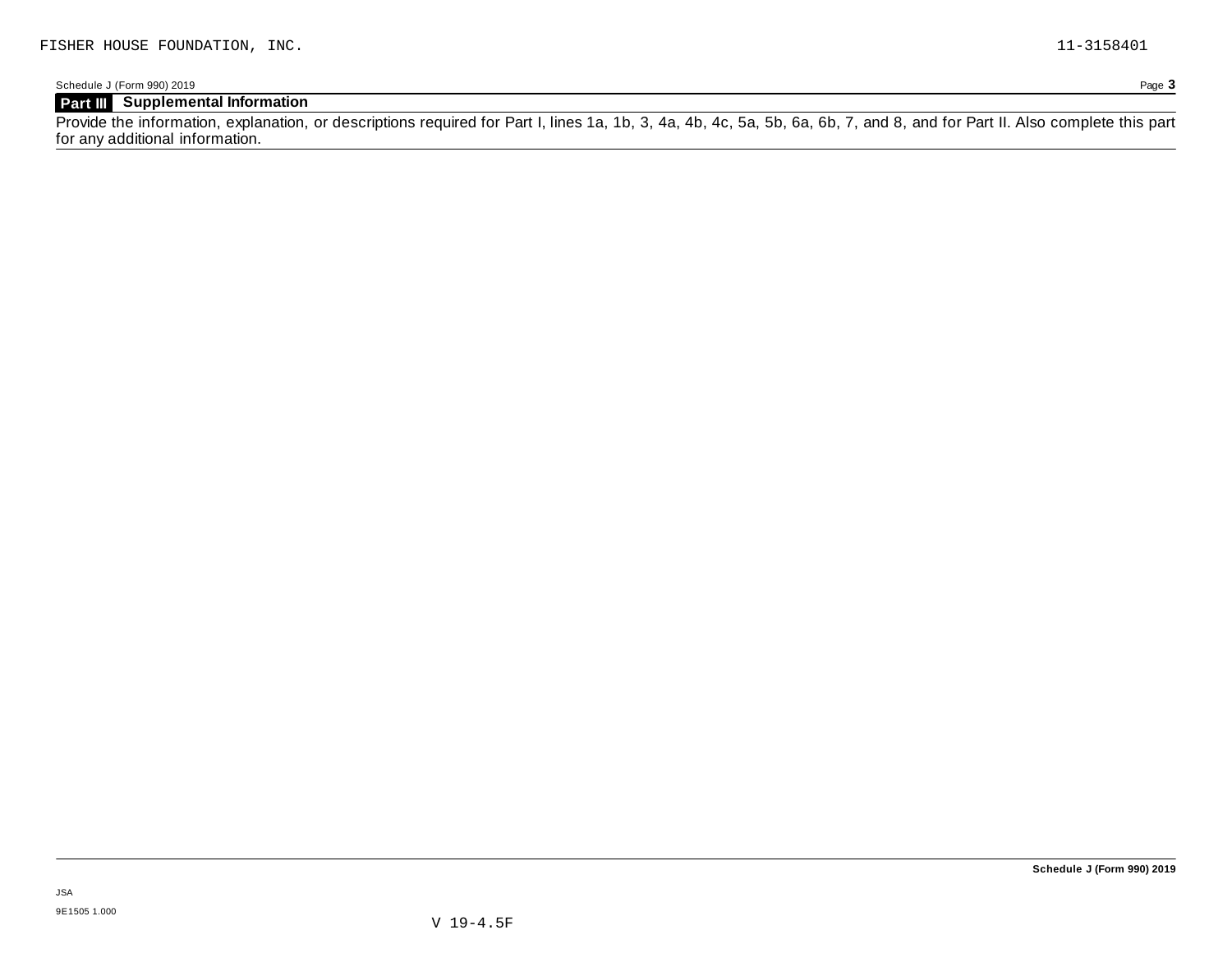## Part III Supplemental Information

Provide the information, explanation, or descriptions required for Part I, lines 1a, 1b, 3, 4a, 4b, 4c, 5a, 5b, 6a, 6b, 7, and 8, and for Part II. Also complete this part for any additional information.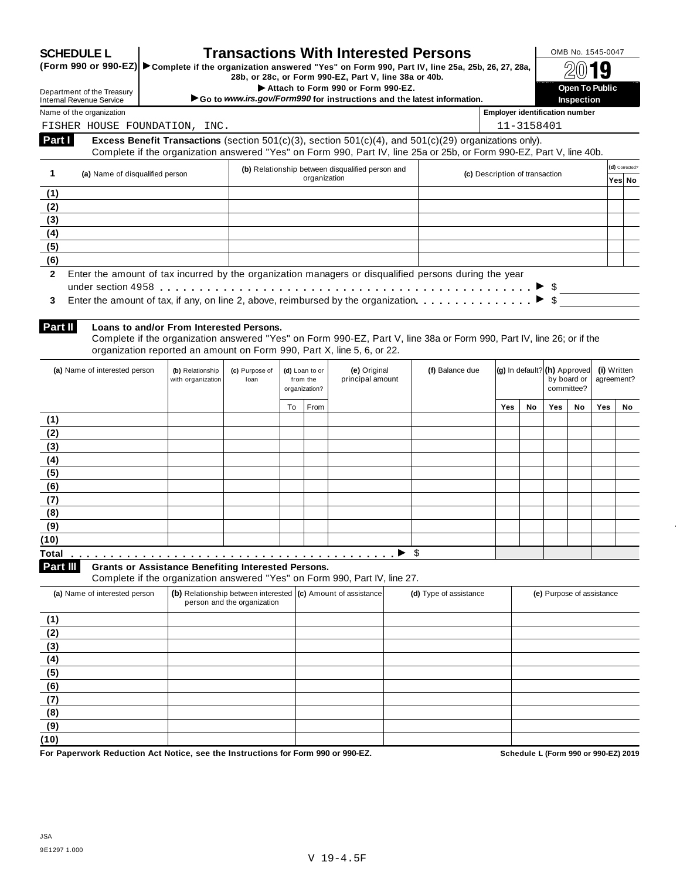# SCHEDULE L (Form 990 or 990-EZ)

# Transactions With Interested Persons

▶ Complete if the organization answered "Yes" on Form 990, Part IV, line 25a, 25b, 26, 27, 28a, 28b, or 28c, or Form 990-EZ, Part V, line 38a or 40b.

▶ Attach to Form 990 or Form 990-EZ.

▶ Go to *www.irs.gov/Form990* for instructions and the latest information.

Department of the Treasury
Internal Revenue Service

OMB No. 1545-0047

2019

**Open To Public Inspection**

Name of the organization: FISHER HOUSE FOUNDATION, INC.

Employer identification number: 11-3158401

## Part I — Excess Benefit Transactions (section 501(c)(3), section 501(c)(4), and 501(c)(29) organizations only).

Complete if the organization answered "Yes" on Form 990, Part IV, line 25a or 25b, or Form 990-EZ, Part V, line 40b.

| 1 | (a) Name of disqualified person | (b) Relationship between disqualified person and organization | (c) Description of transaction | (d) Corrected? Yes | No |
|---|---|---|---|---|---|
| (1) | | | | | |
| (2) | | | | | |
| (3) | | | | | |
| (4) | | | | | |
| (5) | | | | | |
| (6) | | | | | |

**2** Enter the amount of tax incurred by the organization managers or disqualified persons during the year under section 4958 . . . ▶ $

**3** Enter the amount of tax, if any, on line 2, above, reimbursed by the organization . . . ▶ $

## Part II — Loans to and/or From Interested Persons.

Complete if the organization answered "Yes" on Form 990-EZ, Part V, line 38a or Form 990, Part IV, line 26; or if the organization reported an amount on Form 990, Part X, line 5, 6, or 22.

| | (a) Name of interested person | (b) Relationship with organization | (c) Purpose of loan | (d) Loan to or from the organization? | | (e) Original principal amount | (f) Balance due | (g) In default? | | (h) Approved by board or committee? | | (i) Written agreement? | |
|---|---|---|---|---|---|---|---|---|---|---|---|---|---|
| | | | | To | From | | | Yes | No | Yes | No | Yes | No |
| (1) | | | | | | | | | | | | | |
| (2) | | | | | | | | | | | | | |
| (3) | | | | | | | | | | | | | |
| (4) | | | | | | | | | | | | | |
| (5) | | | | | | | | | | | | | |
| (6) | | | | | | | | | | | | | |
| (7) | | | | | | | | | | | | | |
| (8) | | | | | | | | | | | | | |
| (9) | | | | | | | | | | | | | |
| (10) | | | | | | | | | | | | | |
| Total | | | | | | ▶ | $ | | | | | | |

## Part III — Grants or Assistance Benefiting Interested Persons.

Complete if the organization answered "Yes" on Form 990, Part IV, line 27.

| | (a) Name of interested person | (b) Relationship between interested person and the organization | (c) Amount of assistance | (d) Type of assistance | (e) Purpose of assistance |
|---|---|---|---|---|---|
| (1) | | | | | |
| (2) | | | | | |
| (3) | | | | | |
| (4) | | | | | |
| (5) | | | | | |
| (6) | | | | | |
| (7) | | | | | |
| (8) | | | | | |
| (9) | | | | | |
| (10) | | | | | |

**For Paperwork Reduction Act Notice, see the Instructions for Form 990 or 990-EZ.**

**Schedule L (Form 990 or 990-EZ) 2019**

JSA
9E1297 1.000

V 19-4.5F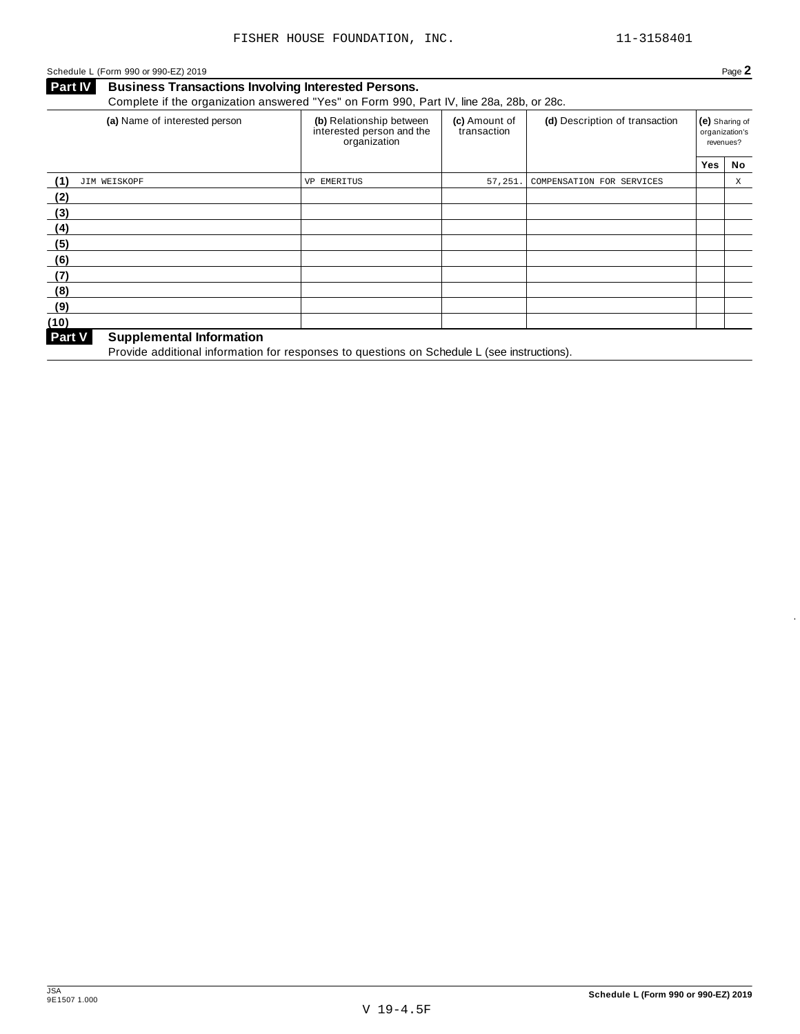FISHER HOUSE FOUNDATION, INC. 11-3158401

Schedule L (Form 990 or 990-EZ) 2019 Page **2**

## Part IV Business Transactions Involving Interested Persons.

Complete if the organization answered "Yes" on Form 990, Part IV, line 28a, 28b, or 28c.

| | (a) Name of interested person | (b) Relationship between interested person and the organization | (c) Amount of transaction | (d) Description of transaction | (e) Sharing of organization's revenues? | |
|---|---|---|---|---|---|---|
| | | | | | Yes | No |
| (1) | JIM WEISKOPF | VP EMERITUS | 57,251. | COMPENSATION FOR SERVICES | | X |
| (2) | | | | | | |
| (3) | | | | | | |
| (4) | | | | | | |
| (5) | | | | | | |
| (6) | | | | | | |
| (7) | | | | | | |
| (8) | | | | | | |
| (9) | | | | | | |
| (10) | | | | | | |

## Part V Supplemental Information

Provide additional information for responses to questions on Schedule L (see instructions).

JSA
9E1507 1.000

V 19-4.5F

**Schedule L (Form 990 or 990-EZ) 2019**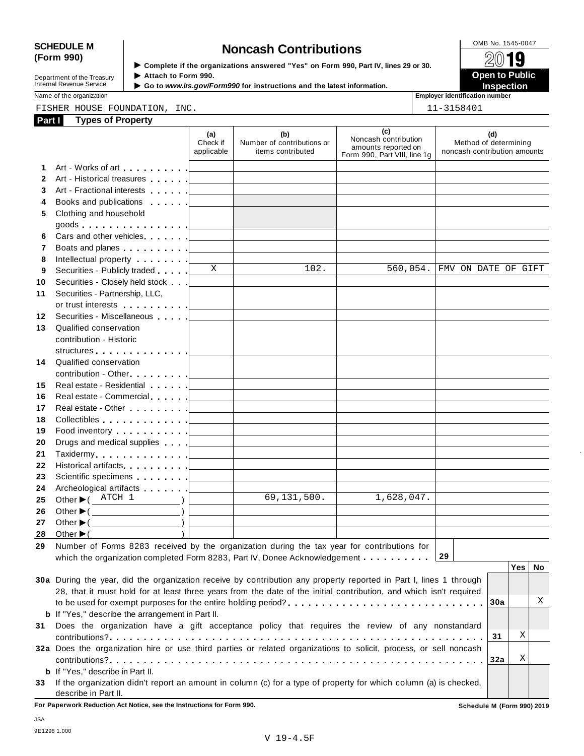**SCHEDULE M (Form 990)**

Department of the Treasury
Internal Revenue Service

# Noncash Contributions

▶ Complete if the organizations answered "Yes" on Form 990, Part IV, lines 29 or 30.
▶ Attach to Form 990.
▶ Go to *www.irs.gov/Form990* for instructions and the latest information.

OMB No. 1545-0047

2019

**Open to Public Inspection**

Name of the organization: FISHER HOUSE FOUNDATION, INC.

Employer identification number: 11-3158401

## Part I Types of Property

| | | (a) Check if applicable | (b) Number of contributions or items contributed | (c) Noncash contribution amounts reported on Form 990, Part VIII, line 1g | (d) Method of determining noncash contribution amounts |
|---|---|---|---|---|---|
| 1 | Art - Works of art | | | | |
| 2 | Art - Historical treasures | | | | |
| 3 | Art - Fractional interests | | | | |
| 4 | Books and publications | | | | |
| 5 | Clothing and household goods | | | | |
| 6 | Cars and other vehicles | | | | |
| 7 | Boats and planes | | | | |
| 8 | Intellectual property | | | | |
| 9 | Securities - Publicly traded | X | 102. | 560,054. | FMV ON DATE OF GIFT |
| 10 | Securities - Closely held stock | | | | |
| 11 | Securities - Partnership, LLC, or trust interests | | | | |
| 12 | Securities - Miscellaneous | | | | |
| 13 | Qualified conservation contribution - Historic structures | | | | |
| 14 | Qualified conservation contribution - Other | | | | |
| 15 | Real estate - Residential | | | | |
| 16 | Real estate - Commercial | | | | |
| 17 | Real estate - Other | | | | |
| 18 | Collectibles | | | | |
| 19 | Food inventory | | | | |
| 20 | Drugs and medical supplies | | | | |
| 21 | Taxidermy | | | | |
| 22 | Historical artifacts | | | | |
| 23 | Scientific specimens | | | | |
| 24 | Archeological artifacts | | | | |
| 25 | Other ▶ ( ATCH 1 ) | | 69,131,500. | 1,628,047. | |
| 26 | Other ▶ ( ) | | | | |
| 27 | Other ▶ ( ) | | | | |
| 28 | Other ▶ ( ) | | | | |

**29** Number of Forms 8283 received by the organization during the tax year for contributions for which the organization completed Form 8283, Part IV, Donee Acknowledgement . . . . . . . . . . **29**

| | | | Yes | No |
|---|---|---|---|---|
| **30a** | During the year, did the organization receive by contribution any property reported in Part I, lines 1 through 28, that it must hold for at least three years from the date of the initial contribution, and which isn't required to be used for exempt purposes for the entire holding period? | 30a | | X |
| **b** | If "Yes," describe the arrangement in Part II. | | | |
| **31** | Does the organization have a gift acceptance policy that requires the review of any nonstandard contributions? | 31 | X | |
| **32a** | Does the organization hire or use third parties or related organizations to solicit, process, or sell noncash contributions? | 32a | X | |
| **b** | If "Yes," describe in Part II. | | | |
| **33** | If the organization didn't report an amount in column (c) for a type of property for which column (a) is checked, describe in Part II. | | | |

**For Paperwork Reduction Act Notice, see the Instructions for Form 990.** **Schedule M (Form 990) 2019**

JSA
9E1298 1.000

V 19-4.5F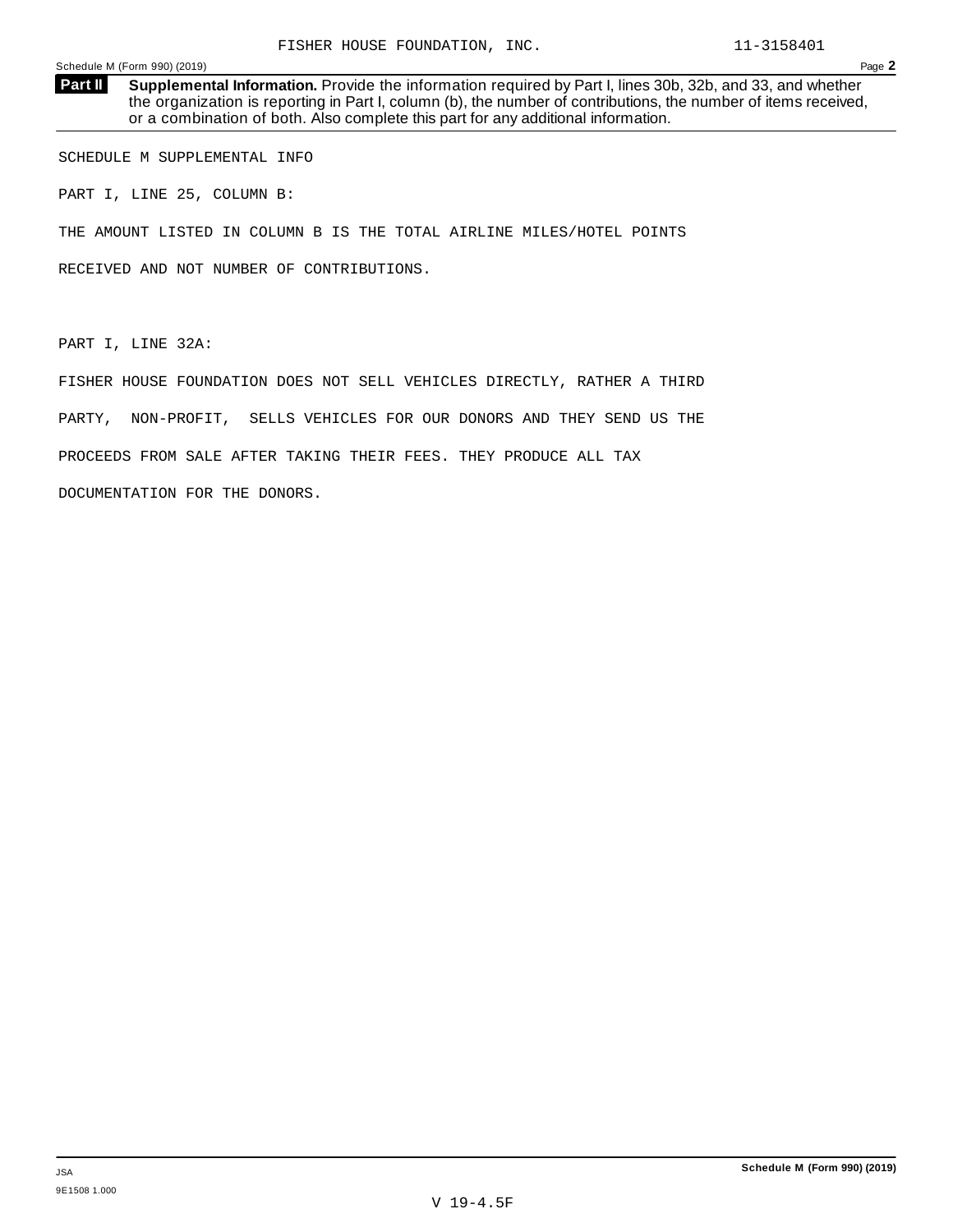FISHER HOUSE FOUNDATION, INC. 11-3158401

Schedule M (Form 990) (2019) Page **2**

**Part II** **Supplemental Information.** Provide the information required by Part I, lines 30b, 32b, and 33, and whether the organization is reporting in Part I, column (b), the number of contributions, the number of items received, or a combination of both. Also complete this part for any additional information.

SCHEDULE M SUPPLEMENTAL INFO

PART I, LINE 25, COLUMN B:

THE AMOUNT LISTED IN COLUMN B IS THE TOTAL AIRLINE MILES/HOTEL POINTS RECEIVED AND NOT NUMBER OF CONTRIBUTIONS.

PART I, LINE 32A:

FISHER HOUSE FOUNDATION DOES NOT SELL VEHICLES DIRECTLY, RATHER A THIRD PARTY, NON-PROFIT, SELLS VEHICLES FOR OUR DONORS AND THEY SEND US THE PROCEEDS FROM SALE AFTER TAKING THEIR FEES. THEY PRODUCE ALL TAX DOCUMENTATION FOR THE DONORS.

JSA
9E1508 1.000

**Schedule M (Form 990) (2019)**

V 19-4.5F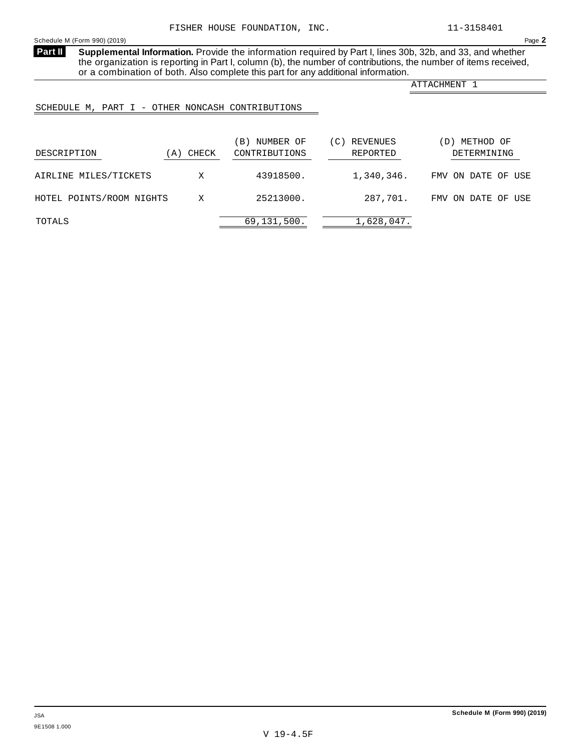FISHER HOUSE FOUNDATION, INC. 11-3158401

Schedule M (Form 990) (2019) Page **2**

**Part II** **Supplemental Information.** Provide the information required by Part I, lines 30b, 32b, and 33, and whether the organization is reporting in Part I, column (b), the number of contributions, the number of items received, or a combination of both. Also complete this part for any additional information.

ATTACHMENT 1

SCHEDULE M, PART I - OTHER NONCASH CONTRIBUTIONS

| DESCRIPTION | (A) CHECK | (B) NUMBER OF CONTRIBUTIONS | (C) REVENUES REPORTED | (D) METHOD OF DETERMINING |
|---|---|---|---|---|
| AIRLINE MILES/TICKETS | X | 43918500. | 1,340,346. | FMV ON DATE OF USE |
| HOTEL POINTS/ROOM NIGHTS | X | 25213000. | 287,701. | FMV ON DATE OF USE |
| TOTALS | | 69,131,500. | 1,628,047. | |

JSA
9E1508 1.000

**Schedule M (Form 990) (2019)**

V 19-4.5F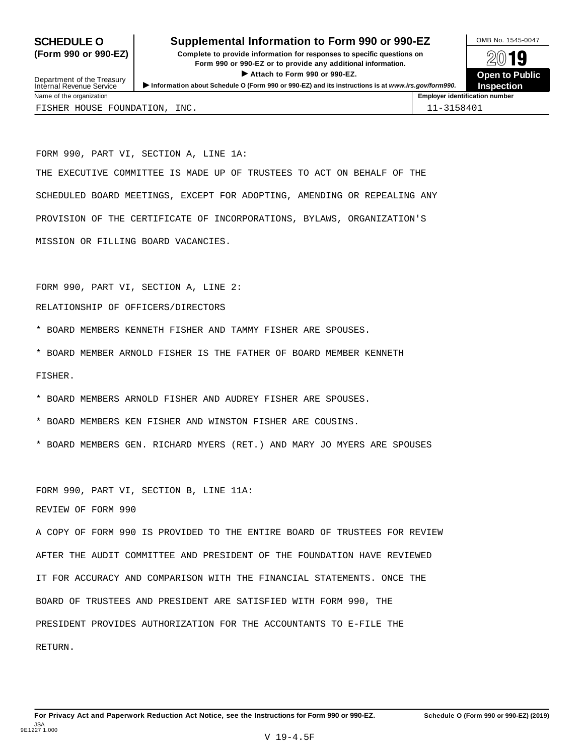# SCHEDULE O (Form 990 or 990-EZ)

**Supplemental Information to Form 990 or 990-EZ**

**Complete to provide information for responses to specific questions on Form 990 or 990-EZ or to provide any additional information.**

▶ **Attach to Form 990 or 990-EZ.**

▶ **Information about Schedule O (Form 990 or 990-EZ) and its instructions is at *www.irs.gov/form990.***

Department of the Treasury
Internal Revenue Service

OMB No. 1545-0047

**2019**

**Open to Public Inspection**

| Name of the organization | Employer identification number |
|---|---|
| FISHER HOUSE FOUNDATION, INC. | 11-3158401 |

FORM 990, PART VI, SECTION A, LINE 1A:

THE EXECUTIVE COMMITTEE IS MADE UP OF TRUSTEES TO ACT ON BEHALF OF THE SCHEDULED BOARD MEETINGS, EXCEPT FOR ADOPTING, AMENDING OR REPEALING ANY PROVISION OF THE CERTIFICATE OF INCORPORATIONS, BYLAWS, ORGANIZATION'S MISSION OR FILLING BOARD VACANCIES.

FORM 990, PART VI, SECTION A, LINE 2:

RELATIONSHIP OF OFFICERS/DIRECTORS

* BOARD MEMBERS KENNETH FISHER AND TAMMY FISHER ARE SPOUSES.
* BOARD MEMBER ARNOLD FISHER IS THE FATHER OF BOARD MEMBER KENNETH FISHER.
* BOARD MEMBERS ARNOLD FISHER AND AUDREY FISHER ARE SPOUSES.
* BOARD MEMBERS KEN FISHER AND WINSTON FISHER ARE COUSINS.
* BOARD MEMBERS GEN. RICHARD MYERS (RET.) AND MARY JO MYERS ARE SPOUSES

FORM 990, PART VI, SECTION B, LINE 11A:

REVIEW OF FORM 990

A COPY OF FORM 990 IS PROVIDED TO THE ENTIRE BOARD OF TRUSTEES FOR REVIEW AFTER THE AUDIT COMMITTEE AND PRESIDENT OF THE FOUNDATION HAVE REVIEWED IT FOR ACCURACY AND COMPARISON WITH THE FINANCIAL STATEMENTS. ONCE THE BOARD OF TRUSTEES AND PRESIDENT ARE SATISFIED WITH FORM 990, THE PRESIDENT PROVIDES AUTHORIZATION FOR THE ACCOUNTANTS TO E-FILE THE RETURN.

**For Privacy Act and Paperwork Reduction Act Notice, see the Instructions for Form 990 or 990-EZ.** **Schedule O (Form 990 or 990-EZ) (2019)**

JSA
9E1227 1.000

V 19-4.5F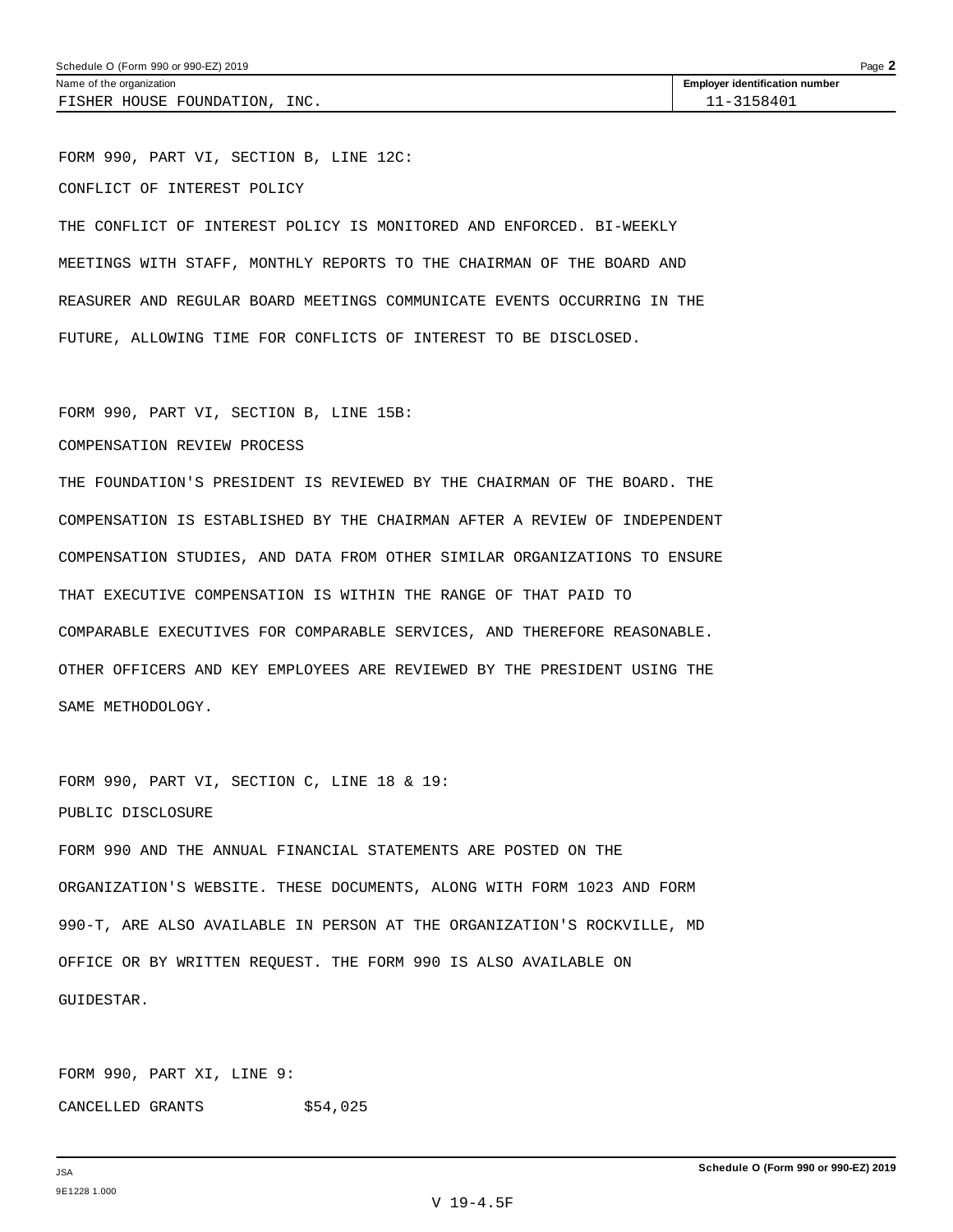Schedule O (Form 990 or 990-EZ) 2019

| Name of the organization | Employer identification number |
| --- | --- |
| FISHER HOUSE FOUNDATION, INC. | 11-3158401 |

FORM 990, PART VI, SECTION B, LINE 12C:

CONFLICT OF INTEREST POLICY

THE CONFLICT OF INTEREST POLICY IS MONITORED AND ENFORCED. BI-WEEKLY MEETINGS WITH STAFF, MONTHLY REPORTS TO THE CHAIRMAN OF THE BOARD AND REASURER AND REGULAR BOARD MEETINGS COMMUNICATE EVENTS OCCURRING IN THE FUTURE, ALLOWING TIME FOR CONFLICTS OF INTEREST TO BE DISCLOSED.

FORM 990, PART VI, SECTION B, LINE 15B:

COMPENSATION REVIEW PROCESS

THE FOUNDATION'S PRESIDENT IS REVIEWED BY THE CHAIRMAN OF THE BOARD. THE COMPENSATION IS ESTABLISHED BY THE CHAIRMAN AFTER A REVIEW OF INDEPENDENT COMPENSATION STUDIES, AND DATA FROM OTHER SIMILAR ORGANIZATIONS TO ENSURE THAT EXECUTIVE COMPENSATION IS WITHIN THE RANGE OF THAT PAID TO COMPARABLE EXECUTIVES FOR COMPARABLE SERVICES, AND THEREFORE REASONABLE. OTHER OFFICERS AND KEY EMPLOYEES ARE REVIEWED BY THE PRESIDENT USING THE SAME METHODOLOGY.

FORM 990, PART VI, SECTION C, LINE 18 & 19:

PUBLIC DISCLOSURE

FORM 990 AND THE ANNUAL FINANCIAL STATEMENTS ARE POSTED ON THE ORGANIZATION'S WEBSITE. THESE DOCUMENTS, ALONG WITH FORM 1023 AND FORM 990-T, ARE ALSO AVAILABLE IN PERSON AT THE ORGANIZATION'S ROCKVILLE, MD OFFICE OR BY WRITTEN REQUEST. THE FORM 990 IS ALSO AVAILABLE ON GUIDESTAR.

FORM 990, PART XI, LINE 9:

CANCELLED GRANTS $54,025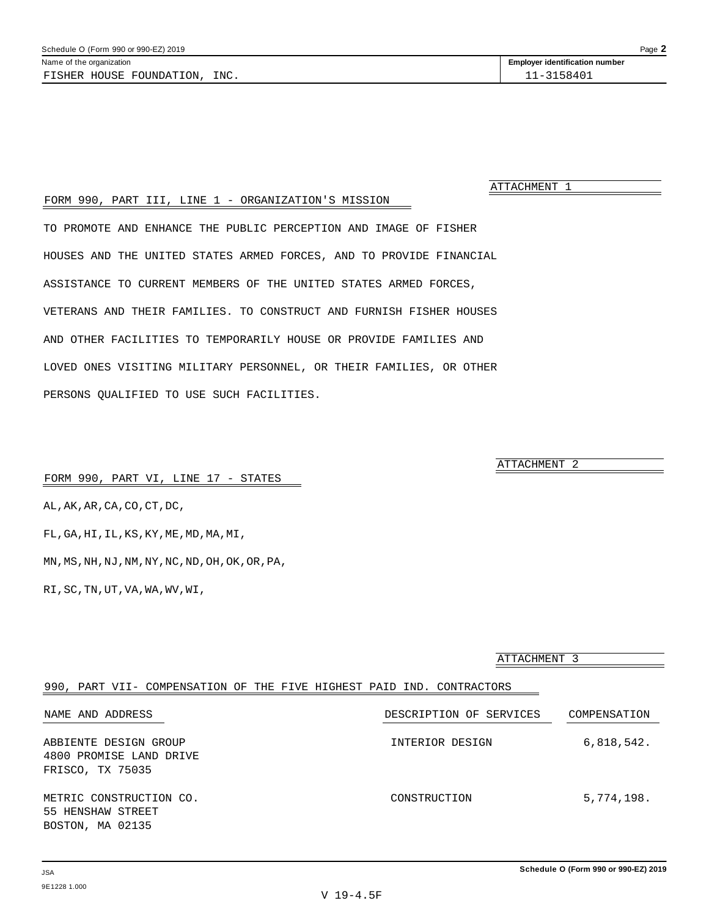Schedule O (Form 990 or 990-EZ) 2019

Name of the organization: FISHER HOUSE FOUNDATION, INC.

Employer identification number: 11-3158401

ATTACHMENT 1

FORM 990, PART III, LINE 1 - ORGANIZATION'S MISSION

TO PROMOTE AND ENHANCE THE PUBLIC PERCEPTION AND IMAGE OF FISHER HOUSES AND THE UNITED STATES ARMED FORCES, AND TO PROVIDE FINANCIAL ASSISTANCE TO CURRENT MEMBERS OF THE UNITED STATES ARMED FORCES, VETERANS AND THEIR FAMILIES. TO CONSTRUCT AND FURNISH FISHER HOUSES AND OTHER FACILITIES TO TEMPORARILY HOUSE OR PROVIDE FAMILIES AND LOVED ONES VISITING MILITARY PERSONNEL, OR THEIR FAMILIES, OR OTHER PERSONS QUALIFIED TO USE SUCH FACILITIES.

ATTACHMENT 2

FORM 990, PART VI, LINE 17 - STATES

AL,AK,AR,CA,CO,CT,DC,

FL,GA,HI,IL,KS,KY,ME,MD,MA,MI,

MN,MS,NH,NJ,NM,NY,NC,ND,OH,OK,OR,PA,

RI,SC,TN,UT,VA,WA,WV,WI,

ATTACHMENT 3

990, PART VII- COMPENSATION OF THE FIVE HIGHEST PAID IND. CONTRACTORS

| NAME AND ADDRESS | DESCRIPTION OF SERVICES | COMPENSATION |
|---|---|---|
| ABBIENTE DESIGN GROUP<br>4800 PROMISE LAND DRIVE<br>FRISCO, TX 75035 | INTERIOR DESIGN | 6,818,542. |
| METRIC CONSTRUCTION CO.<br>55 HENSHAW STREET<br>BOSTON, MA 02135 | CONSTRUCTION | 5,774,198. |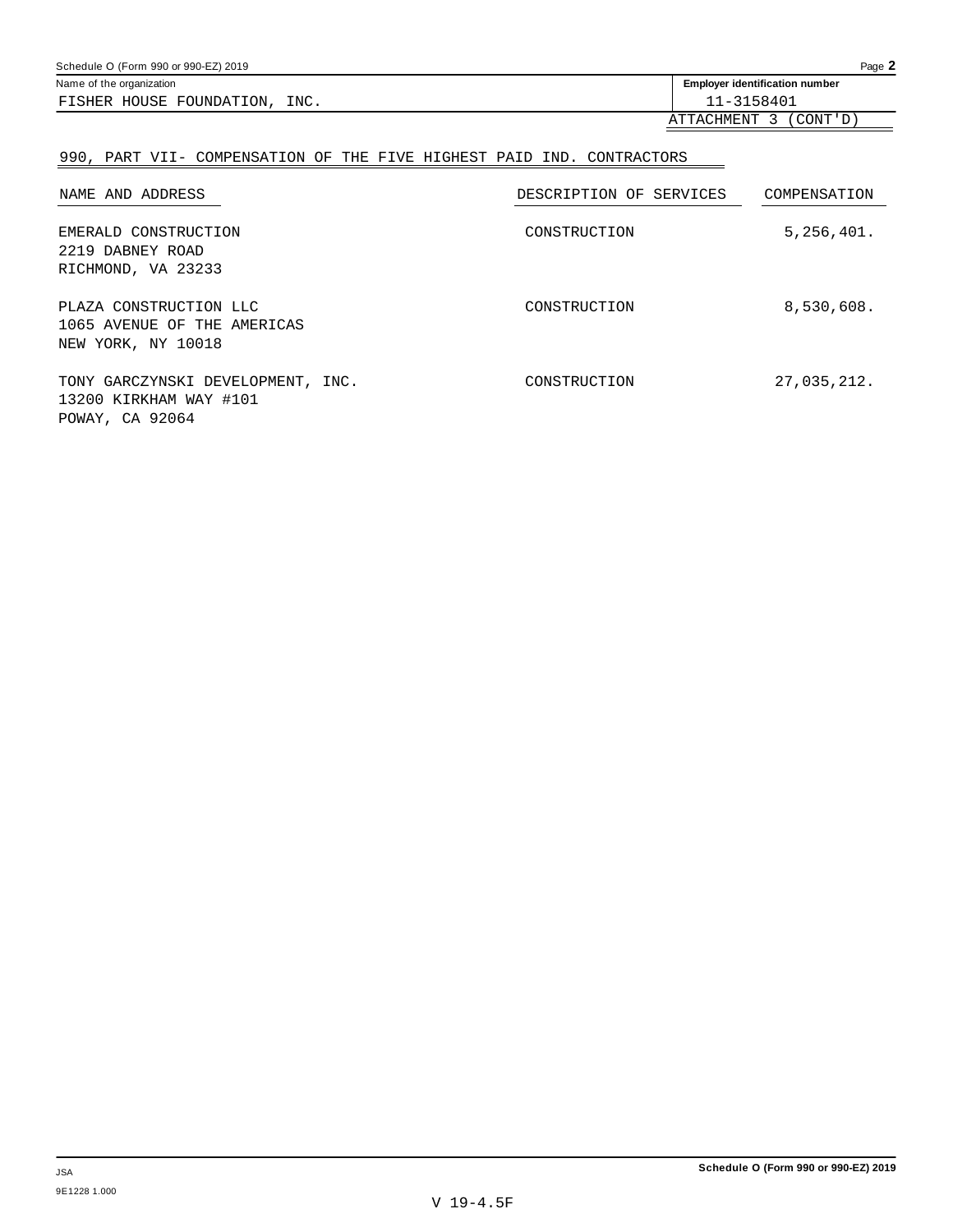Schedule O (Form 990 or 990-EZ) 2019

Name of the organization: FISHER HOUSE FOUNDATION, INC.

**Employer identification number:** 11-3158401

ATTACHMENT 3 (CONT'D)

## 990, PART VII- COMPENSATION OF THE FIVE HIGHEST PAID IND. CONTRACTORS

| NAME AND ADDRESS | DESCRIPTION OF SERVICES | COMPENSATION |
|---|---|---|
| EMERALD CONSTRUCTION<br>2219 DABNEY ROAD<br>RICHMOND, VA 23233 | CONSTRUCTION | 5,256,401. |
| PLAZA CONSTRUCTION LLC<br>1065 AVENUE OF THE AMERICAS<br>NEW YORK, NY 10018 | CONSTRUCTION | 8,530,608. |
| TONY GARCZYNSKI DEVELOPMENT, INC.<br>13200 KIRKHAM WAY #101<br>POWAY, CA 92064 | CONSTRUCTION | 27,035,212. |

JSA
9E1228 1.000

V 19-4.5F